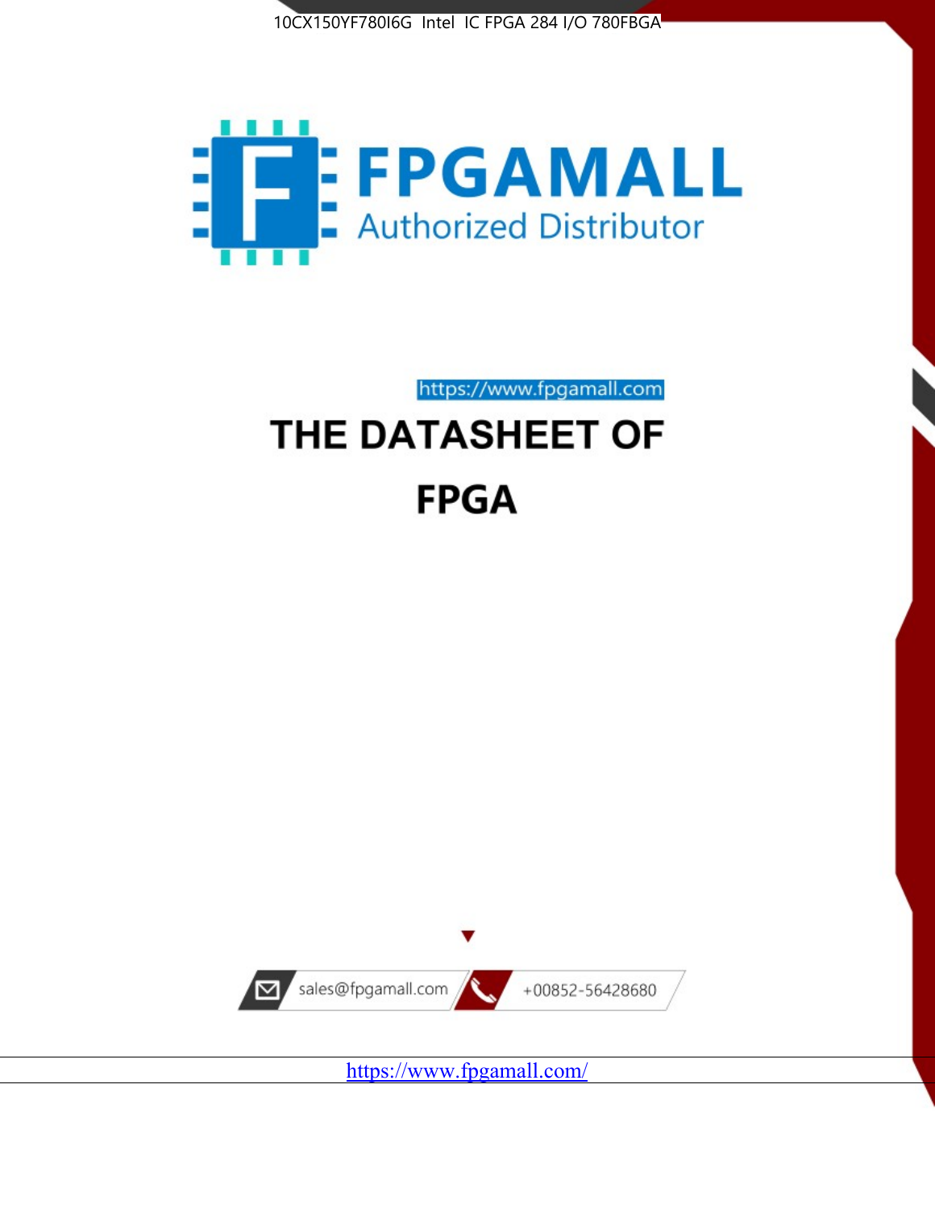10CX150YF780I6G Intel IC FPGA 284 I/O 780FBGA

FPGAMALL

Authorized Distributor

https://www.fpgamall.com

# THE DATASHEET OF

# FPGA

sales@fpgamall.com

+00852-56428680

https://www.fpgamall.com/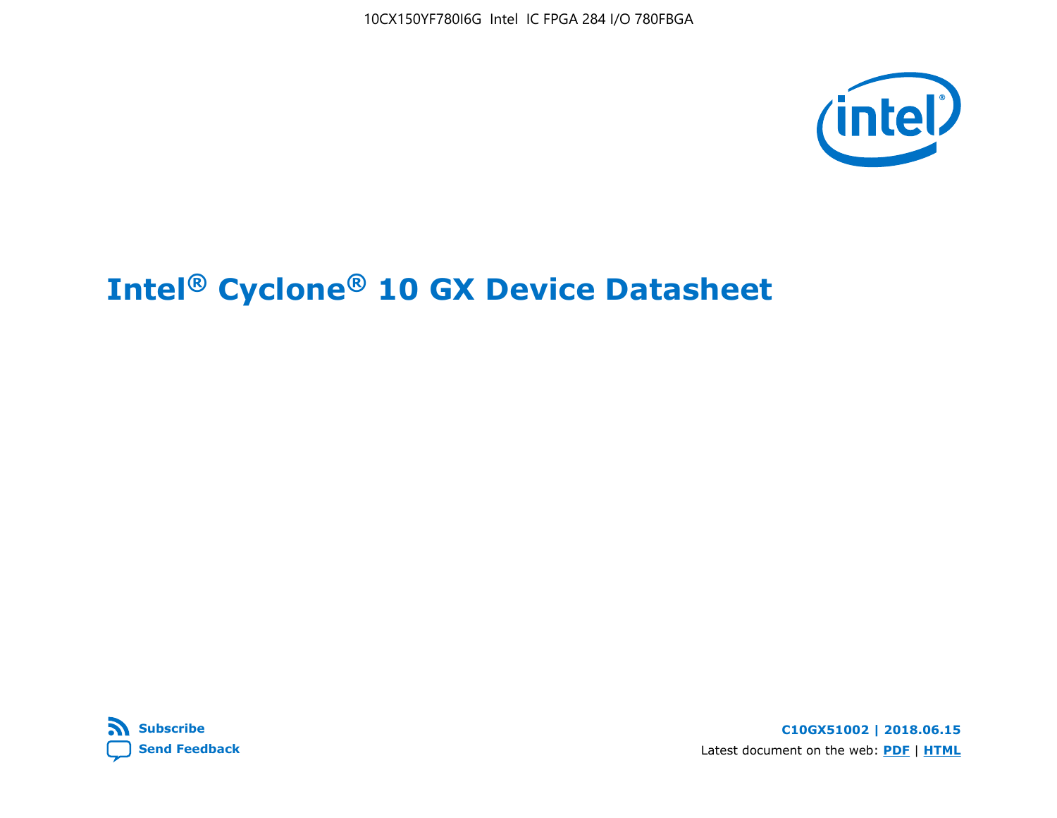# Intel® Cyclone® 10 GX Device Datasheet

Subscribe

Send Feedback

**C10GX51002 | 2018.06.15**

Latest document on the web: **PDF** | **HTML**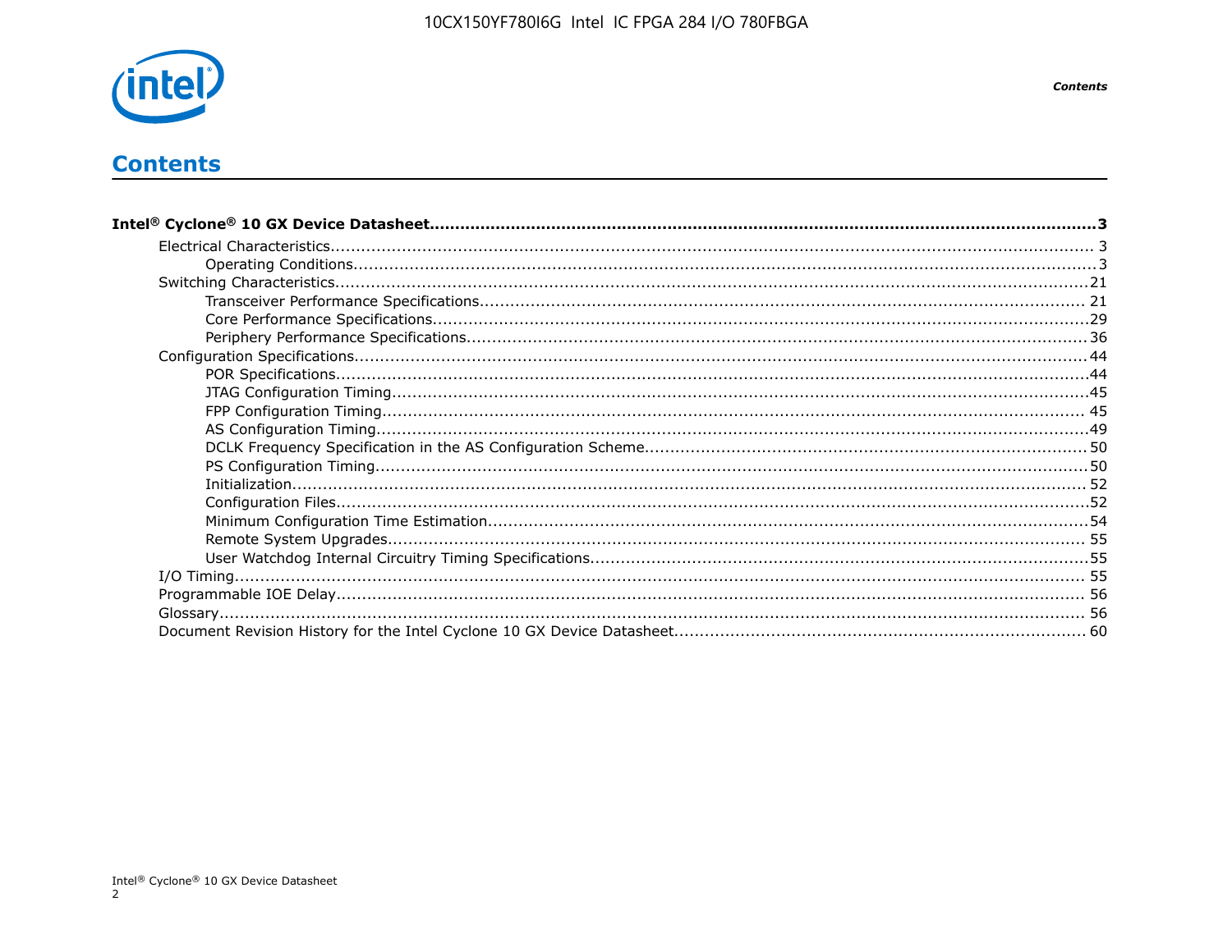# Contents

**Intel® Cyclone® 10 GX Device Datasheet......3**

- Electrical Characteristics...... 3
  - Operating Conditions......3
- Switching Characteristics......21
  - Transceiver Performance Specifications...... 21
  - Core Performance Specifications......29
  - Periphery Performance Specifications...... 36
- Configuration Specifications...... 44
  - POR Specifications......44
  - JTAG Configuration Timing......45
  - FPP Configuration Timing...... 45
  - AS Configuration Timing......49
  - DCLK Frequency Specification in the AS Configuration Scheme...... 50
  - PS Configuration Timing......50
  - Initialization...... 52
  - Configuration Files......52
  - Minimum Configuration Time Estimation......54
  - Remote System Upgrades...... 55
  - User Watchdog Internal Circuitry Timing Specifications......55
- I/O Timing...... 55
- Programmable IOE Delay...... 56
- Glossary...... 56
- Document Revision History for the Intel Cyclone 10 GX Device Datasheet...... 60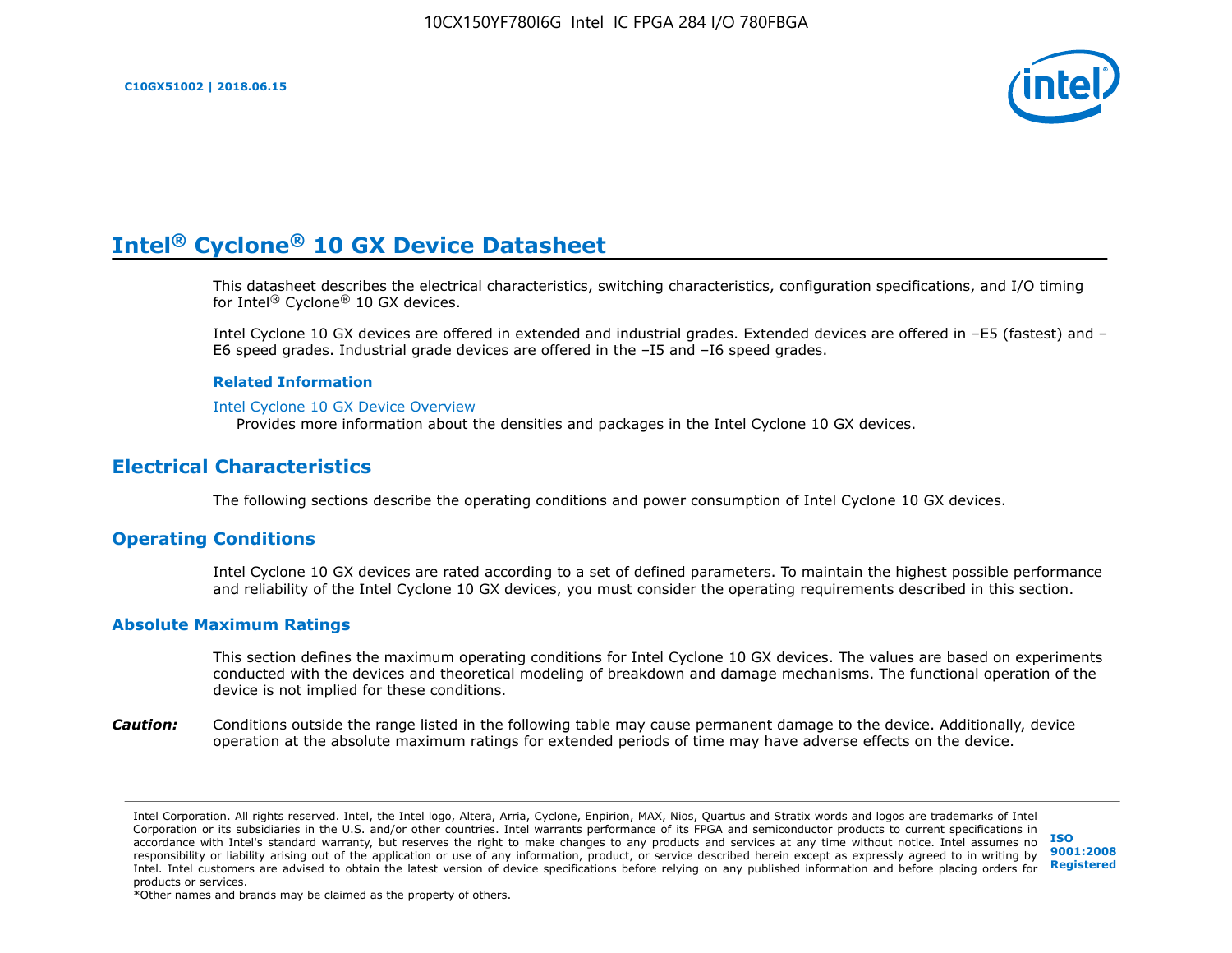# Intel® Cyclone® 10 GX Device Datasheet

This datasheet describes the electrical characteristics, switching characteristics, configuration specifications, and I/O timing for Intel® Cyclone® 10 GX devices.

Intel Cyclone 10 GX devices are offered in extended and industrial grades. Extended devices are offered in –E5 (fastest) and –E6 speed grades. Industrial grade devices are offered in the –I5 and –I6 speed grades.

**Related Information**

Intel Cyclone 10 GX Device Overview
Provides more information about the densities and packages in the Intel Cyclone 10 GX devices.

## Electrical Characteristics

The following sections describe the operating conditions and power consumption of Intel Cyclone 10 GX devices.

## Operating Conditions

Intel Cyclone 10 GX devices are rated according to a set of defined parameters. To maintain the highest possible performance and reliability of the Intel Cyclone 10 GX devices, you must consider the operating requirements described in this section.

### Absolute Maximum Ratings

This section defines the maximum operating conditions for Intel Cyclone 10 GX devices. The values are based on experiments conducted with the devices and theoretical modeling of breakdown and damage mechanisms. The functional operation of the device is not implied for these conditions.

***Caution:*** Conditions outside the range listed in the following table may cause permanent damage to the device. Additionally, device operation at the absolute maximum ratings for extended periods of time may have adverse effects on the device.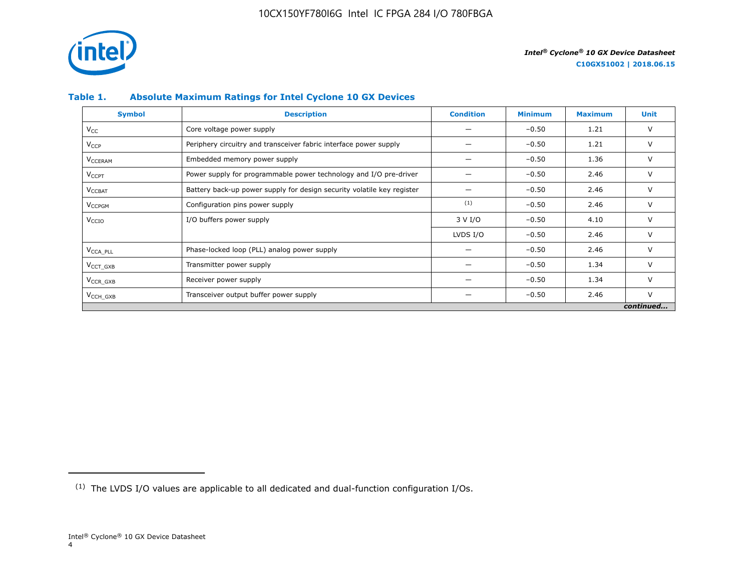### Table 1. Absolute Maximum Ratings for Intel Cyclone 10 GX Devices

| Symbol | Description | Condition | Minimum | Maximum | Unit |
|---|---|---|---|---|---|
| $V_{CC}$ | Core voltage power supply | — | −0.50 | 1.21 | V |
| $V_{CCP}$ | Periphery circuitry and transceiver fabric interface power supply | — | −0.50 | 1.21 | V |
| $V_{CCERAM}$ | Embedded memory power supply | — | −0.50 | 1.36 | V |
| $V_{CCPT}$ | Power supply for programmable power technology and I/O pre-driver | — | −0.50 | 2.46 | V |
| $V_{CCBAT}$ | Battery back-up power supply for design security volatile key register | — | −0.50 | 2.46 | V |
| $V_{CCPGM}$ | Configuration pins power supply | [1] | −0.50 | 2.46 | V |
| $V_{CCIO}$ | I/O buffers power supply | 3 V I/O | −0.50 | 4.10 | V |
| | | LVDS I/O | −0.50 | 2.46 | V |
| $V_{CCA\_PLL}$ | Phase-locked loop (PLL) analog power supply | — | −0.50 | 2.46 | V |
| $V_{CCT\_GXB}$ | Transmitter power supply | — | −0.50 | 1.34 | V |
| $V_{CCR\_GXB}$ | Receiver power supply | — | −0.50 | 1.34 | V |
| $V_{CCH\_GXB}$ | Transceiver output buffer power supply | — | −0.50 | 2.46 | V |

*continued...*

[1] The LVDS I/O values are applicable to all dedicated and dual-function configuration I/Os.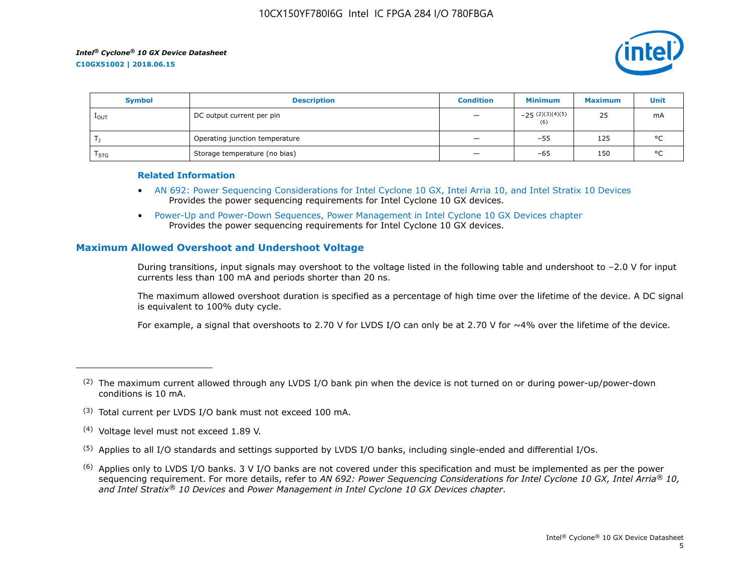| Symbol | Description | Condition | Minimum | Maximum | Unit |
|---|---|---|---|---|---|
| $I_{OUT}$ | DC output current per pin | — | –25 [2][3][4][5][6] | 25 | mA |
| $T_J$ | Operating junction temperature | — | –55 | 125 | °C |
| $T_{STG}$ | Storage temperature (no bias) | — | –65 | 150 | °C |

**Related Information**

- AN 692: Power Sequencing Considerations for Intel Cyclone 10 GX, Intel Arria 10, and Intel Stratix 10 Devices
  Provides the power sequencing requirements for Intel Cyclone 10 GX devices.
- Power-Up and Power-Down Sequences, Power Management in Intel Cyclone 10 GX Devices chapter
  Provides the power sequencing requirements for Intel Cyclone 10 GX devices.

## Maximum Allowed Overshoot and Undershoot Voltage

During transitions, input signals may overshoot to the voltage listed in the following table and undershoot to –2.0 V for input currents less than 100 mA and periods shorter than 20 ns.

The maximum allowed overshoot duration is specified as a percentage of high time over the lifetime of the device. A DC signal is equivalent to 100% duty cycle.

For example, a signal that overshoots to 2.70 V for LVDS I/O can only be at 2.70 V for ~4% over the lifetime of the device.

---

[2] The maximum current allowed through any LVDS I/O bank pin when the device is not turned on or during power-up/power-down conditions is 10 mA.

[3] Total current per LVDS I/O bank must not exceed 100 mA.

[4] Voltage level must not exceed 1.89 V.

[5] Applies to all I/O standards and settings supported by LVDS I/O banks, including single-ended and differential I/Os.

[6] Applies only to LVDS I/O banks. 3 V I/O banks are not covered under this specification and must be implemented as per the power sequencing requirement. For more details, refer to *AN 692: Power Sequencing Considerations for Intel Cyclone 10 GX, Intel Arria® 10, and Intel Stratix® 10 Devices* and *Power Management in Intel Cyclone 10 GX Devices chapter*.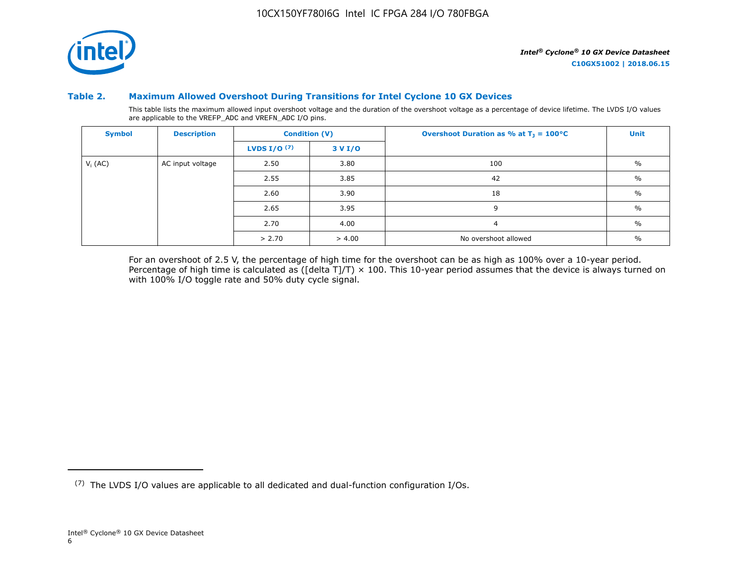#### Table 2. Maximum Allowed Overshoot During Transitions for Intel Cyclone 10 GX Devices

This table lists the maximum allowed input overshoot voltage and the duration of the overshoot voltage as a percentage of device lifetime. The LVDS I/O values are applicable to the VREFP_ADC and VREFN_ADC I/O pins.

| Symbol | Description | Condition (V) | | Overshoot Duration as % at $T_J$ = 100°C | Unit |
|---|---|---|---|---|---|
| | | LVDS I/O [7] | 3 V I/O | | |
| $V_I$ (AC) | AC input voltage | 2.50 | 3.80 | 100 | % |
| | | 2.55 | 3.85 | 42 | % |
| | | 2.60 | 3.90 | 18 | % |
| | | 2.65 | 3.95 | 9 | % |
| | | 2.70 | 4.00 | 4 | % |
| | | > 2.70 | > 4.00 | No overshoot allowed | % |

For an overshoot of 2.5 V, the percentage of high time for the overshoot can be as high as 100% over a 10-year period. Percentage of high time is calculated as ([delta T]/T) × 100. This 10-year period assumes that the device is always turned on with 100% I/O toggle rate and 50% duty cycle signal.

[7] The LVDS I/O values are applicable to all dedicated and dual-function configuration I/Os.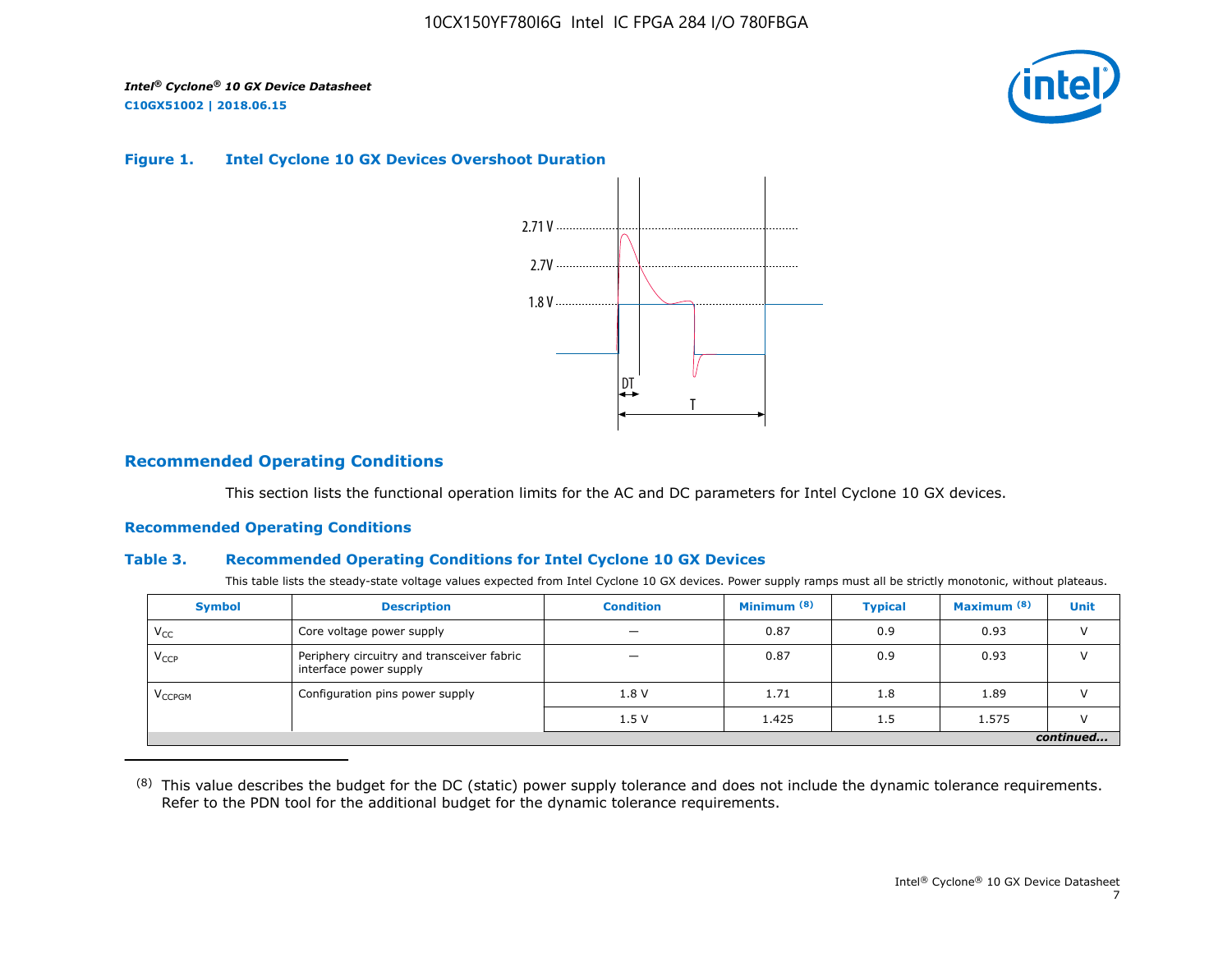#### Figure 1. Intel Cyclone 10 GX Devices Overshoot Duration

## Recommended Operating Conditions

This section lists the functional operation limits for the AC and DC parameters for Intel Cyclone 10 GX devices.

### Recommended Operating Conditions

#### Table 3. Recommended Operating Conditions for Intel Cyclone 10 GX Devices

This table lists the steady-state voltage values expected from Intel Cyclone 10 GX devices. Power supply ramps must all be strictly monotonic, without plateaus.

| Symbol | Description | Condition | Minimum [8] | Typical | Maximum [8] | Unit |
|---|---|---|---|---|---|---|
| $V_{CC}$ | Core voltage power supply | — | 0.87 | 0.9 | 0.93 | V |
| $V_{CCP}$ | Periphery circuitry and transceiver fabric interface power supply | — | 0.87 | 0.9 | 0.93 | V |
| $V_{CCPGM}$ | Configuration pins power supply | 1.8 V | 1.71 | 1.8 | 1.89 | V |
| | | 1.5 V | 1.425 | 1.5 | 1.575 | V |

*continued...*

(8) This value describes the budget for the DC (static) power supply tolerance and does not include the dynamic tolerance requirements. Refer to the PDN tool for the additional budget for the dynamic tolerance requirements.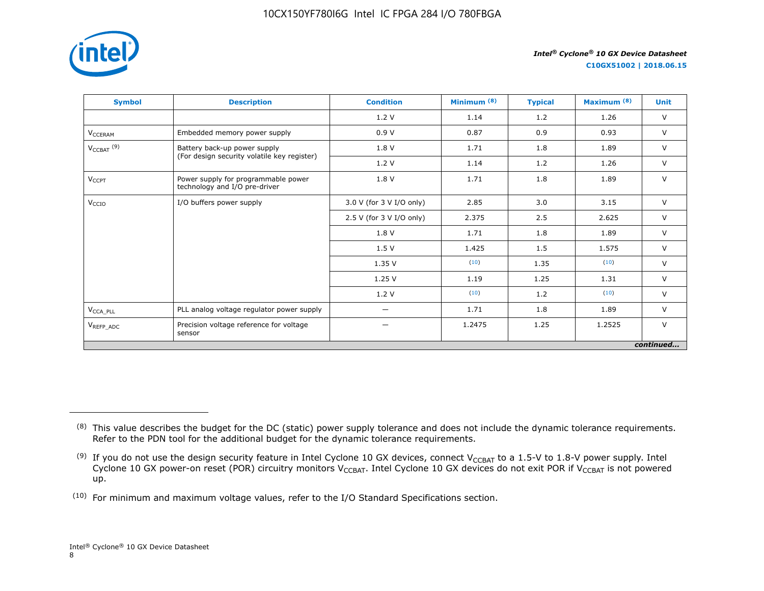| Symbol | Description | Condition | Minimum [8] | Typical | Maximum [8] | Unit |
|---|---|---|---|---|---|---|
| | | 1.2 V | 1.14 | 1.2 | 1.26 | V |
| $V_{CCERAM}$ | Embedded memory power supply | 0.9 V | 0.87 | 0.9 | 0.93 | V |
| $V_{CCBAT}$ [9] | Battery back-up power supply (For design security volatile key register) | 1.8 V | 1.71 | 1.8 | 1.89 | V |
| | | 1.2 V | 1.14 | 1.2 | 1.26 | V |
| $V_{CCPT}$ | Power supply for programmable power technology and I/O pre-driver | 1.8 V | 1.71 | 1.8 | 1.89 | V |
| $V_{CCIO}$ | I/O buffers power supply | 3.0 V (for 3 V I/O only) | 2.85 | 3.0 | 3.15 | V |
| | | 2.5 V (for 3 V I/O only) | 2.375 | 2.5 | 2.625 | V |
| | | 1.8 V | 1.71 | 1.8 | 1.89 | V |
| | | 1.5 V | 1.425 | 1.5 | 1.575 | V |
| | | 1.35 V | [10] | 1.35 | [10] | V |
| | | 1.25 V | 1.19 | 1.25 | 1.31 | V |
| | | 1.2 V | [10] | 1.2 | [10] | V |
| $V_{CCA\_PLL}$ | PLL analog voltage regulator power supply | — | 1.71 | 1.8 | 1.89 | V |
| $V_{REFP\_ADC}$ | Precision voltage reference for voltage sensor | — | 1.2475 | 1.25 | 1.2525 | V |

*continued...*

(8) This value describes the budget for the DC (static) power supply tolerance and does not include the dynamic tolerance requirements. Refer to the PDN tool for the additional budget for the dynamic tolerance requirements.

(9) If you do not use the design security feature in Intel Cyclone 10 GX devices, connect $V_{CCBAT}$ to a 1.5-V to 1.8-V power supply. Intel Cyclone 10 GX power-on reset (POR) circuitry monitors $V_{CCBAT}$. Intel Cyclone 10 GX devices do not exit POR if $V_{CCBAT}$ is not powered up.

(10) For minimum and maximum voltage values, refer to the I/O Standard Specifications section.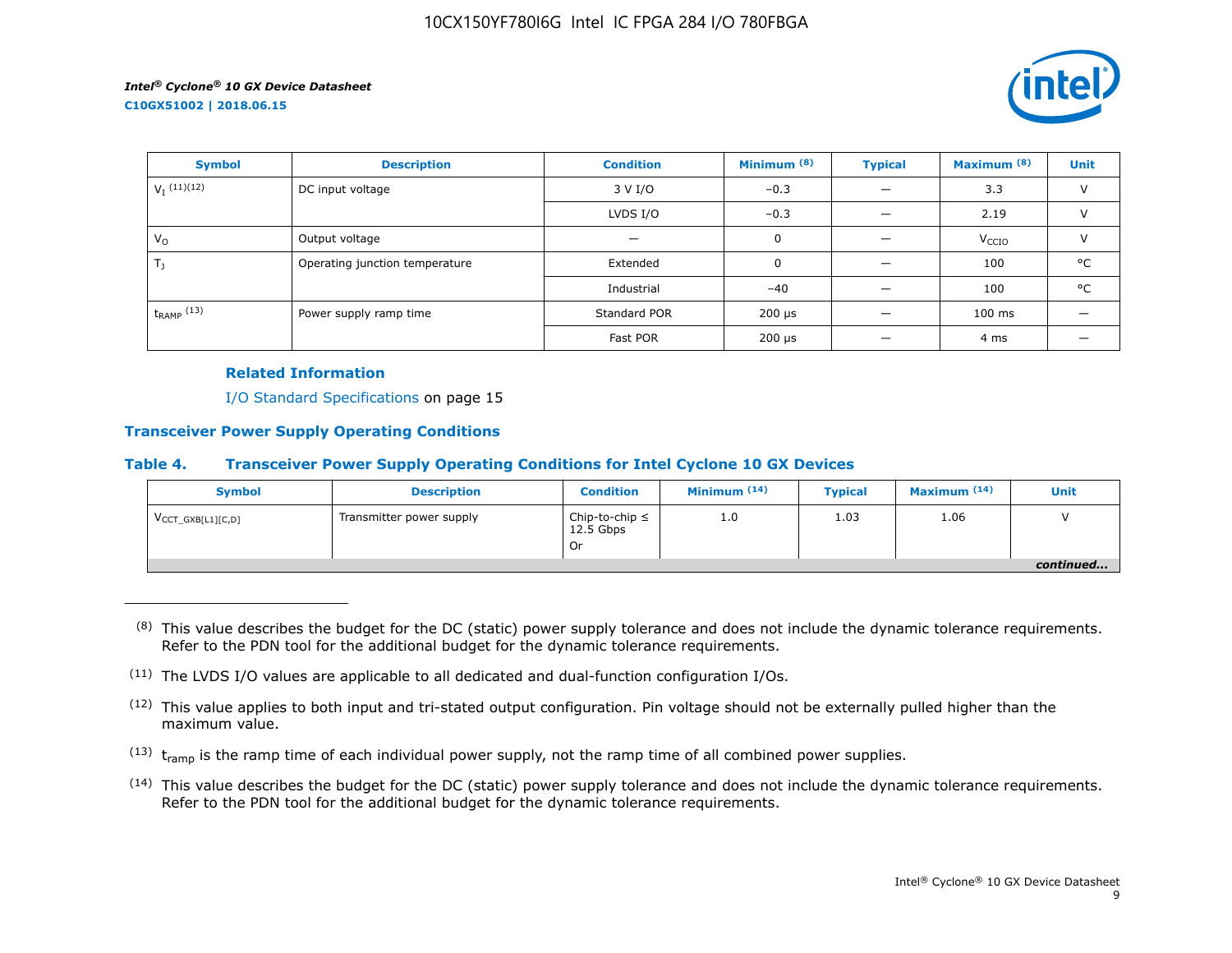| Symbol | Description | Condition | Minimum (8) | Typical | Maximum (8) | Unit |
|---|---|---|---|---|---|---|
| $V_I$ (11)(12) | DC input voltage | 3 V I/O | –0.3 | — | 3.3 | V |
| | | LVDS I/O | –0.3 | — | 2.19 | V |
| $V_O$ | Output voltage | — | 0 | — | $V_{CCIO}$ | V |
| $T_J$ | Operating junction temperature | Extended | 0 | — | 100 | °C |
| | | Industrial | –40 | — | 100 | °C |
| $t_{RAMP}$ (13) | Power supply ramp time | Standard POR | 200 µs | — | 100 ms | — |
| | | Fast POR | 200 µs | — | 4 ms | — |

**Related Information**

I/O Standard Specifications on page 15

## Transceiver Power Supply Operating Conditions

### Table 4. Transceiver Power Supply Operating Conditions for Intel Cyclone 10 GX Devices

| Symbol | Description | Condition | Minimum (14) | Typical | Maximum (14) | Unit |
|---|---|---|---|---|---|---|
| $V_{CCT\_GXB[L1][C,D]}$ | Transmitter power supply | Chip-to-chip ≤ 12.5 Gbps Or | 1.0 | 1.03 | 1.06 | V |

*continued...*

---

(8) This value describes the budget for the DC (static) power supply tolerance and does not include the dynamic tolerance requirements. Refer to the PDN tool for the additional budget for the dynamic tolerance requirements.

(11) The LVDS I/O values are applicable to all dedicated and dual-function configuration I/Os.

(12) This value applies to both input and tri-stated output configuration. Pin voltage should not be externally pulled higher than the maximum value.

(13) $t_{ramp}$ is the ramp time of each individual power supply, not the ramp time of all combined power supplies.

(14) This value describes the budget for the DC (static) power supply tolerance and does not include the dynamic tolerance requirements. Refer to the PDN tool for the additional budget for the dynamic tolerance requirements.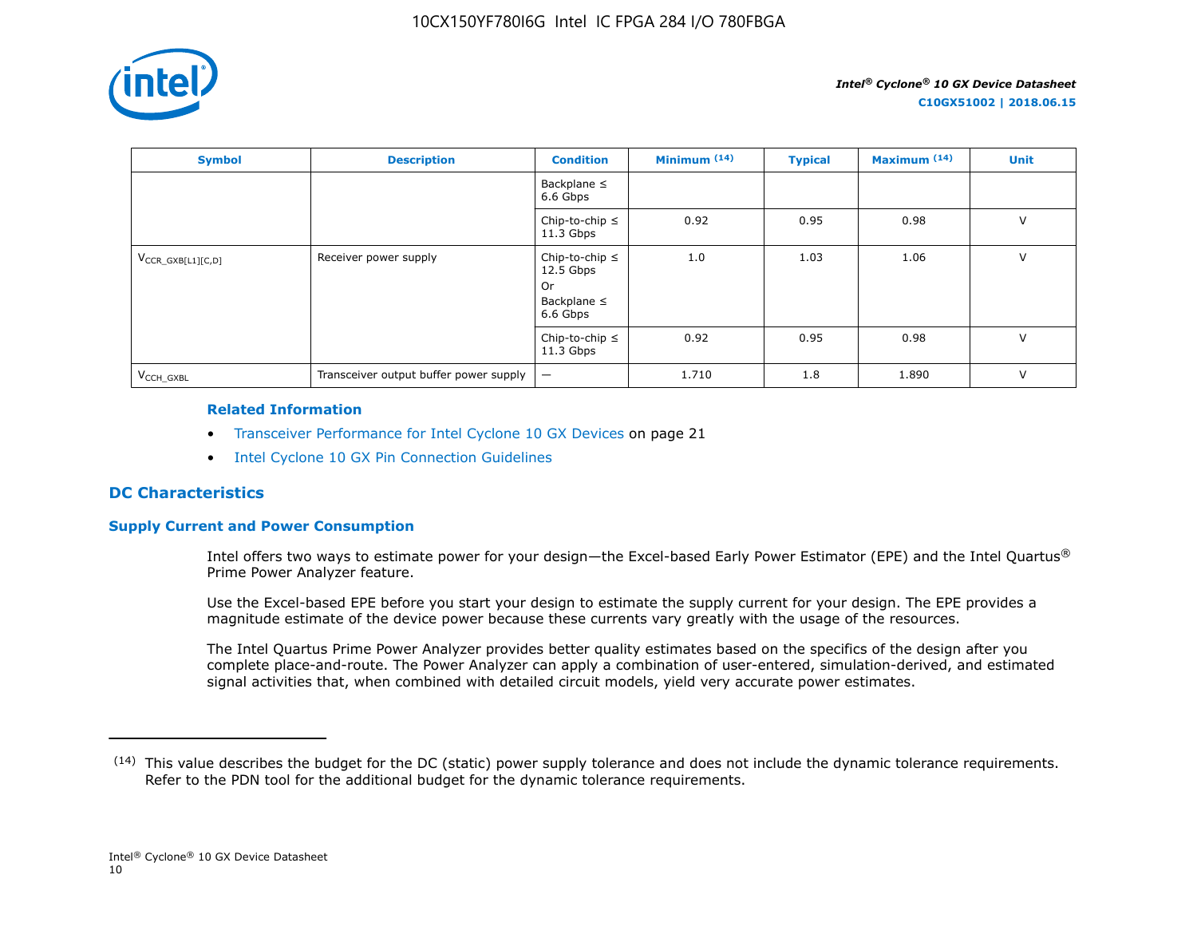| Symbol | Description | Condition | Minimum (14) | Typical | Maximum (14) | Unit |
|---|---|---|---|---|---|---|
| | | Backplane ≤ 6.6 Gbps | | | | |
| | | Chip-to-chip ≤ 11.3 Gbps | 0.92 | 0.95 | 0.98 | V |
| $V_{CCR\_GXB[L1][C,D]}$ | Receiver power supply | Chip-to-chip ≤ 12.5 Gbps Or Backplane ≤ 6.6 Gbps | 1.0 | 1.03 | 1.06 | V |
| | | Chip-to-chip ≤ 11.3 Gbps | 0.92 | 0.95 | 0.98 | V |
| $V_{CCH\_GXBL}$ | Transceiver output buffer power supply | — | 1.710 | 1.8 | 1.890 | V |

**Related Information**

- Transceiver Performance for Intel Cyclone 10 GX Devices on page 21
- Intel Cyclone 10 GX Pin Connection Guidelines

## DC Characteristics

### Supply Current and Power Consumption

Intel offers two ways to estimate power for your design—the Excel-based Early Power Estimator (EPE) and the Intel Quartus® Prime Power Analyzer feature.

Use the Excel-based EPE before you start your design to estimate the supply current for your design. The EPE provides a magnitude estimate of the device power because these currents vary greatly with the usage of the resources.

The Intel Quartus Prime Power Analyzer provides better quality estimates based on the specifics of the design after you complete place-and-route. The Power Analyzer can apply a combination of user-entered, simulation-derived, and estimated signal activities that, when combined with detailed circuit models, yield very accurate power estimates.

(14) This value describes the budget for the DC (static) power supply tolerance and does not include the dynamic tolerance requirements. Refer to the PDN tool for the additional budget for the dynamic tolerance requirements.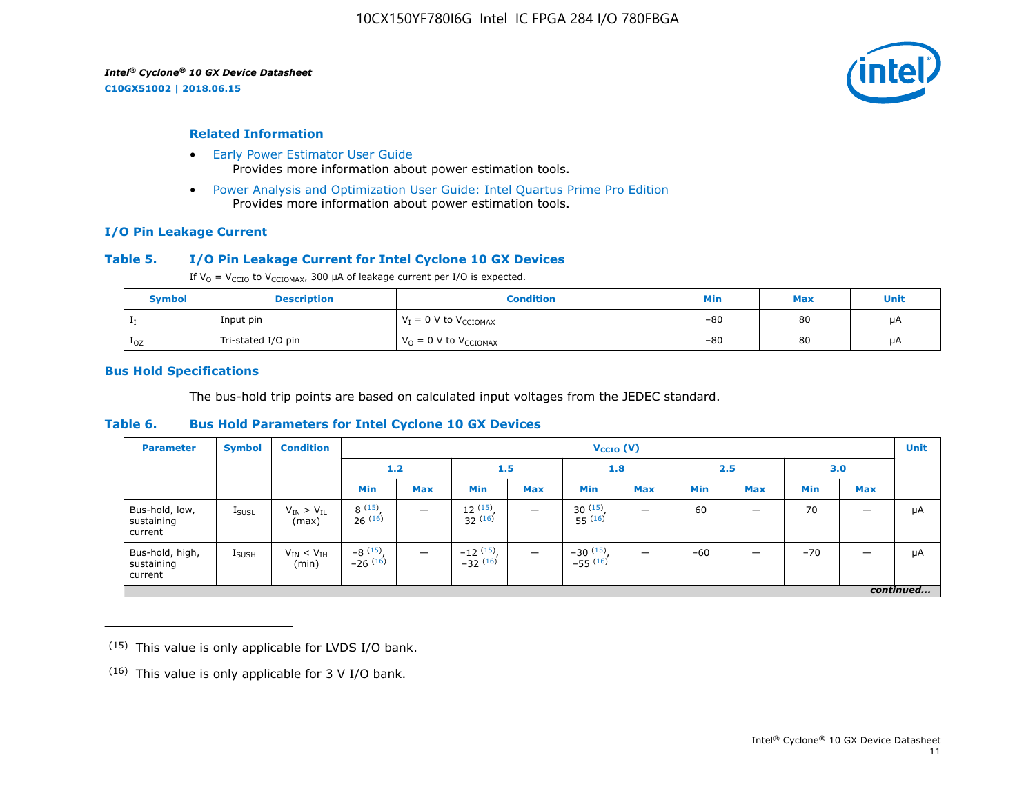### Related Information

- Early Power Estimator User Guide
  Provides more information about power estimation tools.
- Power Analysis and Optimization User Guide: Intel Quartus Prime Pro Edition
  Provides more information about power estimation tools.

## I/O Pin Leakage Current

### Table 5. I/O Pin Leakage Current for Intel Cyclone 10 GX Devices

If $V_O = V_{CCIO}$ to $V_{CCIOMAX}$, 300 µA of leakage current per I/O is expected.

| Symbol | Description | Condition | Min | Max | Unit |
|---|---|---|---|---|---|
| $I_I$ | Input pin | $V_I$ = 0 V to $V_{CCIOMAX}$ | –80 | 80 | µA |
| $I_{OZ}$ | Tri-stated I/O pin | $V_O$ = 0 V to $V_{CCIOMAX}$ | –80 | 80 | µA |

## Bus Hold Specifications

The bus-hold trip points are based on calculated input voltages from the JEDEC standard.

### Table 6. Bus Hold Parameters for Intel Cyclone 10 GX Devices

| Parameter | Symbol | Condition | $V_{CCIO}$ (V) | | | | | | | | | | Unit |
|---|---|---|---|---|---|---|---|---|---|---|---|---|---|
| | | | 1.2 | | 1.5 | | 1.8 | | 2.5 | | 3.0 | | |
| | | | Min | Max | Min | Max | Min | Max | Min | Max | Min | Max | |
| Bus-hold, low, sustaining current | $I_{SUSL}$ | $V_{IN} > V_{IL}$ (max) | 8 [15], 26 [16] | — | 12 [15], 32 [16] | — | 30 [15], 55 [16] | — | 60 | — | 70 | — | µA |
| Bus-hold, high, sustaining current | $I_{SUSH}$ | $V_{IN} < V_{IH}$ (min) | –8 [15], –26 [16] | — | –12 [15], –32 [16] | — | –30 [15], –55 [16] | — | –60 | — | –70 | — | µA |

*continued...*

(15) This value is only applicable for LVDS I/O bank.

(16) This value is only applicable for 3 V I/O bank.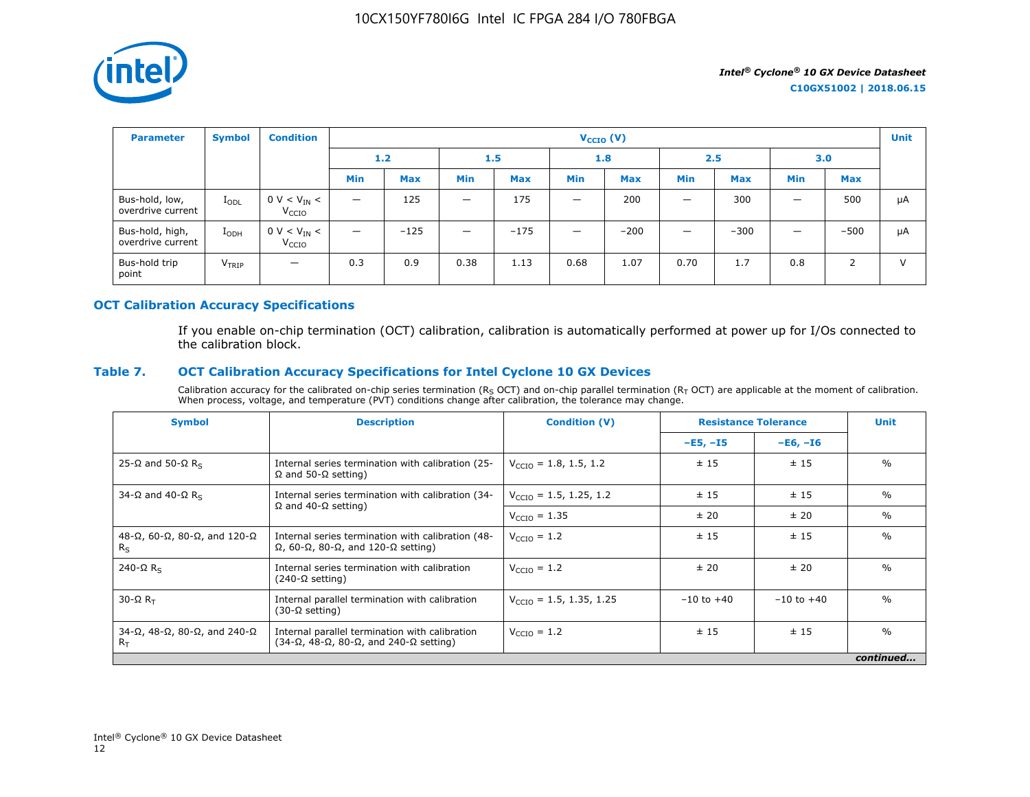| Parameter | Symbol | Condition | $V_{CCIO}$ (V) | | | | | | | | | | Unit |
|---|---|---|---|---|---|---|---|---|---|---|---|---|---|
| | | | 1.2 | | 1.5 | | 1.8 | | 2.5 | | 3.0 | | |
| | | | Min | Max | Min | Max | Min | Max | Min | Max | Min | Max | |
| Bus-hold, low, overdrive current | $I_{ODL}$ | 0 V < $V_{IN}$ < $V_{CCIO}$ | — | 125 | — | 175 | — | 200 | — | 300 | — | 500 | µA |
| Bus-hold, high, overdrive current | $I_{ODH}$ | 0 V < $V_{IN}$ < $V_{CCIO}$ | — | –125 | — | –175 | — | –200 | — | –300 | — | –500 | µA |
| Bus-hold trip point | $V_{TRIP}$ | — | 0.3 | 0.9 | 0.38 | 1.13 | 0.68 | 1.07 | 0.70 | 1.7 | 0.8 | 2 | V |

## OCT Calibration Accuracy Specifications

If you enable on-chip termination (OCT) calibration, calibration is automatically performed at power up for I/Os connected to the calibration block.

### Table 7. OCT Calibration Accuracy Specifications for Intel Cyclone 10 GX Devices

Calibration accuracy for the calibrated on-chip series termination ($R_S$ OCT) and on-chip parallel termination ($R_T$ OCT) are applicable at the moment of calibration. When process, voltage, and temperature (PVT) conditions change after calibration, the tolerance may change.

| Symbol | Description | Condition (V) | Resistance Tolerance | | Unit |
|---|---|---|---|---|---|
| | | | –E5, –I5 | –E6, –I6 | |
| 25-Ω and 50-Ω $R_S$ | Internal series termination with calibration (25-Ω and 50-Ω setting) | $V_{CCIO}$ = 1.8, 1.5, 1.2 | ± 15 | ± 15 | % |
| 34-Ω and 40-Ω $R_S$ | Internal series termination with calibration (34-Ω and 40-Ω setting) | $V_{CCIO}$ = 1.5, 1.25, 1.2 | ± 15 | ± 15 | % |
| | | $V_{CCIO}$ = 1.35 | ± 20 | ± 20 | % |
| 48-Ω, 60-Ω, 80-Ω, and 120-Ω $R_S$ | Internal series termination with calibration (48-Ω, 60-Ω, 80-Ω, and 120-Ω setting) | $V_{CCIO}$ = 1.2 | ± 15 | ± 15 | % |
| 240-Ω $R_S$ | Internal series termination with calibration (240-Ω setting) | $V_{CCIO}$ = 1.2 | ± 20 | ± 20 | % |
| 30-Ω $R_T$ | Internal parallel termination with calibration (30-Ω setting) | $V_{CCIO}$ = 1.5, 1.35, 1.25 | –10 to +40 | –10 to +40 | % |
| 34-Ω, 48-Ω, 80-Ω, and 240-Ω $R_T$ | Internal parallel termination with calibration (34-Ω, 48-Ω, 80-Ω, and 240-Ω setting) | $V_{CCIO}$ = 1.2 | ± 15 | ± 15 | % |

*continued...*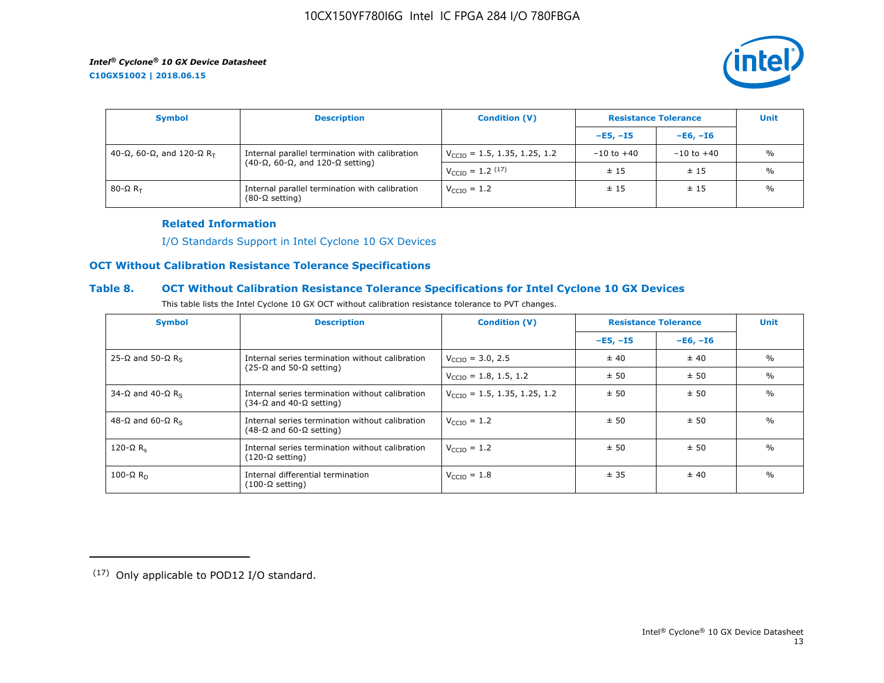| Symbol | Description | Condition (V) | Resistance Tolerance | | Unit |
|---|---|---|---|---|---|
| | | | –E5, –I5 | –E6, –I6 | |
| 40-Ω, 60-Ω, and 120-Ω $R_T$ | Internal parallel termination with calibration (40-Ω, 60-Ω, and 120-Ω setting) | $V_{CCIO}$ = 1.5, 1.35, 1.25, 1.2 | –10 to +40 | –10 to +40 | % |
| | | $V_{CCIO}$ = 1.2 [17] | ± 15 | ± 15 | % |
| 80-Ω $R_T$ | Internal parallel termination with calibration (80-Ω setting) | $V_{CCIO}$ = 1.2 | ± 15 | ± 15 | % |

**Related Information**

I/O Standards Support in Intel Cyclone 10 GX Devices

## OCT Without Calibration Resistance Tolerance Specifications

### Table 8. OCT Without Calibration Resistance Tolerance Specifications for Intel Cyclone 10 GX Devices

This table lists the Intel Cyclone 10 GX OCT without calibration resistance tolerance to PVT changes.

| Symbol | Description | Condition (V) | Resistance Tolerance | | Unit |
|---|---|---|---|---|---|
| | | | –E5, –I5 | –E6, –I6 | |
| 25-Ω and 50-Ω $R_S$ | Internal series termination without calibration (25-Ω and 50-Ω setting) | $V_{CCIO}$ = 3.0, 2.5 | ± 40 | ± 40 | % |
| | | $V_{CCIO}$ = 1.8, 1.5, 1.2 | ± 50 | ± 50 | % |
| 34-Ω and 40-Ω $R_S$ | Internal series termination without calibration (34-Ω and 40-Ω setting) | $V_{CCIO}$ = 1.5, 1.35, 1.25, 1.2 | ± 50 | ± 50 | % |
| 48-Ω and 60-Ω $R_S$ | Internal series termination without calibration (48-Ω and 60-Ω setting) | $V_{CCIO}$ = 1.2 | ± 50 | ± 50 | % |
| 120-Ω $R_s$ | Internal series termination without calibration (120-Ω setting) | $V_{CCIO}$ = 1.2 | ± 50 | ± 50 | % |
| 100-Ω $R_D$ | Internal differential termination (100-Ω setting) | $V_{CCIO}$ = 1.8 | ± 35 | ± 40 | % |

(17) Only applicable to POD12 I/O standard.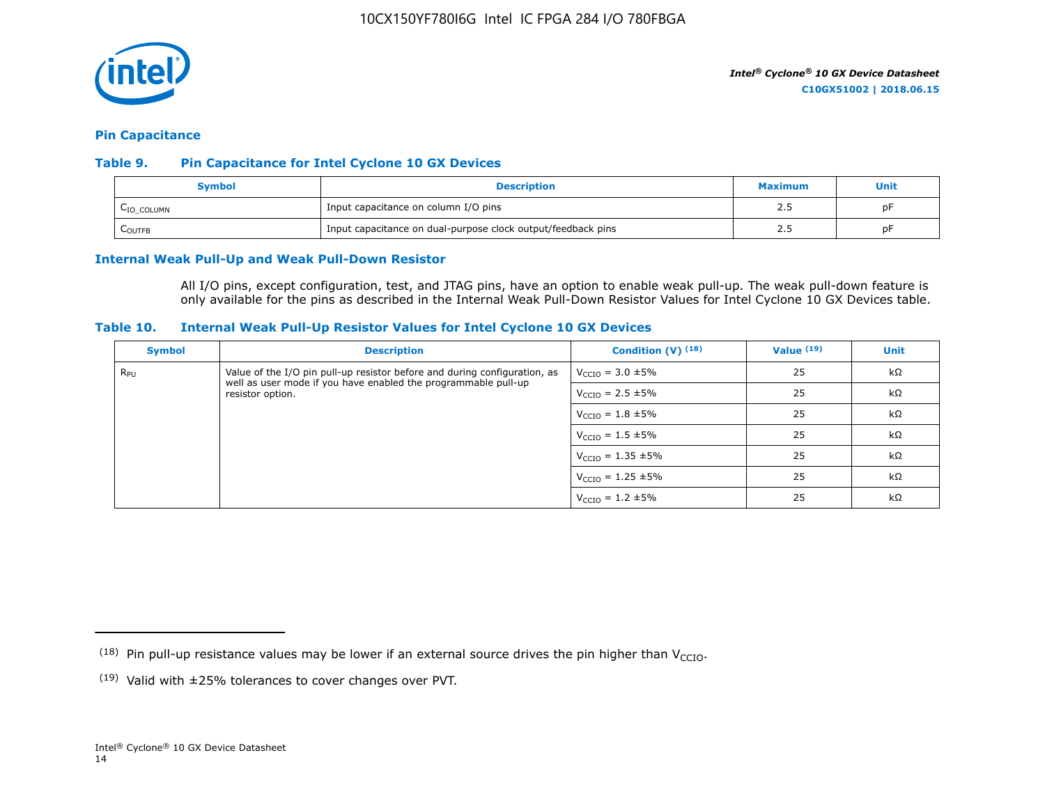## Pin Capacitance

### Table 9. Pin Capacitance for Intel Cyclone 10 GX Devices

| Symbol | Description | Maximum | Unit |
|---|---|---|---|
| $C_{IO\_COLUMN}$ | Input capacitance on column I/O pins | 2.5 | pF |
| $C_{OUTFB}$ | Input capacitance on dual-purpose clock output/feedback pins | 2.5 | pF |

## Internal Weak Pull-Up and Weak Pull-Down Resistor

All I/O pins, except configuration, test, and JTAG pins, have an option to enable weak pull-up. The weak pull-down feature is only available for the pins as described in the Internal Weak Pull-Down Resistor Values for Intel Cyclone 10 GX Devices table.

### Table 10. Internal Weak Pull-Up Resistor Values for Intel Cyclone 10 GX Devices

| Symbol | Description | Condition (V) [18] | Value [19] | Unit |
|---|---|---|---|---|
| $R_{PU}$ | Value of the I/O pin pull-up resistor before and during configuration, as well as user mode if you have enabled the programmable pull-up resistor option. | $V_{CCIO}$ = 3.0 ±5% | 25 | kΩ |
| | | $V_{CCIO}$ = 2.5 ±5% | 25 | kΩ |
| | | $V_{CCIO}$ = 1.8 ±5% | 25 | kΩ |
| | | $V_{CCIO}$ = 1.5 ±5% | 25 | kΩ |
| | | $V_{CCIO}$ = 1.35 ±5% | 25 | kΩ |
| | | $V_{CCIO}$ = 1.25 ±5% | 25 | kΩ |
| | | $V_{CCIO}$ = 1.2 ±5% | 25 | kΩ |

(18) Pin pull-up resistance values may be lower if an external source drives the pin higher than $V_{CCIO}$.

(19) Valid with ±25% tolerances to cover changes over PVT.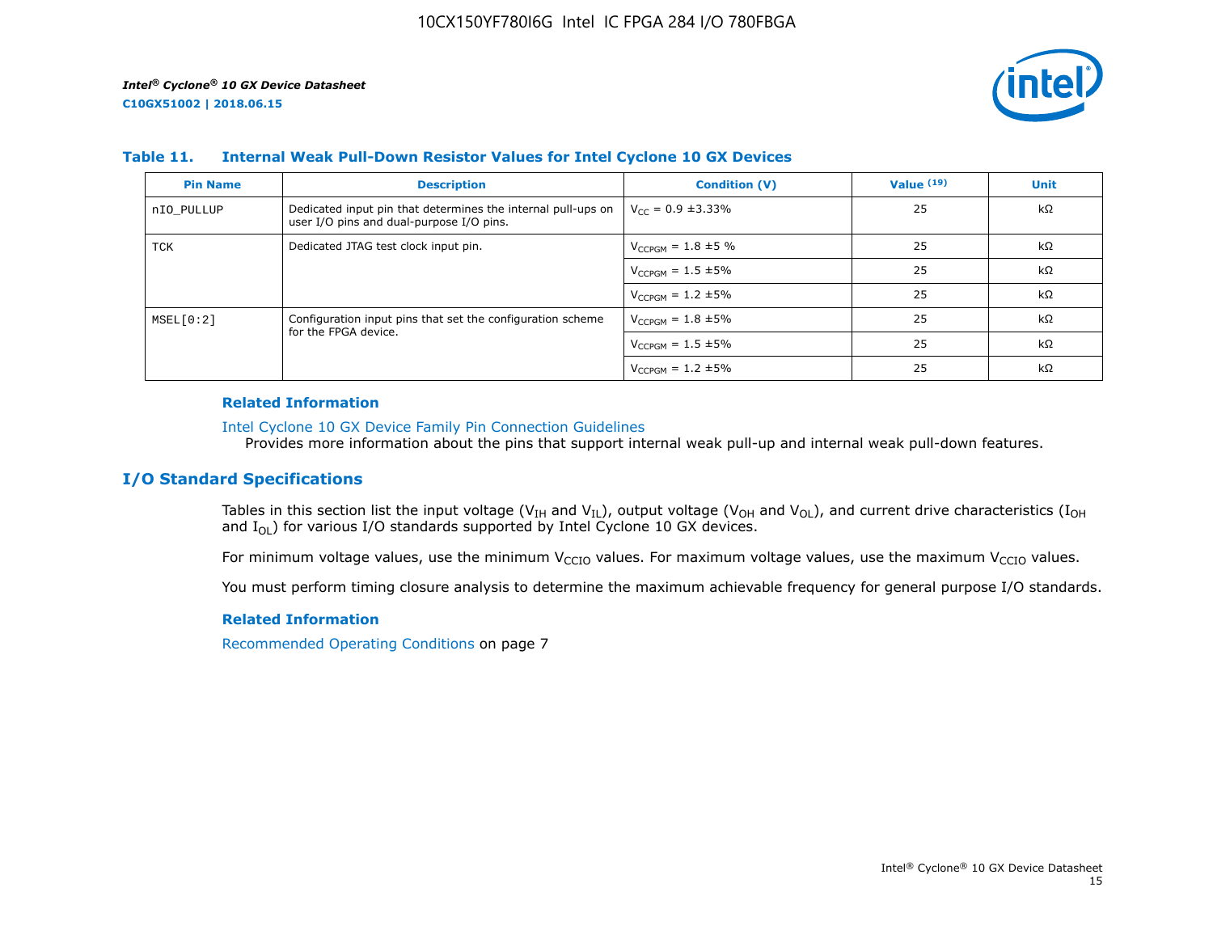### Table 11. Internal Weak Pull-Down Resistor Values for Intel Cyclone 10 GX Devices

| Pin Name | Description | Condition (V) | Value [19] | Unit |
|---|---|---|---|---|
| nIO_PULLUP | Dedicated input pin that determines the internal pull-ups on user I/O pins and dual-purpose I/O pins. | $V_{CC}$ = 0.9 ±3.33% | 25 | kΩ |
| TCK | Dedicated JTAG test clock input pin. | $V_{CCPGM}$ = 1.8 ±5 % | 25 | kΩ |
| | | $V_{CCPGM}$ = 1.5 ±5% | 25 | kΩ |
| | | $V_{CCPGM}$ = 1.2 ±5% | 25 | kΩ |
| MSEL[0:2] | Configuration input pins that set the configuration scheme for the FPGA device. | $V_{CCPGM}$ = 1.8 ±5% | 25 | kΩ |
| | | $V_{CCPGM}$ = 1.5 ±5% | 25 | kΩ |
| | | $V_{CCPGM}$ = 1.2 ±5% | 25 | kΩ |

**Related Information**

Intel Cyclone 10 GX Device Family Pin Connection Guidelines
Provides more information about the pins that support internal weak pull-up and internal weak pull-down features.

## I/O Standard Specifications

Tables in this section list the input voltage ($V_{IH}$ and $V_{IL}$), output voltage ($V_{OH}$ and $V_{OL}$), and current drive characteristics ($I_{OH}$ and $I_{OL}$) for various I/O standards supported by Intel Cyclone 10 GX devices.

For minimum voltage values, use the minimum $V_{CCIO}$ values. For maximum voltage values, use the maximum $V_{CCIO}$ values.

You must perform timing closure analysis to determine the maximum achievable frequency for general purpose I/O standards.

**Related Information**

Recommended Operating Conditions on page 7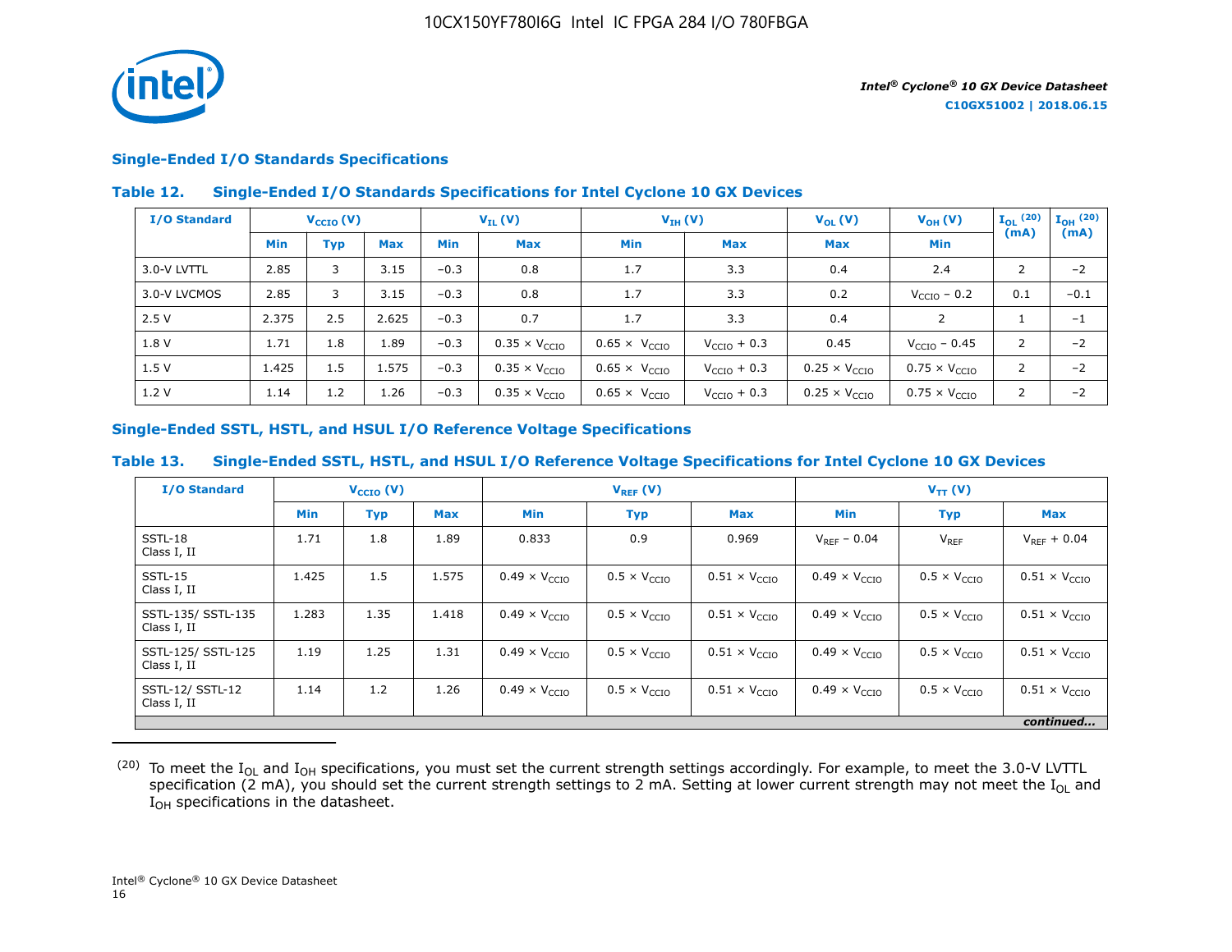## Single-Ended I/O Standards Specifications

### Table 12. Single-Ended I/O Standards Specifications for Intel Cyclone 10 GX Devices

| I/O Standard | $V_{CCIO}$ (V) | | | $V_{IL}$ (V) | | $V_{IH}$ (V) | | $V_{OL}$ (V) | $V_{OH}$ (V) | $I_{OL}$ [20] (mA) | $I_{OH}$ [20] (mA) |
|---|---|---|---|---|---|---|---|---|---|---|---|
| | Min | Typ | Max | Min | Max | Min | Max | Max | Min | | |
| 3.0-V LVTTL | 2.85 | 3 | 3.15 | −0.3 | 0.8 | 1.7 | 3.3 | 0.4 | 2.4 | 2 | −2 |
| 3.0-V LVCMOS | 2.85 | 3 | 3.15 | −0.3 | 0.8 | 1.7 | 3.3 | 0.2 | $V_{CCIO}$ − 0.2 | 0.1 | −0.1 |
| 2.5 V | 2.375 | 2.5 | 2.625 | −0.3 | 0.7 | 1.7 | 3.3 | 0.4 | 2 | 1 | −1 |
| 1.8 V | 1.71 | 1.8 | 1.89 | −0.3 | 0.35 × $V_{CCIO}$ | 0.65 × $V_{CCIO}$ | $V_{CCIO}$ + 0.3 | 0.45 | $V_{CCIO}$ − 0.45 | 2 | −2 |
| 1.5 V | 1.425 | 1.5 | 1.575 | −0.3 | 0.35 × $V_{CCIO}$ | 0.65 × $V_{CCIO}$ | $V_{CCIO}$ + 0.3 | 0.25 × $V_{CCIO}$ | 0.75 × $V_{CCIO}$ | 2 | −2 |
| 1.2 V | 1.14 | 1.2 | 1.26 | −0.3 | 0.35 × $V_{CCIO}$ | 0.65 × $V_{CCIO}$ | $V_{CCIO}$ + 0.3 | 0.25 × $V_{CCIO}$ | 0.75 × $V_{CCIO}$ | 2 | −2 |

## Single-Ended SSTL, HSTL, and HSUL I/O Reference Voltage Specifications

### Table 13. Single-Ended SSTL, HSTL, and HSUL I/O Reference Voltage Specifications for Intel Cyclone 10 GX Devices

| I/O Standard | $V_{CCIO}$ (V) | | | $V_{REF}$ (V) | | | $V_{TT}$ (V) | | |
|---|---|---|---|---|---|---|---|---|---|
| | Min | Typ | Max | Min | Typ | Max | Min | Typ | Max |
| SSTL-18 Class I, II | 1.71 | 1.8 | 1.89 | 0.833 | 0.9 | 0.969 | $V_{REF}$ − 0.04 | $V_{REF}$ | $V_{REF}$ + 0.04 |
| SSTL-15 Class I, II | 1.425 | 1.5 | 1.575 | 0.49 × $V_{CCIO}$ | 0.5 × $V_{CCIO}$ | 0.51 × $V_{CCIO}$ | 0.49 × $V_{CCIO}$ | 0.5 × $V_{CCIO}$ | 0.51 × $V_{CCIO}$ |
| SSTL-135/ SSTL-135 Class I, II | 1.283 | 1.35 | 1.418 | 0.49 × $V_{CCIO}$ | 0.5 × $V_{CCIO}$ | 0.51 × $V_{CCIO}$ | 0.49 × $V_{CCIO}$ | 0.5 × $V_{CCIO}$ | 0.51 × $V_{CCIO}$ |
| SSTL-125/ SSTL-125 Class I, II | 1.19 | 1.25 | 1.31 | 0.49 × $V_{CCIO}$ | 0.5 × $V_{CCIO}$ | 0.51 × $V_{CCIO}$ | 0.49 × $V_{CCIO}$ | 0.5 × $V_{CCIO}$ | 0.51 × $V_{CCIO}$ |
| SSTL-12/ SSTL-12 Class I, II | 1.14 | 1.2 | 1.26 | 0.49 × $V_{CCIO}$ | 0.5 × $V_{CCIO}$ | 0.51 × $V_{CCIO}$ | 0.49 × $V_{CCIO}$ | 0.5 × $V_{CCIO}$ | 0.51 × $V_{CCIO}$ |

*continued...*

[20] To meet the $I_{OL}$ and $I_{OH}$ specifications, you must set the current strength settings accordingly. For example, to meet the 3.0-V LVTTL specification (2 mA), you should set the current strength settings to 2 mA. Setting at lower current strength may not meet the $I_{OL}$ and $I_{OH}$ specifications in the datasheet.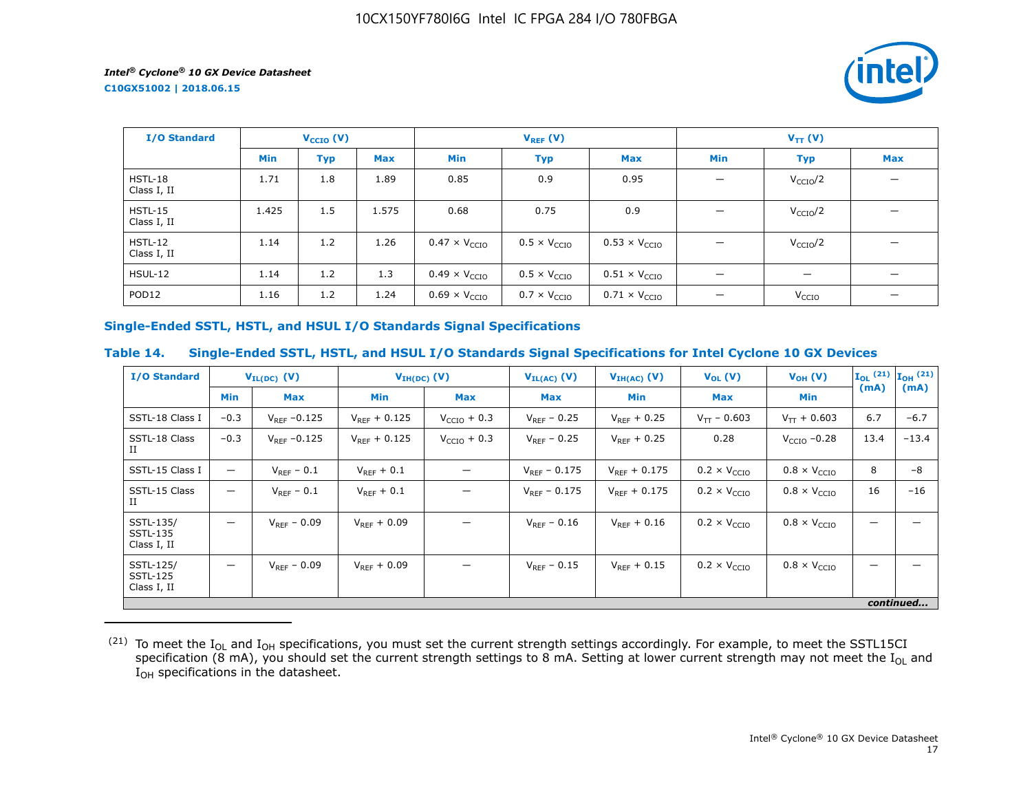| I/O Standard | $V_{CCIO}$ (V) | | | $V_{REF}$ (V) | | | $V_{TT}$ (V) | | |
|---|---|---|---|---|---|---|---|---|---|
| | Min | Typ | Max | Min | Typ | Max | Min | Typ | Max |
| HSTL-18 Class I, II | 1.71 | 1.8 | 1.89 | 0.85 | 0.9 | 0.95 | — | $V_{CCIO}/2$ | — |
| HSTL-15 Class I, II | 1.425 | 1.5 | 1.575 | 0.68 | 0.75 | 0.9 | — | $V_{CCIO}/2$ | — |
| HSTL-12 Class I, II | 1.14 | 1.2 | 1.26 | $0.47 \times V_{CCIO}$ | $0.5 \times V_{CCIO}$ | $0.53 \times V_{CCIO}$ | — | $V_{CCIO}/2$ | — |
| HSUL-12 | 1.14 | 1.2 | 1.3 | $0.49 \times V_{CCIO}$ | $0.5 \times V_{CCIO}$ | $0.51 \times V_{CCIO}$ | — | — | — |
| POD12 | 1.16 | 1.2 | 1.24 | $0.69 \times V_{CCIO}$ | $0.7 \times V_{CCIO}$ | $0.71 \times V_{CCIO}$ | — | $V_{CCIO}$ | — |

## Single-Ended SSTL, HSTL, and HSUL I/O Standards Signal Specifications

### Table 14. Single-Ended SSTL, HSTL, and HSUL I/O Standards Signal Specifications for Intel Cyclone 10 GX Devices

| I/O Standard | $V_{IL(DC)}$ (V) | | $V_{IH(DC)}$ (V) | | $V_{IL(AC)}$ (V) | $V_{IH(AC)}$ (V) | $V_{OL}$ (V) | $V_{OH}$ (V) | $I_{OL}$ [21] (mA) | $I_{OH}$ [21] (mA) |
|---|---|---|---|---|---|---|---|---|---|---|
| | Min | Max | Min | Max | Max | Min | Max | Min | | |
| SSTL-18 Class I | –0.3 | $V_{REF} - 0.125$ | $V_{REF} + 0.125$ | $V_{CCIO} + 0.3$ | $V_{REF} - 0.25$ | $V_{REF} + 0.25$ | $V_{TT} - 0.603$ | $V_{TT} + 0.603$ | 6.7 | –6.7 |
| SSTL-18 Class II | –0.3 | $V_{REF} - 0.125$ | $V_{REF} + 0.125$ | $V_{CCIO} + 0.3$ | $V_{REF} - 0.25$ | $V_{REF} + 0.25$ | 0.28 | $V_{CCIO} - 0.28$ | 13.4 | –13.4 |
| SSTL-15 Class I | — | $V_{REF} - 0.1$ | $V_{REF} + 0.1$ | — | $V_{REF} - 0.175$ | $V_{REF} + 0.175$ | $0.2 \times V_{CCIO}$ | $0.8 \times V_{CCIO}$ | 8 | –8 |
| SSTL-15 Class II | — | $V_{REF} - 0.1$ | $V_{REF} + 0.1$ | — | $V_{REF} - 0.175$ | $V_{REF} + 0.175$ | $0.2 \times V_{CCIO}$ | $0.8 \times V_{CCIO}$ | 16 | –16 |
| SSTL-135/ SSTL-135 Class I, II | — | $V_{REF} - 0.09$ | $V_{REF} + 0.09$ | — | $V_{REF} - 0.16$ | $V_{REF} + 0.16$ | $0.2 \times V_{CCIO}$ | $0.8 \times V_{CCIO}$ | — | — |
| SSTL-125/ SSTL-125 Class I, II | — | $V_{REF} - 0.09$ | $V_{REF} + 0.09$ | — | $V_{REF} - 0.15$ | $V_{REF} + 0.15$ | $0.2 \times V_{CCIO}$ | $0.8 \times V_{CCIO}$ | — | — |

*continued...*

---

(21) To meet the $I_{OL}$ and $I_{OH}$ specifications, you must set the current strength settings accordingly. For example, to meet the SSTL15CI specification (8 mA), you should set the current strength settings to 8 mA. Setting at lower current strength may not meet the $I_{OL}$ and $I_{OH}$ specifications in the datasheet.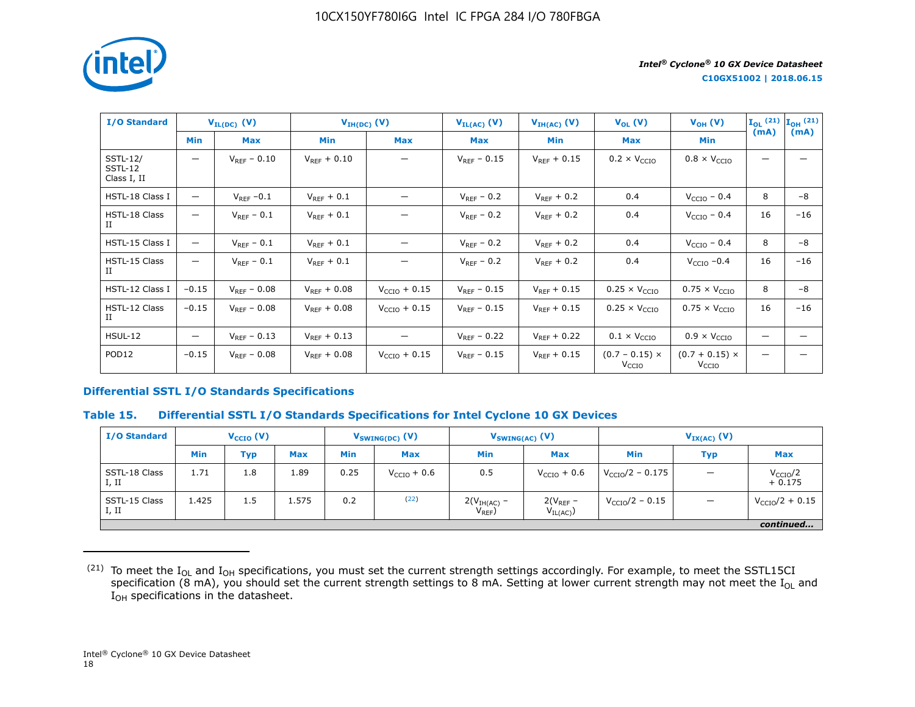| I/O Standard | $V_{IL(DC)}$ (V) | | $V_{IH(DC)}$ (V) | | $V_{IL(AC)}$ (V) | $V_{IH(AC)}$ (V) | $V_{OL}$ (V) | $V_{OH}$ (V) | $I_{OL}$ [(21)] (mA) | $I_{OH}$ [(21)] (mA) |
|---|---|---|---|---|---|---|---|---|---|---|
| | Min | Max | Min | Max | Max | Min | Max | Min | | |
| SSTL-12/ SSTL-12 Class I, II | — | $V_{REF}$ − 0.10 | $V_{REF}$ + 0.10 | — | $V_{REF}$ − 0.15 | $V_{REF}$ + 0.15 | 0.2 × $V_{CCIO}$ | 0.8 × $V_{CCIO}$ | — | — |
| HSTL-18 Class I | — | $V_{REF}$ −0.1 | $V_{REF}$ + 0.1 | — | $V_{REF}$ − 0.2 | $V_{REF}$ + 0.2 | 0.4 | $V_{CCIO}$ − 0.4 | 8 | −8 |
| HSTL-18 Class II | — | $V_{REF}$ − 0.1 | $V_{REF}$ + 0.1 | — | $V_{REF}$ − 0.2 | $V_{REF}$ + 0.2 | 0.4 | $V_{CCIO}$ − 0.4 | 16 | −16 |
| HSTL-15 Class I | — | $V_{REF}$ − 0.1 | $V_{REF}$ + 0.1 | — | $V_{REF}$ − 0.2 | $V_{REF}$ + 0.2 | 0.4 | $V_{CCIO}$ − 0.4 | 8 | −8 |
| HSTL-15 Class II | — | $V_{REF}$ − 0.1 | $V_{REF}$ + 0.1 | — | $V_{REF}$ − 0.2 | $V_{REF}$ + 0.2 | 0.4 | $V_{CCIO}$ −0.4 | 16 | −16 |
| HSTL-12 Class I | −0.15 | $V_{REF}$ − 0.08 | $V_{REF}$ + 0.08 | $V_{CCIO}$ + 0.15 | $V_{REF}$ − 0.15 | $V_{REF}$ + 0.15 | 0.25 × $V_{CCIO}$ | 0.75 × $V_{CCIO}$ | 8 | −8 |
| HSTL-12 Class II | −0.15 | $V_{REF}$ − 0.08 | $V_{REF}$ + 0.08 | $V_{CCIO}$ + 0.15 | $V_{REF}$ − 0.15 | $V_{REF}$ + 0.15 | 0.25 × $V_{CCIO}$ | 0.75 × $V_{CCIO}$ | 16 | −16 |
| HSUL-12 | — | $V_{REF}$ − 0.13 | $V_{REF}$ + 0.13 | — | $V_{REF}$ − 0.22 | $V_{REF}$ + 0.22 | 0.1 × $V_{CCIO}$ | 0.9 × $V_{CCIO}$ | — | — |
| POD12 | −0.15 | $V_{REF}$ − 0.08 | $V_{REF}$ + 0.08 | $V_{CCIO}$ + 0.15 | $V_{REF}$ − 0.15 | $V_{REF}$ + 0.15 | (0.7 − 0.15) × $V_{CCIO}$ | (0.7 + 0.15) × $V_{CCIO}$ | — | — |

## Differential SSTL I/O Standards Specifications

### Table 15. Differential SSTL I/O Standards Specifications for Intel Cyclone 10 GX Devices

| I/O Standard | $V_{CCIO}$ (V) | | | $V_{SWING(DC)}$ (V) | | $V_{SWING(AC)}$ (V) | | $V_{IX(AC)}$ (V) | | |
|---|---|---|---|---|---|---|---|---|---|---|
| | Min | Typ | Max | Min | Max | Min | Max | Min | Typ | Max |
| SSTL-18 Class I, II | 1.71 | 1.8 | 1.89 | 0.25 | $V_{CCIO}$ + 0.6 | 0.5 | $V_{CCIO}$ + 0.6 | $V_{CCIO}/2$ − 0.175 | — | $V_{CCIO}/2$ + 0.175 |
| SSTL-15 Class I, II | 1.425 | 1.5 | 1.575 | 0.2 | [(22)] | $2(V_{IH(AC)} - V_{REF})$ | $2(V_{REF} - V_{IL(AC)})$ | $V_{CCIO}/2$ − 0.15 | — | $V_{CCIO}/2$ + 0.15 |

*continued...*

(21) To meet the $I_{OL}$ and $I_{OH}$ specifications, you must set the current strength settings accordingly. For example, to meet the SSTL15CI specification (8 mA), you should set the current strength settings to 8 mA. Setting at lower current strength may not meet the $I_{OL}$ and $I_{OH}$ specifications in the datasheet.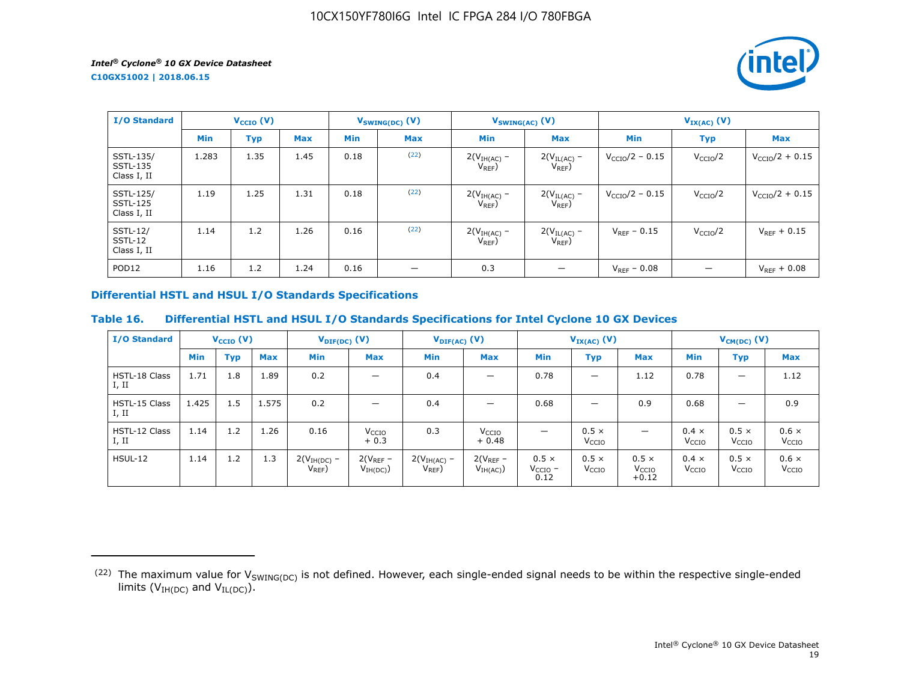| I/O Standard | $V_{CCIO}$ (V) | | | $V_{SWING(DC)}$ (V) | | $V_{SWING(AC)}$ (V) | | $V_{IX(AC)}$ (V) | | |
|---|---|---|---|---|---|---|---|---|---|---|
| | Min | Typ | Max | Min | Max | Min | Max | Min | Typ | Max |
| SSTL-135/ SSTL-135 Class I, II | 1.283 | 1.35 | 1.45 | 0.18 | [22] | $2(V_{IH(AC)} - V_{REF})$ | $2(V_{IL(AC)} - V_{REF})$ | $V_{CCIO}/2 - 0.15$ | $V_{CCIO}/2$ | $V_{CCIO}/2 + 0.15$ |
| SSTL-125/ SSTL-125 Class I, II | 1.19 | 1.25 | 1.31 | 0.18 | [22] | $2(V_{IH(AC)} - V_{REF})$ | $2(V_{IL(AC)} - V_{REF})$ | $V_{CCIO}/2 - 0.15$ | $V_{CCIO}/2$ | $V_{CCIO}/2 + 0.15$ |
| SSTL-12/ SSTL-12 Class I, II | 1.14 | 1.2 | 1.26 | 0.16 | [22] | $2(V_{IH(AC)} - V_{REF})$ | $2(V_{IL(AC)} - V_{REF})$ | $V_{REF} - 0.15$ | $V_{CCIO}/2$ | $V_{REF} + 0.15$ |
| POD12 | 1.16 | 1.2 | 1.24 | 0.16 | — | 0.3 | — | $V_{REF} - 0.08$ | — | $V_{REF} + 0.08$ |

## Differential HSTL and HSUL I/O Standards Specifications

**Table 16. Differential HSTL and HSUL I/O Standards Specifications for Intel Cyclone 10 GX Devices**

| I/O Standard | $V_{CCIO}$ (V) | | | $V_{DIF(DC)}$ (V) | | $V_{DIF(AC)}$ (V) | | $V_{IX(AC)}$ (V) | | | $V_{CM(DC)}$ (V) | | |
|---|---|---|---|---|---|---|---|---|---|---|---|---|---|
| | Min | Typ | Max | Min | Max | Min | Max | Min | Typ | Max | Min | Typ | Max |
| HSTL-18 Class I, II | 1.71 | 1.8 | 1.89 | 0.2 | — | 0.4 | — | 0.78 | — | 1.12 | 0.78 | — | 1.12 |
| HSTL-15 Class I, II | 1.425 | 1.5 | 1.575 | 0.2 | — | 0.4 | — | 0.68 | — | 0.9 | 0.68 | — | 0.9 |
| HSTL-12 Class I, II | 1.14 | 1.2 | 1.26 | 0.16 | $V_{CCIO} + 0.3$ | 0.3 | $V_{CCIO} + 0.48$ | — | $0.5 \times V_{CCIO}$ | — | $0.4 \times V_{CCIO}$ | $0.5 \times V_{CCIO}$ | $0.6 \times V_{CCIO}$ |
| HSUL-12 | 1.14 | 1.2 | 1.3 | $2(V_{IH(DC)} - V_{REF})$ | $2(V_{REF} - V_{IH(DC)})$ | $2(V_{IH(AC)} - V_{REF})$ | $2(V_{REF} - V_{IH(AC)})$ | $0.5 \times V_{CCIO} - 0.12$ | $0.5 \times V_{CCIO}$ | $0.5 \times V_{CCIO} + 0.12$ | $0.4 \times V_{CCIO}$ | $0.5 \times V_{CCIO}$ | $0.6 \times V_{CCIO}$ |

[22] The maximum value for $V_{SWING(DC)}$ is not defined. However, each single-ended signal needs to be within the respective single-ended limits ($V_{IH(DC)}$ and $V_{IL(DC)}$).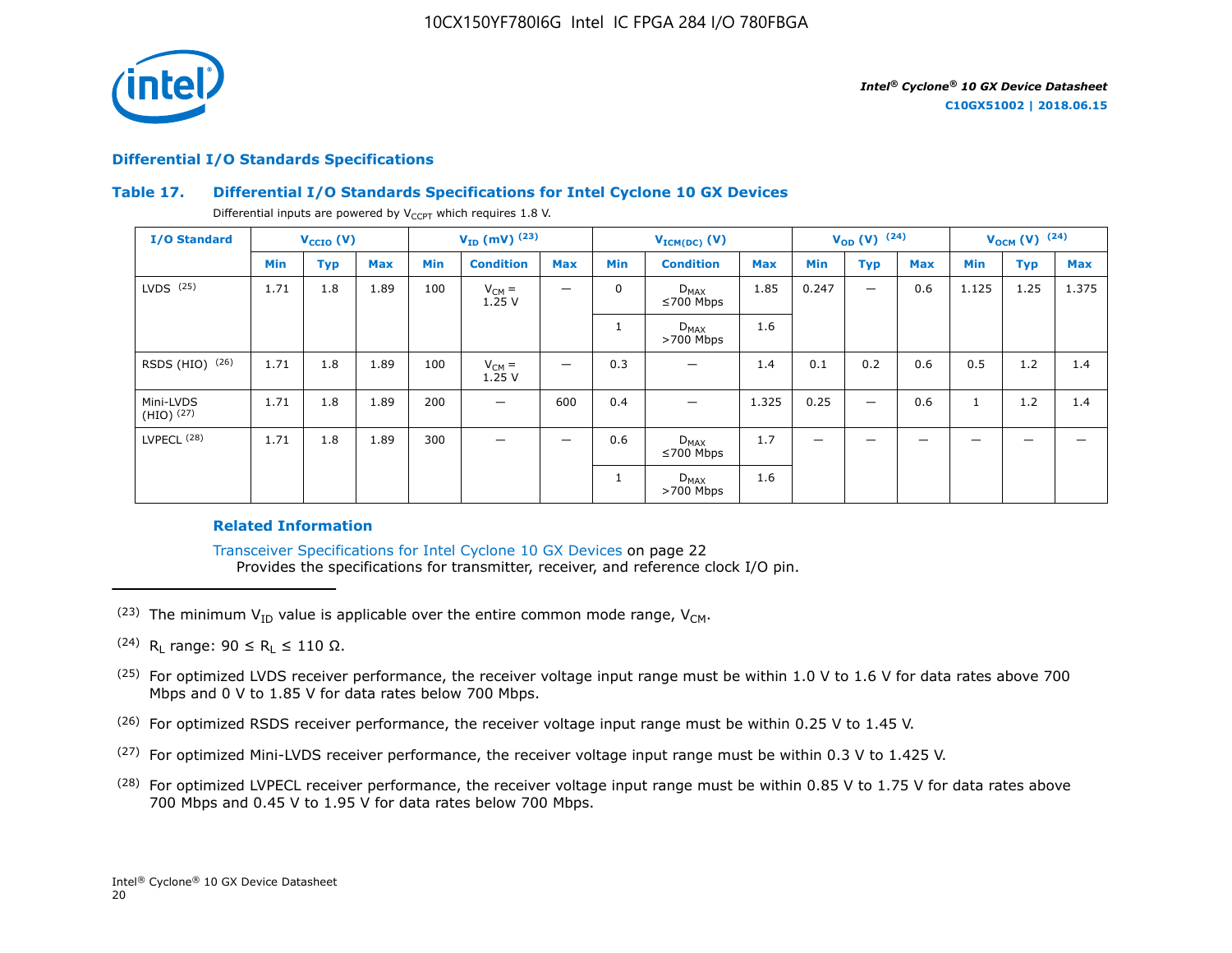## Differential I/O Standards Specifications

### Table 17. Differential I/O Standards Specifications for Intel Cyclone 10 GX Devices

Differential inputs are powered by $V_{CCPT}$ which requires 1.8 V.

| I/O Standard | $V_{CCIO}$ (V) | | | $V_{ID}$ (mV) [23] | | | $V_{ICM(DC)}$ (V) | | | $V_{OD}$ (V) [24] | | | $V_{OCM}$ (V) [24] | | |
|---|---|---|---|---|---|---|---|---|---|---|---|---|---|---|---|
| | Min | Typ | Max | Min | Condition | Max | Min | Condition | Max | Min | Typ | Max | Min | Typ | Max |
| LVDS [25] | 1.71 | 1.8 | 1.89 | 100 | $V_{CM}$ = 1.25 V | — | 0 | $D_{MAX}$ ≤700 Mbps | 1.85 | 0.247 | — | 0.6 | 1.125 | 1.25 | 1.375 |
| | | | | | | | 1 | $D_{MAX}$ >700 Mbps | 1.6 | | | | | | |
| RSDS (HIO) [26] | 1.71 | 1.8 | 1.89 | 100 | $V_{CM}$ = 1.25 V | — | 0.3 | — | 1.4 | 0.1 | 0.2 | 0.6 | 0.5 | 1.2 | 1.4 |
| Mini-LVDS (HIO) [27] | 1.71 | 1.8 | 1.89 | 200 | — | 600 | 0.4 | — | 1.325 | 0.25 | — | 0.6 | 1 | 1.2 | 1.4 |
| LVPECL [28] | 1.71 | 1.8 | 1.89 | 300 | — | — | 0.6 | $D_{MAX}$ ≤700 Mbps | 1.7 | — | — | — | — | — | — |
| | | | | | | | 1 | $D_{MAX}$ >700 Mbps | 1.6 | | | | | | |

#### Related Information

Transceiver Specifications for Intel Cyclone 10 GX Devices on page 22
Provides the specifications for transmitter, receiver, and reference clock I/O pin.

---

(23) The minimum $V_{ID}$ value is applicable over the entire common mode range, $V_{CM}$.

(24) $R_L$ range: $90 \leq R_L \leq 110\ \Omega$.

(25) For optimized LVDS receiver performance, the receiver voltage input range must be within 1.0 V to 1.6 V for data rates above 700 Mbps and 0 V to 1.85 V for data rates below 700 Mbps.

(26) For optimized RSDS receiver performance, the receiver voltage input range must be within 0.25 V to 1.45 V.

(27) For optimized Mini-LVDS receiver performance, the receiver voltage input range must be within 0.3 V to 1.425 V.

(28) For optimized LVPECL receiver performance, the receiver voltage input range must be within 0.85 V to 1.75 V for data rates above 700 Mbps and 0.45 V to 1.95 V for data rates below 700 Mbps.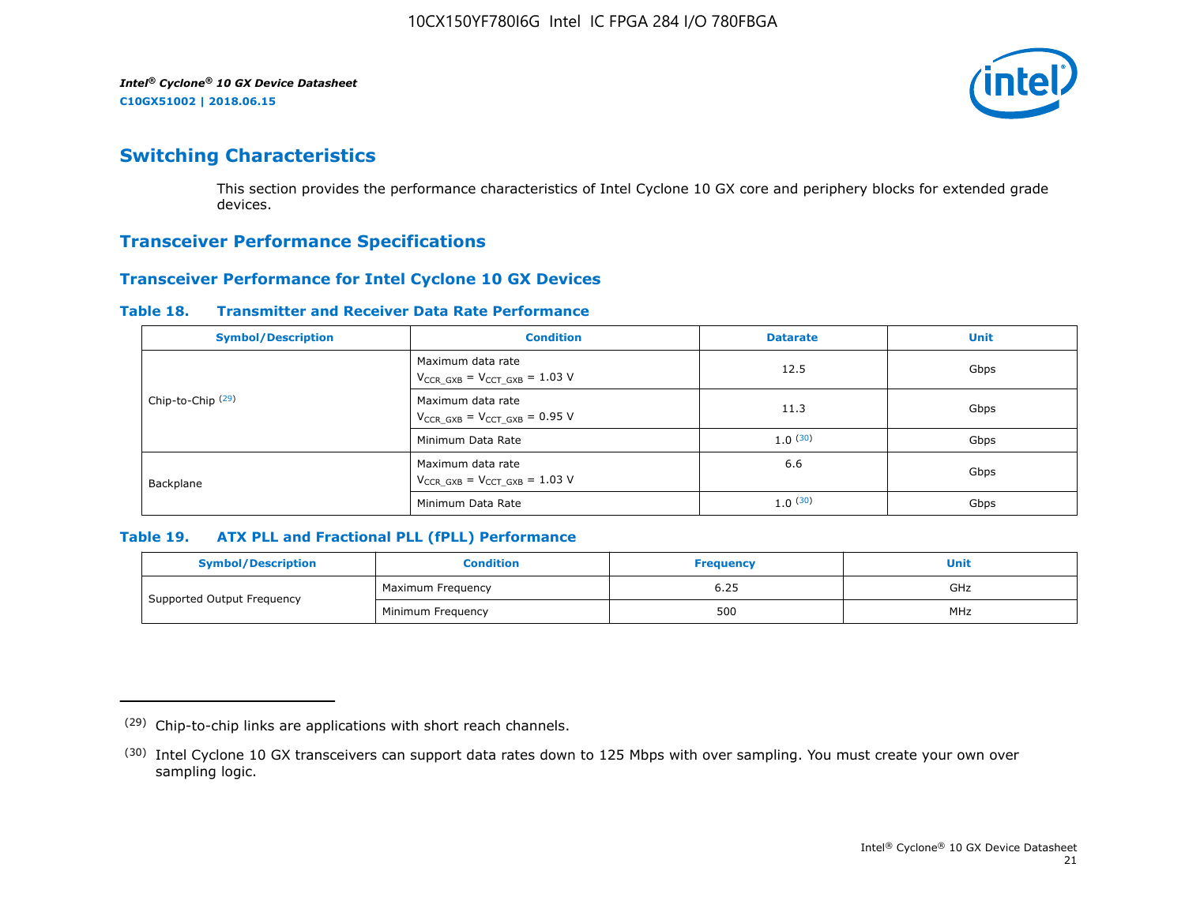## Switching Characteristics

This section provides the performance characteristics of Intel Cyclone 10 GX core and periphery blocks for extended grade devices.

## Transceiver Performance Specifications

### Transceiver Performance for Intel Cyclone 10 GX Devices

**Table 18. Transmitter and Receiver Data Rate Performance**

| Symbol/Description | Condition | Datarate | Unit |
|---|---|---|---|
| Chip-to-Chip [29] | Maximum data rate $V_{CCR\_GXB} = V_{CCT\_GXB} = 1.03$ V | 12.5 | Gbps |
| | Maximum data rate $V_{CCR\_GXB} = V_{CCT\_GXB} = 0.95$ V | 11.3 | Gbps |
| | Minimum Data Rate | 1.0 [30] | Gbps |
| Backplane | Maximum data rate $V_{CCR\_GXB} = V_{CCT\_GXB} = 1.03$ V | 6.6 | Gbps |
| | Minimum Data Rate | 1.0 [30] | Gbps |

**Table 19. ATX PLL and Fractional PLL (fPLL) Performance**

| Symbol/Description | Condition | Frequency | Unit |
|---|---|---|---|
| Supported Output Frequency | Maximum Frequency | 6.25 | GHz |
| | Minimum Frequency | 500 | MHz |

---

(29) Chip-to-chip links are applications with short reach channels.

(30) Intel Cyclone 10 GX transceivers can support data rates down to 125 Mbps with over sampling. You must create your own over sampling logic.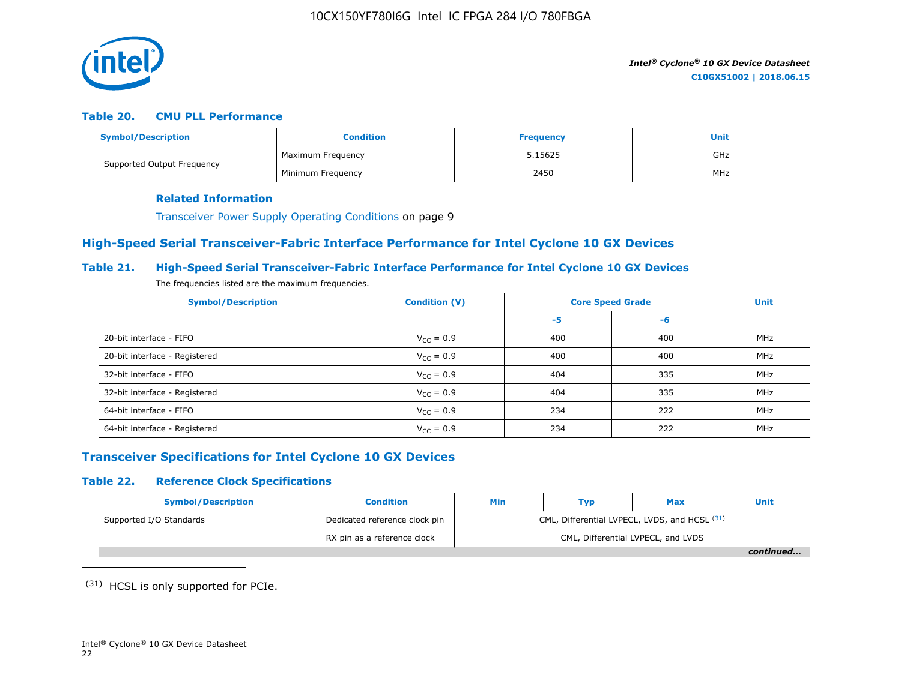### Table 20. CMU PLL Performance

| Symbol/Description | Condition | Frequency | Unit |
|---|---|---|---|
| Supported Output Frequency | Maximum Frequency | 5.15625 | GHz |
| | Minimum Frequency | 2450 | MHz |

**Related Information**

Transceiver Power Supply Operating Conditions on page 9

## High-Speed Serial Transceiver-Fabric Interface Performance for Intel Cyclone 10 GX Devices

### Table 21. High-Speed Serial Transceiver-Fabric Interface Performance for Intel Cyclone 10 GX Devices

The frequencies listed are the maximum frequencies.

| Symbol/Description | Condition (V) | Core Speed Grade | | Unit |
|---|---|---|---|---|
| | | -5 | -6 | |
| 20-bit interface - FIFO | $V_{CC}$ = 0.9 | 400 | 400 | MHz |
| 20-bit interface - Registered | $V_{CC}$ = 0.9 | 400 | 400 | MHz |
| 32-bit interface - FIFO | $V_{CC}$ = 0.9 | 404 | 335 | MHz |
| 32-bit interface - Registered | $V_{CC}$ = 0.9 | 404 | 335 | MHz |
| 64-bit interface - FIFO | $V_{CC}$ = 0.9 | 234 | 222 | MHz |
| 64-bit interface - Registered | $V_{CC}$ = 0.9 | 234 | 222 | MHz |

## Transceiver Specifications for Intel Cyclone 10 GX Devices

### Table 22. Reference Clock Specifications

| Symbol/Description | Condition | Min | Typ | Max | Unit |
|---|---|---|---|---|---|
| Supported I/O Standards | Dedicated reference clock pin | CML, Differential LVPECL, LVDS, and HCSL [31] | | | |
| | RX pin as a reference clock | CML, Differential LVPECL, and LVDS | | | |

*continued...*

(31) HCSL is only supported for PCIe.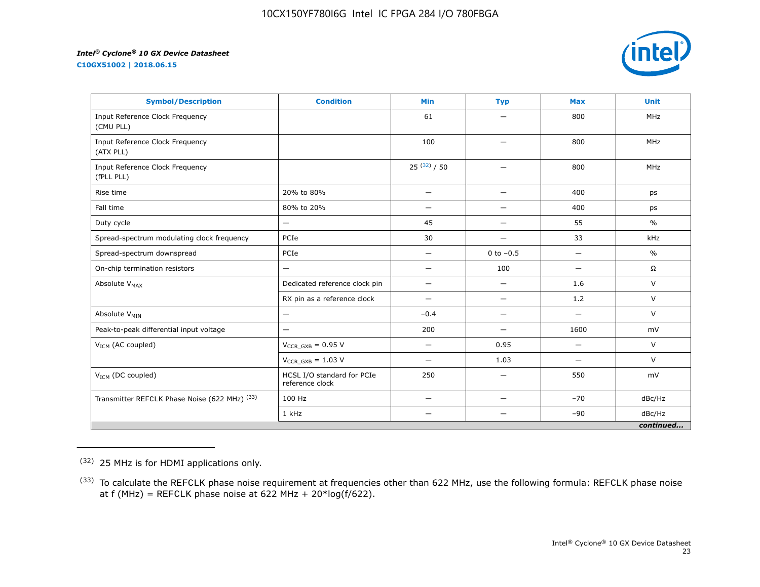| Symbol/Description | Condition | Min | Typ | Max | Unit |
| --- | --- | --- | --- | --- | --- |
| Input Reference Clock Frequency (CMU PLL) | | 61 | — | 800 | MHz |
| Input Reference Clock Frequency (ATX PLL) | | 100 | — | 800 | MHz |
| Input Reference Clock Frequency (fPLL PLL) | | 25 [(32)] / 50 | — | 800 | MHz |
| Rise time | 20% to 80% | — | — | 400 | ps |
| Fall time | 80% to 20% | — | — | 400 | ps |
| Duty cycle | — | 45 | — | 55 | % |
| Spread-spectrum modulating clock frequency | PCIe | 30 | — | 33 | kHz |
| Spread-spectrum downspread | PCIe | — | 0 to −0.5 | — | % |
| On-chip termination resistors | — | — | 100 | — | Ω |
| Absolute $V_{MAX}$ | Dedicated reference clock pin | — | — | 1.6 | V |
| | RX pin as a reference clock | — | — | 1.2 | V |
| Absolute $V_{MIN}$ | — | −0.4 | — | — | V |
| Peak-to-peak differential input voltage | — | 200 | — | 1600 | mV |
| $V_{ICM}$ (AC coupled) | $V_{CCR\_GXB}$ = 0.95 V | — | 0.95 | — | V |
| | $V_{CCR\_GXB}$ = 1.03 V | — | 1.03 | — | V |
| $V_{ICM}$ (DC coupled) | HCSL I/O standard for PCIe reference clock | 250 | — | 550 | mV |
| Transmitter REFCLK Phase Noise (622 MHz) [(33)] | 100 Hz | — | — | −70 | dBc/Hz |
| | 1 kHz | — | — | −90 | dBc/Hz |

*continued...*

(32) 25 MHz is for HDMI applications only.

(33) To calculate the REFCLK phase noise requirement at frequencies other than 622 MHz, use the following formula: REFCLK phase noise at f (MHz) = REFCLK phase noise at 622 MHz + 20*log(f/622).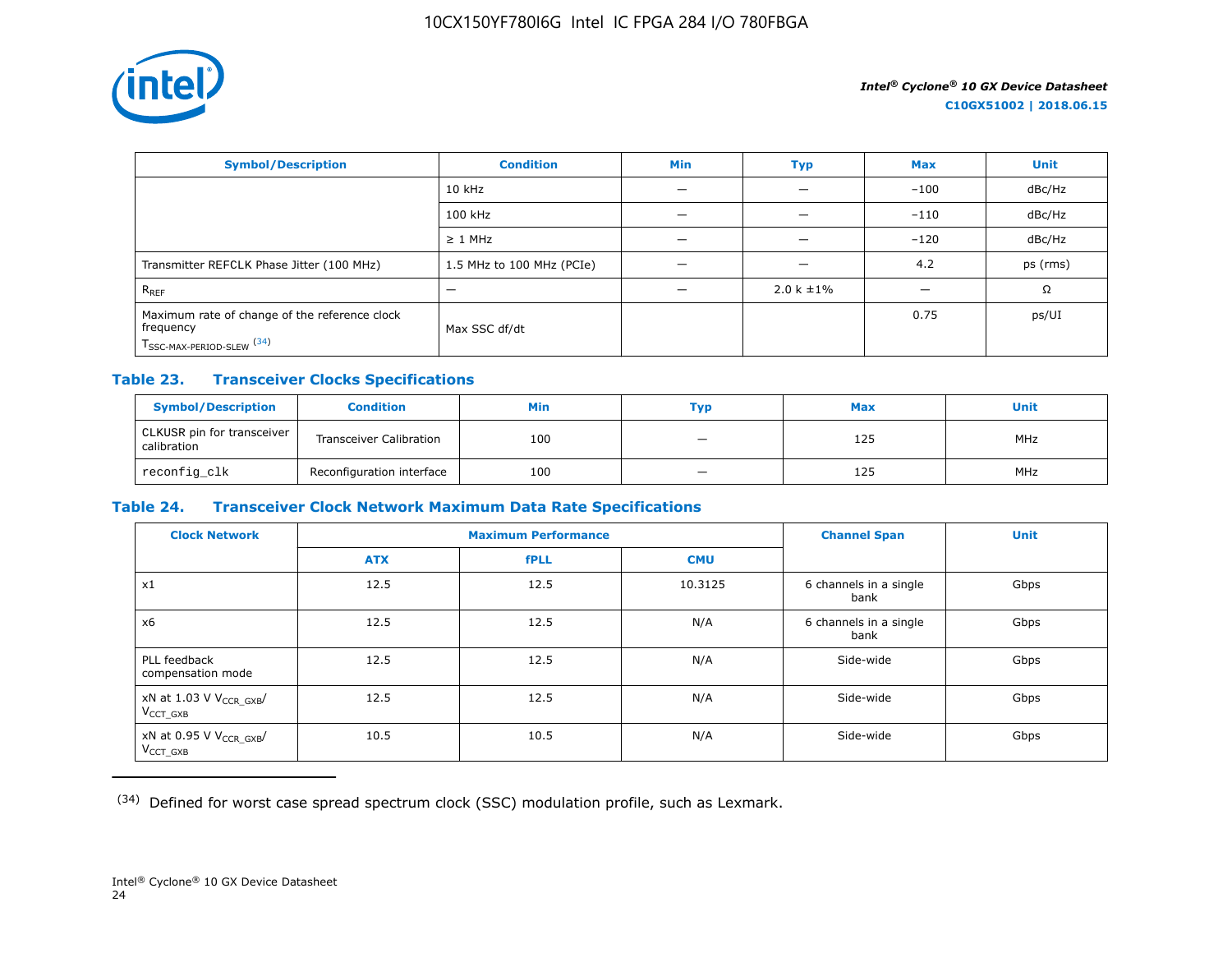| Symbol/Description | Condition | Min | Typ | Max | Unit |
|---|---|---|---|---|---|
| | 10 kHz | — | — | −100 | dBc/Hz |
| | 100 kHz | — | — | −110 | dBc/Hz |
| | ≥ 1 MHz | — | — | −120 | dBc/Hz |
| Transmitter REFCLK Phase Jitter (100 MHz) | 1.5 MHz to 100 MHz (PCIe) | — | — | 4.2 | ps (rms) |
| $R_{REF}$ | — | — | 2.0 k ±1% | — | Ω |
| Maximum rate of change of the reference clock frequency $T_{SSC\text{-}MAX\text{-}PERIOD\text{-}SLEW}$ [(34)] | Max SSC df/dt | | | 0.75 | ps/UI |

### Table 23. Transceiver Clocks Specifications

| Symbol/Description | Condition | Min | Typ | Max | Unit |
|---|---|---|---|---|---|
| CLKUSR pin for transceiver calibration | Transceiver Calibration | 100 | — | 125 | MHz |
| `reconfig_clk` | Reconfiguration interface | 100 | — | 125 | MHz |

### Table 24. Transceiver Clock Network Maximum Data Rate Specifications

| Clock Network | Maximum Performance | | | Channel Span | Unit |
|---|---|---|---|---|---|
| | ATX | fPLL | CMU | | |
| x1 | 12.5 | 12.5 | 10.3125 | 6 channels in a single bank | Gbps |
| x6 | 12.5 | 12.5 | N/A | 6 channels in a single bank | Gbps |
| PLL feedback compensation mode | 12.5 | 12.5 | N/A | Side-wide | Gbps |
| xN at 1.03 V $V_{CCR\_GXB}$/ $V_{CCT\_GXB}$ | 12.5 | 12.5 | N/A | Side-wide | Gbps |
| xN at 0.95 V $V_{CCR\_GXB}$/ $V_{CCT\_GXB}$ | 10.5 | 10.5 | N/A | Side-wide | Gbps |

(34) Defined for worst case spread spectrum clock (SSC) modulation profile, such as Lexmark.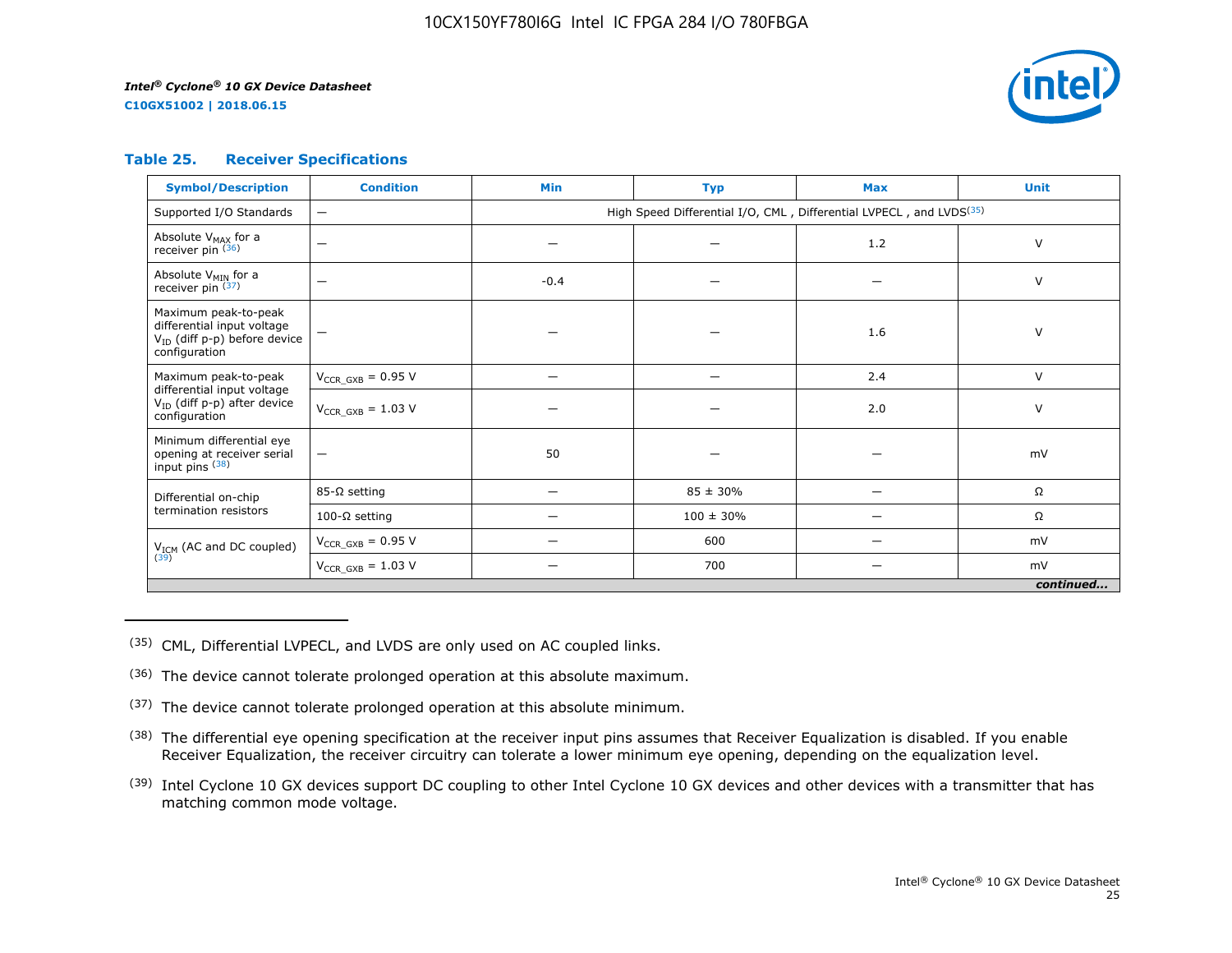### Table 25. Receiver Specifications

| Symbol/Description | Condition | Min | Typ | Max | Unit |
|---|---|---|---|---|---|
| Supported I/O Standards | — | High Speed Differential I/O, CML , Differential LVPECL , and LVDS[35] | | | |
| Absolute $V_{MAX}$ for a receiver pin [36] | — | — | — | 1.2 | V |
| Absolute $V_{MIN}$ for a receiver pin [37] | — | -0.4 | — | — | V |
| Maximum peak-to-peak differential input voltage $V_{ID}$ (diff p-p) before device configuration | — | — | — | 1.6 | V |
| Maximum peak-to-peak differential input voltage $V_{ID}$ (diff p-p) after device configuration | $V_{CCR\_GXB}$ = 0.95 V | — | — | 2.4 | V |
| | $V_{CCR\_GXB}$ = 1.03 V | — | — | 2.0 | V |
| Minimum differential eye opening at receiver serial input pins [38] | — | 50 | — | — | mV |
| Differential on-chip termination resistors | 85-Ω setting | — | 85 ± 30% | — | Ω |
| | 100-Ω setting | — | 100 ± 30% | — | Ω |
| $V_{ICM}$ (AC and DC coupled) [39] | $V_{CCR\_GXB}$ = 0.95 V | — | 600 | — | mV |
| | $V_{CCR\_GXB}$ = 1.03 V | — | 700 | — | mV |

*continued...*

(35) CML, Differential LVPECL, and LVDS are only used on AC coupled links.

(36) The device cannot tolerate prolonged operation at this absolute maximum.

(37) The device cannot tolerate prolonged operation at this absolute minimum.

(38) The differential eye opening specification at the receiver input pins assumes that Receiver Equalization is disabled. If you enable Receiver Equalization, the receiver circuitry can tolerate a lower minimum eye opening, depending on the equalization level.

(39) Intel Cyclone 10 GX devices support DC coupling to other Intel Cyclone 10 GX devices and other devices with a transmitter that has matching common mode voltage.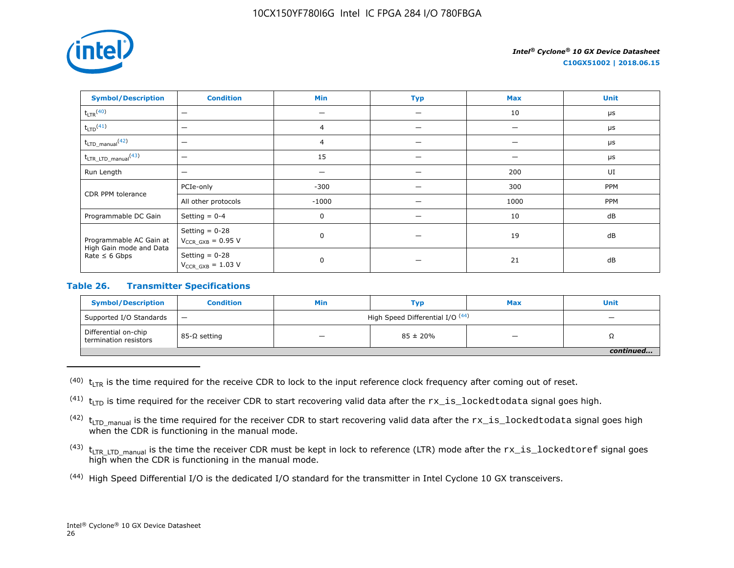| Symbol/Description | Condition | Min | Typ | Max | Unit |
| --- | --- | --- | --- | --- | --- |
| $t_{LTR}$[40] | — | — | — | 10 | µs |
| $t_{LTD}$[41] | — | 4 | — | — | µs |
| $t_{LTD\_manual}$[42] | — | 4 | — | — | µs |
| $t_{LTR\_LTD\_manual}$[43] | — | 15 | — | — | µs |
| Run Length | — | — | — | 200 | UI |
| CDR PPM tolerance | PCIe-only | -300 | — | 300 | PPM |
| | All other protocols | -1000 | — | 1000 | PPM |
| Programmable DC Gain | Setting = 0-4 | 0 | — | 10 | dB |
| Programmable AC Gain at High Gain mode and Data Rate ≤ 6 Gbps | Setting = 0-28 $V_{CCR\_GXB}$ = 0.95 V | 0 | — | 19 | dB |
| | Setting = 0-28 $V_{CCR\_GXB}$ = 1.03 V | 0 | — | 21 | dB |

### Table 26. Transmitter Specifications

| Symbol/Description | Condition | Min | Typ | Max | Unit |
| --- | --- | --- | --- | --- | --- |
| Supported I/O Standards | — | High Speed Differential I/O [44] | | | — |
| Differential on-chip termination resistors | 85-Ω setting | — | 85 ± 20% | — | Ω |

*continued...*

(40) $t_{LTR}$ is the time required for the receive CDR to lock to the input reference clock frequency after coming out of reset.

(41) $t_{LTD}$ is time required for the receiver CDR to start recovering valid data after the `rx_is_lockedtodata` signal goes high.

(42) $t_{LTD\_manual}$ is the time required for the receiver CDR to start recovering valid data after the `rx_is_lockedtodata` signal goes high when the CDR is functioning in the manual mode.

(43) $t_{LTR\_LTD\_manual}$ is the time the receiver CDR must be kept in lock to reference (LTR) mode after the `rx_is_lockedtoref` signal goes high when the CDR is functioning in the manual mode.

(44) High Speed Differential I/O is the dedicated I/O standard for the transmitter in Intel Cyclone 10 GX transceivers.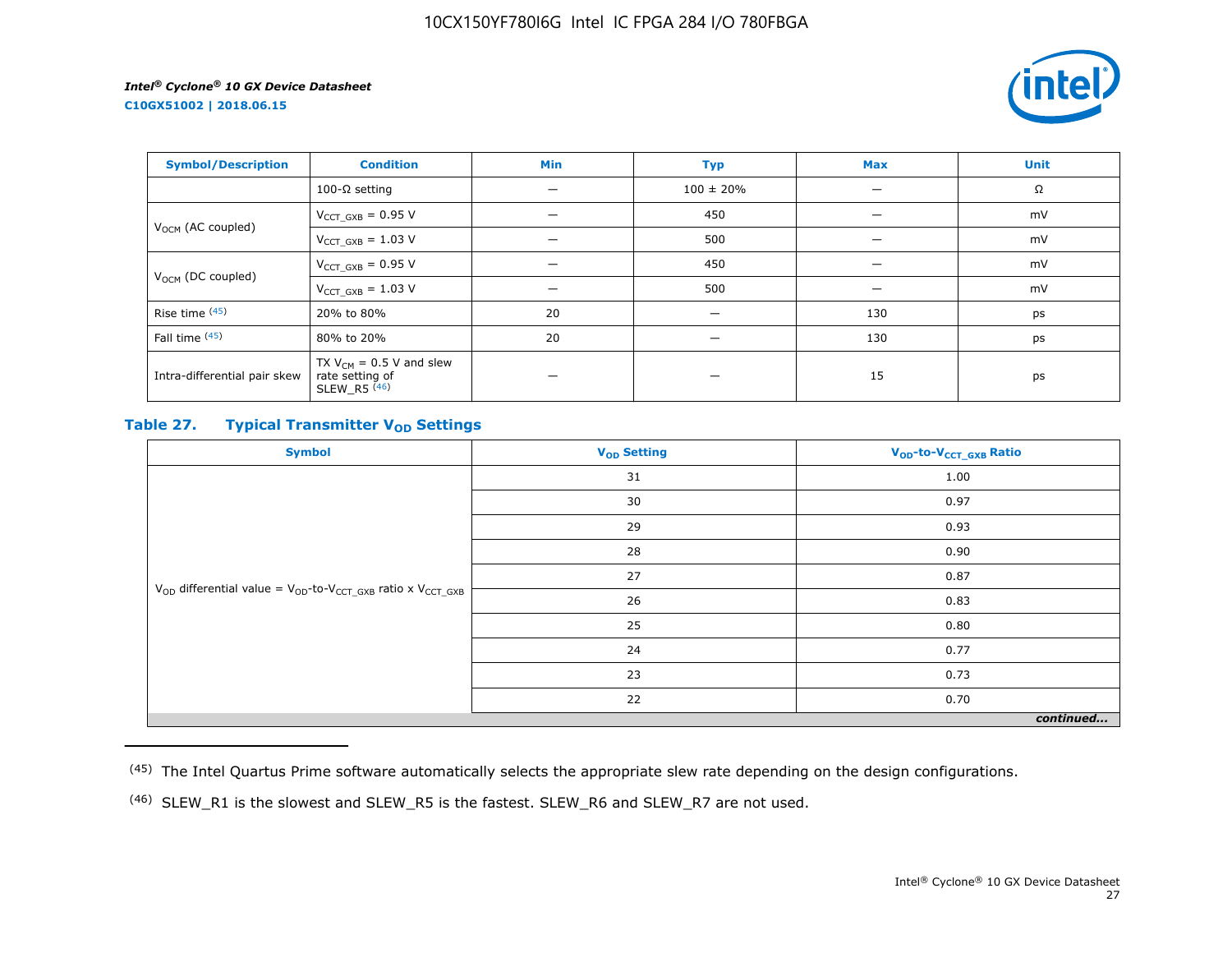| Symbol/Description | Condition | Min | Typ | Max | Unit |
|---|---|---|---|---|---|
| | 100-Ω setting | — | 100 ± 20% | — | Ω |
| $V_{OCM}$ (AC coupled) | $V_{CCT\_GXB}$ = 0.95 V | — | 450 | — | mV |
| | $V_{CCT\_GXB}$ = 1.03 V | — | 500 | — | mV |
| $V_{OCM}$ (DC coupled) | $V_{CCT\_GXB}$ = 0.95 V | — | 450 | — | mV |
| | $V_{CCT\_GXB}$ = 1.03 V | — | 500 | — | mV |
| Rise time (45) | 20% to 80% | 20 | — | 130 | ps |
| Fall time (45) | 80% to 20% | 20 | — | 130 | ps |
| Intra-differential pair skew | TX $V_{CM}$ = 0.5 V and slew rate setting of SLEW_R5 (46) | — | — | 15 | ps |

### Table 27. Typical Transmitter $V_{OD}$ Settings

| Symbol | $V_{OD}$ Setting | $V_{OD}$-to-$V_{CCT\_GXB}$ Ratio |
|---|---|---|
| $V_{OD}$ differential value = $V_{OD}$-to-$V_{CCT\_GXB}$ ratio x $V_{CCT\_GXB}$ | 31 | 1.00 |
| | 30 | 0.97 |
| | 29 | 0.93 |
| | 28 | 0.90 |
| | 27 | 0.87 |
| | 26 | 0.83 |
| | 25 | 0.80 |
| | 24 | 0.77 |
| | 23 | 0.73 |
| | 22 | 0.70 |

*continued...*

(45) The Intel Quartus Prime software automatically selects the appropriate slew rate depending on the design configurations.

(46) SLEW_R1 is the slowest and SLEW_R5 is the fastest. SLEW_R6 and SLEW_R7 are not used.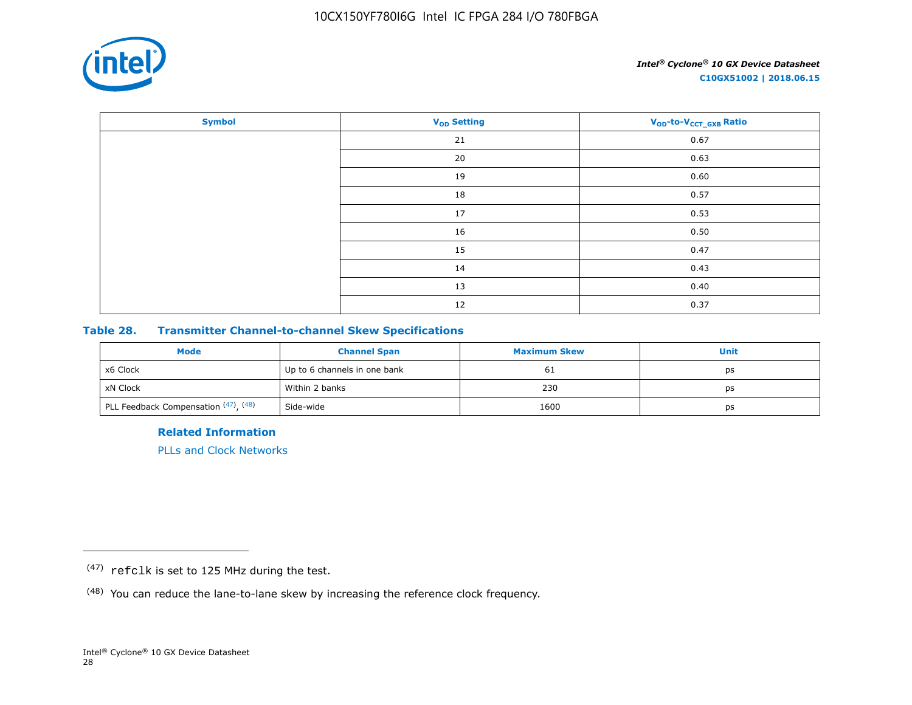| Symbol | $V_{OD}$ Setting | $V_{OD}$-to-$V_{CCT\_GXB}$ Ratio |
|---|---|---|
| | 21 | 0.67 |
| | 20 | 0.63 |
| | 19 | 0.60 |
| | 18 | 0.57 |
| | 17 | 0.53 |
| | 16 | 0.50 |
| | 15 | 0.47 |
| | 14 | 0.43 |
| | 13 | 0.40 |
| | 12 | 0.37 |

### Table 28. Transmitter Channel-to-channel Skew Specifications

| Mode | Channel Span | Maximum Skew | Unit |
|---|---|---|---|
| x6 Clock | Up to 6 channels in one bank | 61 | ps |
| xN Clock | Within 2 banks | 230 | ps |
| PLL Feedback Compensation [47], [48] | Side-wide | 1600 | ps |

**Related Information**

PLLs and Clock Networks

---

[47] refclk is set to 125 MHz during the test.

[48] You can reduce the lane-to-lane skew by increasing the reference clock frequency.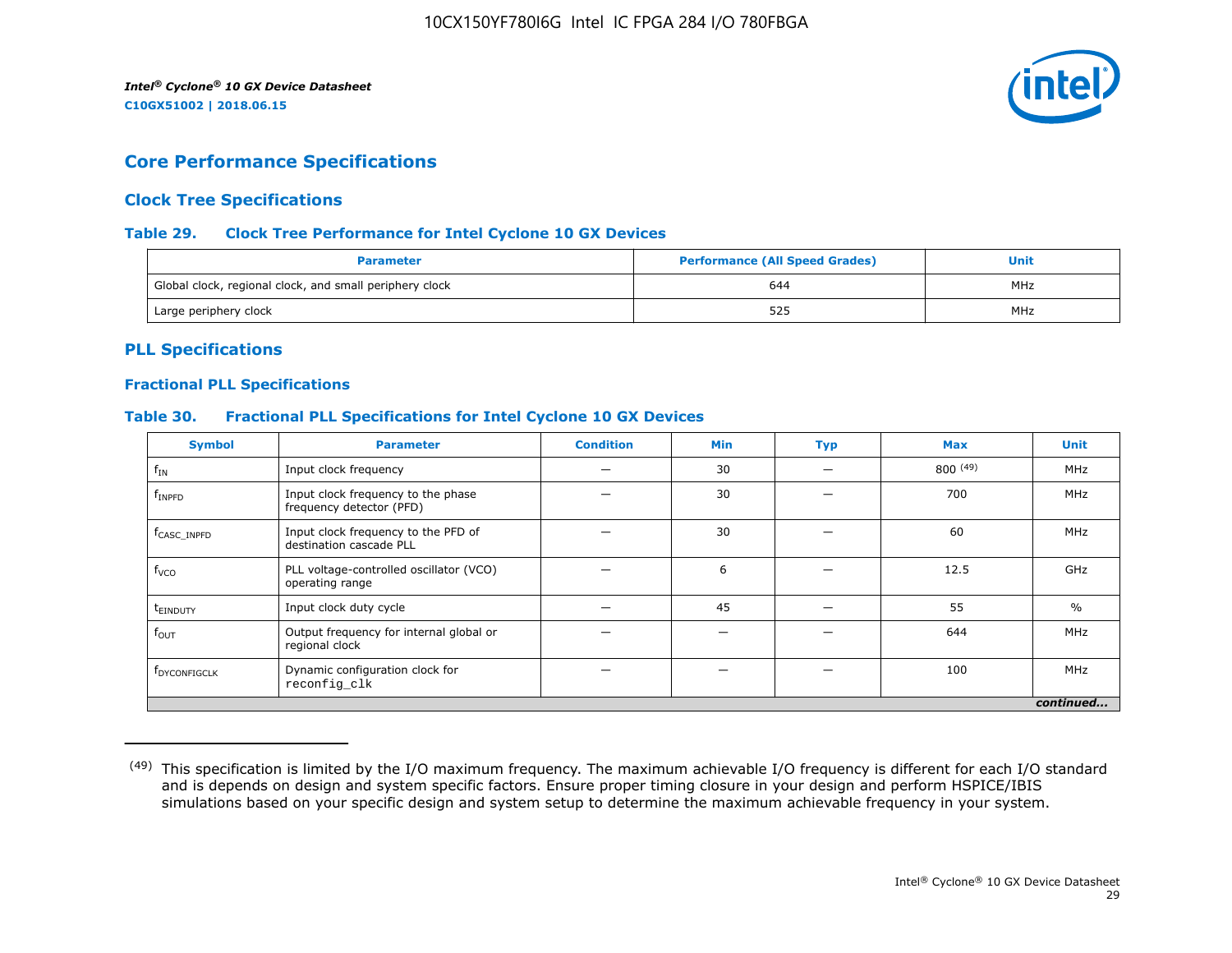## Core Performance Specifications

### Clock Tree Specifications

#### Table 29. Clock Tree Performance for Intel Cyclone 10 GX Devices

| Parameter | Performance (All Speed Grades) | Unit |
|---|---|---|
| Global clock, regional clock, and small periphery clock | 644 | MHz |
| Large periphery clock | 525 | MHz |

### PLL Specifications

#### Fractional PLL Specifications

#### Table 30. Fractional PLL Specifications for Intel Cyclone 10 GX Devices

| Symbol | Parameter | Condition | Min | Typ | Max | Unit |
|---|---|---|---|---|---|---|
| $f_{IN}$ | Input clock frequency | — | 30 | — | 800 (49) | MHz |
| $f_{INPFD}$ | Input clock frequency to the phase frequency detector (PFD) | — | 30 | — | 700 | MHz |
| $f_{CASC\_INPFD}$ | Input clock frequency to the PFD of destination cascade PLL | — | 30 | — | 60 | MHz |
| $f_{VCO}$ | PLL voltage-controlled oscillator (VCO) operating range | — | 6 | — | 12.5 | GHz |
| $t_{EINDUTY}$ | Input clock duty cycle | — | 45 | — | 55 | % |
| $f_{OUT}$ | Output frequency for internal global or regional clock | — | — | — | 644 | MHz |
| $f_{DYCONFIGCLK}$ | Dynamic configuration clock for `reconfig_clk` | — | — | — | 100 | MHz |

*continued...*

(49) This specification is limited by the I/O maximum frequency. The maximum achievable I/O frequency is different for each I/O standard and is depends on design and system specific factors. Ensure proper timing closure in your design and perform HSPICE/IBIS simulations based on your specific design and system setup to determine the maximum achievable frequency in your system.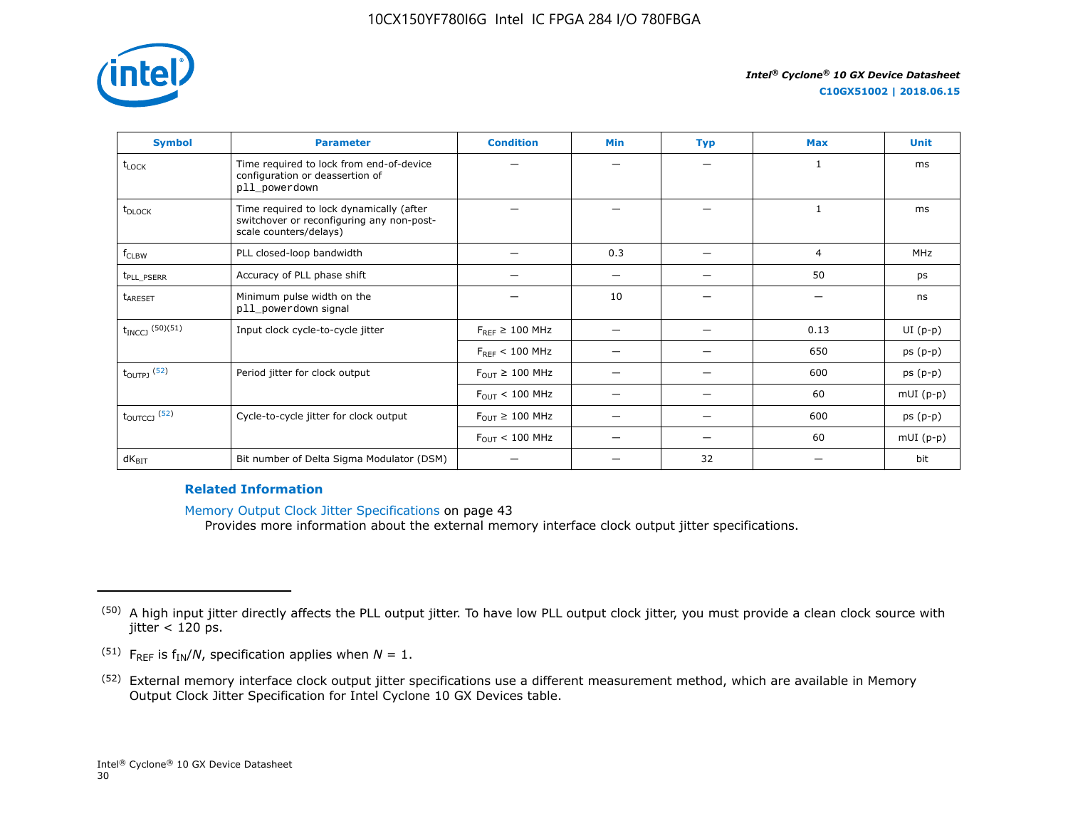| Symbol | Parameter | Condition | Min | Typ | Max | Unit |
|---|---|---|---|---|---|---|
| $t_{LOCK}$ | Time required to lock from end-of-device configuration or deassertion of pll_powerdown | — | — | — | 1 | ms |
| $t_{DLOCK}$ | Time required to lock dynamically (after switchover or reconfiguring any non-post-scale counters/delays) | — | — | — | 1 | ms |
| $f_{CLBW}$ | PLL closed-loop bandwidth | — | 0.3 | — | 4 | MHz |
| $t_{PLL\_PSERR}$ | Accuracy of PLL phase shift | — | — | — | 50 | ps |
| $t_{ARESET}$ | Minimum pulse width on the pll_powerdown signal | — | 10 | — | — | ns |
| $t_{INCCJ}$ (50)(51) | Input clock cycle-to-cycle jitter | $F_{REF} \geq 100$ MHz | — | — | 0.13 | UI (p-p) |
| | | $F_{REF} < 100$ MHz | — | — | 650 | ps (p-p) |
| $t_{OUTPJ}$ (52) | Period jitter for clock output | $F_{OUT} \geq 100$ MHz | — | — | 600 | ps (p-p) |
| | | $F_{OUT} < 100$ MHz | — | — | 60 | mUI (p-p) |
| $t_{OUTCCJ}$ (52) | Cycle-to-cycle jitter for clock output | $F_{OUT} \geq 100$ MHz | — | — | 600 | ps (p-p) |
| | | $F_{OUT} < 100$ MHz | — | — | 60 | mUI (p-p) |
| $dK_{BIT}$ | Bit number of Delta Sigma Modulator (DSM) | — | — | 32 | — | bit |

**Related Information**

Memory Output Clock Jitter Specifications on page 43
Provides more information about the external memory interface clock output jitter specifications.

---

(50) A high input jitter directly affects the PLL output jitter. To have low PLL output clock jitter, you must provide a clean clock source with jitter < 120 ps.

(51) $F_{REF}$ is $f_{IN}/N$, specification applies when $N = 1$.

(52) External memory interface clock output jitter specifications use a different measurement method, which are available in Memory Output Clock Jitter Specification for Intel Cyclone 10 GX Devices table.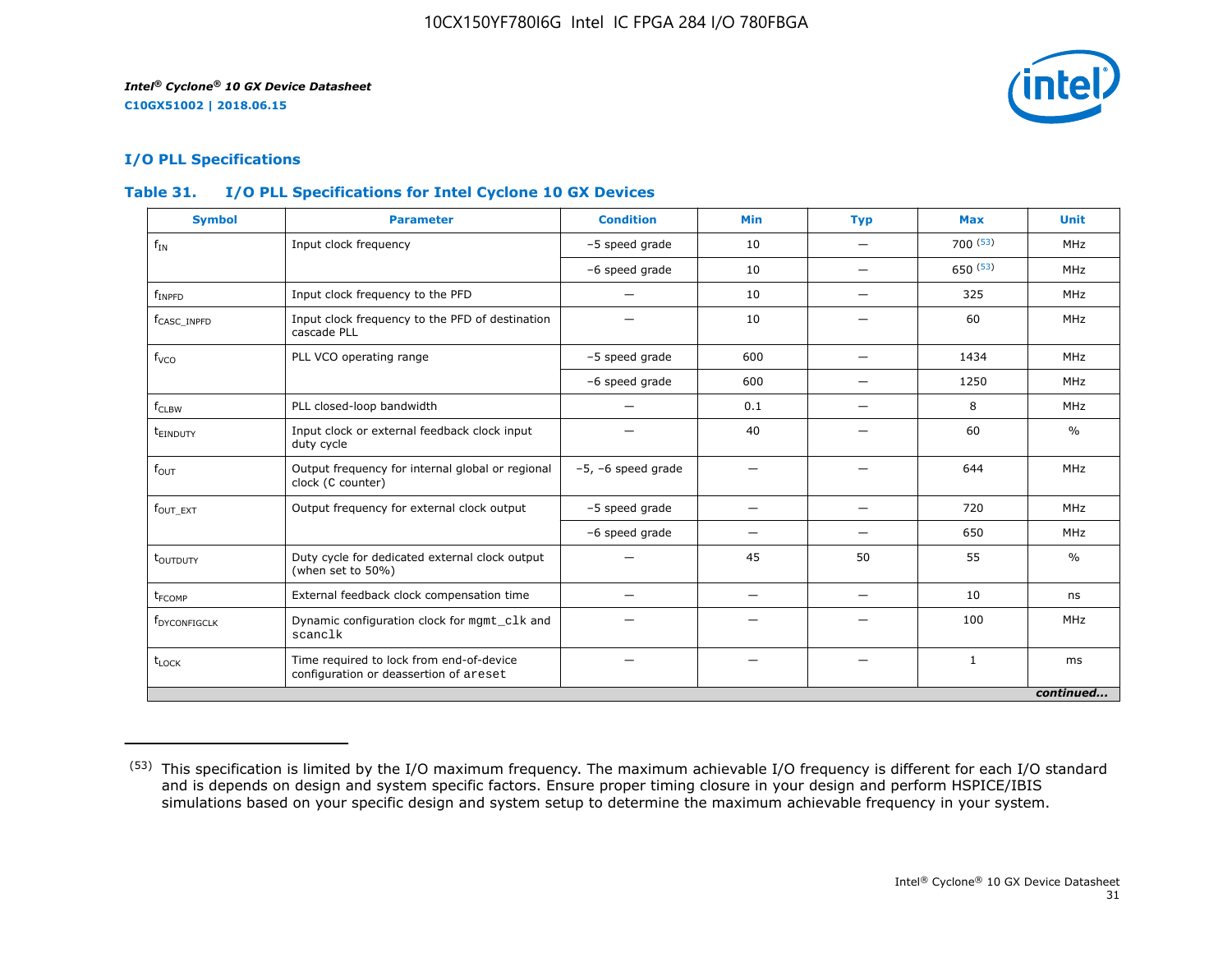## I/O PLL Specifications

### Table 31. I/O PLL Specifications for Intel Cyclone 10 GX Devices

| Symbol | Parameter | Condition | Min | Typ | Max | Unit |
|---|---|---|---|---|---|---|
| $f_{IN}$ | Input clock frequency | –5 speed grade | 10 | — | 700 [53] | MHz |
| | | –6 speed grade | 10 | — | 650 [53] | MHz |
| $f_{INPFD}$ | Input clock frequency to the PFD | — | 10 | — | 325 | MHz |
| $f_{CASC\_INPFD}$ | Input clock frequency to the PFD of destination cascade PLL | — | 10 | — | 60 | MHz |
| $f_{VCO}$ | PLL VCO operating range | –5 speed grade | 600 | — | 1434 | MHz |
| | | –6 speed grade | 600 | — | 1250 | MHz |
| $f_{CLBW}$ | PLL closed-loop bandwidth | — | 0.1 | — | 8 | MHz |
| $t_{EINDUTY}$ | Input clock or external feedback clock input duty cycle | — | 40 | — | 60 | % |
| $f_{OUT}$ | Output frequency for internal global or regional clock (C counter) | –5, –6 speed grade | — | — | 644 | MHz |
| $f_{OUT\_EXT}$ | Output frequency for external clock output | –5 speed grade | — | — | 720 | MHz |
| | | –6 speed grade | — | — | 650 | MHz |
| $t_{OUTDUTY}$ | Duty cycle for dedicated external clock output (when set to 50%) | — | 45 | 50 | 55 | % |
| $t_{FCOMP}$ | External feedback clock compensation time | — | — | — | 10 | ns |
| $f_{DYCONFIGCLK}$ | Dynamic configuration clock for `mgmt_clk` and `scanclk` | — | — | — | 100 | MHz |
| $t_{LOCK}$ | Time required to lock from end-of-device configuration or deassertion of `areset` | — | — | — | 1 | ms |

*continued...*

(53) This specification is limited by the I/O maximum frequency. The maximum achievable I/O frequency is different for each I/O standard and is depends on design and system specific factors. Ensure proper timing closure in your design and perform HSPICE/IBIS simulations based on your specific design and system setup to determine the maximum achievable frequency in your system.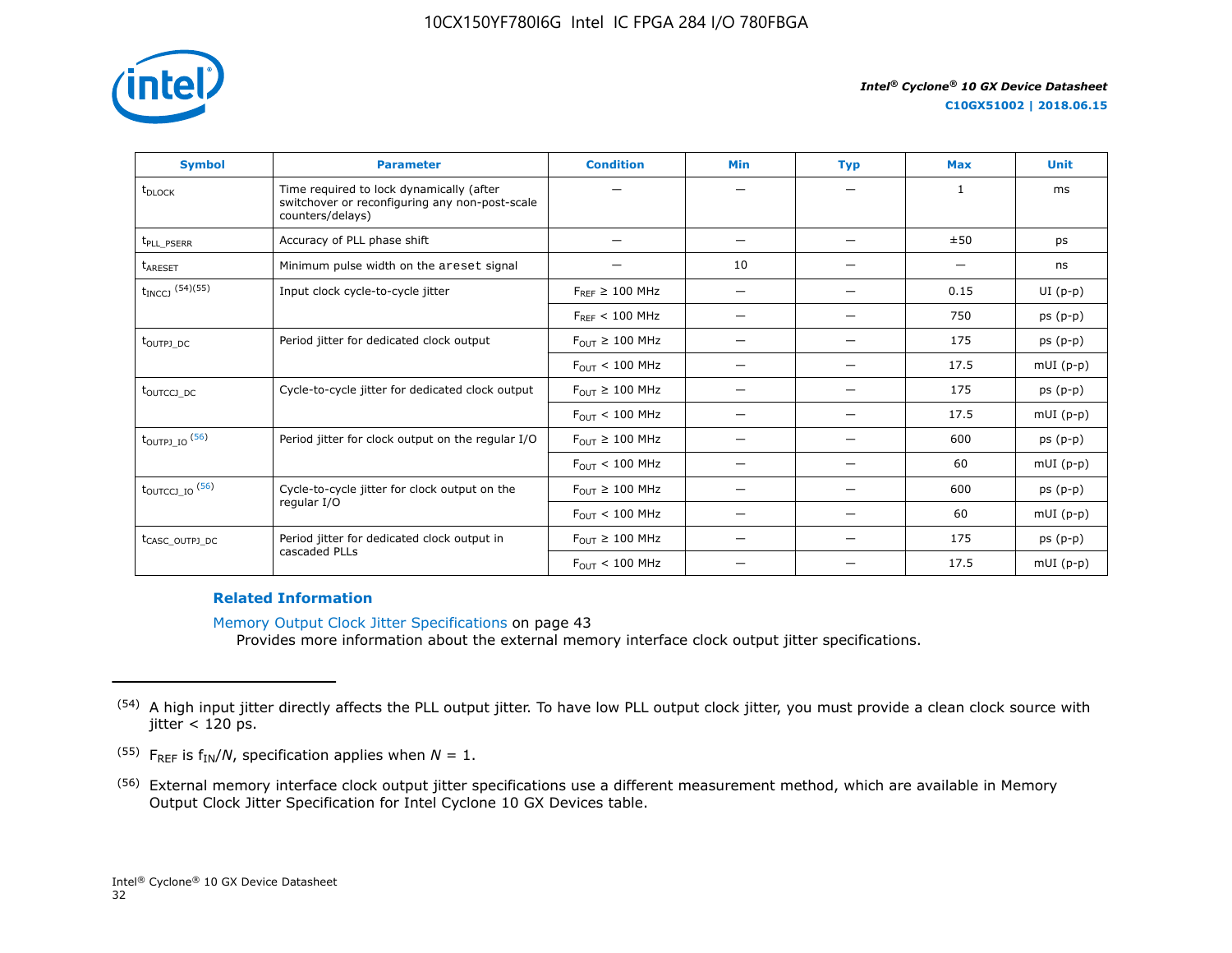| Symbol | Parameter | Condition | Min | Typ | Max | Unit |
|---|---|---|---|---|---|---|
| $t_{DLOCK}$ | Time required to lock dynamically (after switchover or reconfiguring any non-post-scale counters/delays) | — | — | — | 1 | ms |
| $t_{PLL\_PSERR}$ | Accuracy of PLL phase shift | — | — | — | ±50 | ps |
| $t_{ARESET}$ | Minimum pulse width on the areset signal | — | 10 | — | — | ns |
| $t_{INCCJ}$ (54)(55) | Input clock cycle-to-cycle jitter | $F_{REF}$ ≥ 100 MHz | — | — | 0.15 | UI (p-p) |
| | | $F_{REF}$ < 100 MHz | — | — | 750 | ps (p-p) |
| $t_{OUTPJ\_DC}$ | Period jitter for dedicated clock output | $F_{OUT}$ ≥ 100 MHz | — | — | 175 | ps (p-p) |
| | | $F_{OUT}$ < 100 MHz | — | — | 17.5 | mUI (p-p) |
| $t_{OUTCCJ\_DC}$ | Cycle-to-cycle jitter for dedicated clock output | $F_{OUT}$ ≥ 100 MHz | — | — | 175 | ps (p-p) |
| | | $F_{OUT}$ < 100 MHz | — | — | 17.5 | mUI (p-p) |
| $t_{OUTPJ\_IO}$ (56) | Period jitter for clock output on the regular I/O | $F_{OUT}$ ≥ 100 MHz | — | — | 600 | ps (p-p) |
| | | $F_{OUT}$ < 100 MHz | — | — | 60 | mUI (p-p) |
| $t_{OUTCCJ\_IO}$ (56) | Cycle-to-cycle jitter for clock output on the regular I/O | $F_{OUT}$ ≥ 100 MHz | — | — | 600 | ps (p-p) |
| | | $F_{OUT}$ < 100 MHz | — | — | 60 | mUI (p-p) |
| $t_{CASC\_OUTPJ\_DC}$ | Period jitter for dedicated clock output in cascaded PLLs | $F_{OUT}$ ≥ 100 MHz | — | — | 175 | ps (p-p) |
| | | $F_{OUT}$ < 100 MHz | — | — | 17.5 | mUI (p-p) |

**Related Information**

Memory Output Clock Jitter Specifications on page 43

Provides more information about the external memory interface clock output jitter specifications.

---

(54) A high input jitter directly affects the PLL output jitter. To have low PLL output clock jitter, you must provide a clean clock source with jitter < 120 ps.

(55) $F_{REF}$ is $f_{IN}/N$, specification applies when $N = 1$.

(56) External memory interface clock output jitter specifications use a different measurement method, which are available in Memory Output Clock Jitter Specification for Intel Cyclone 10 GX Devices table.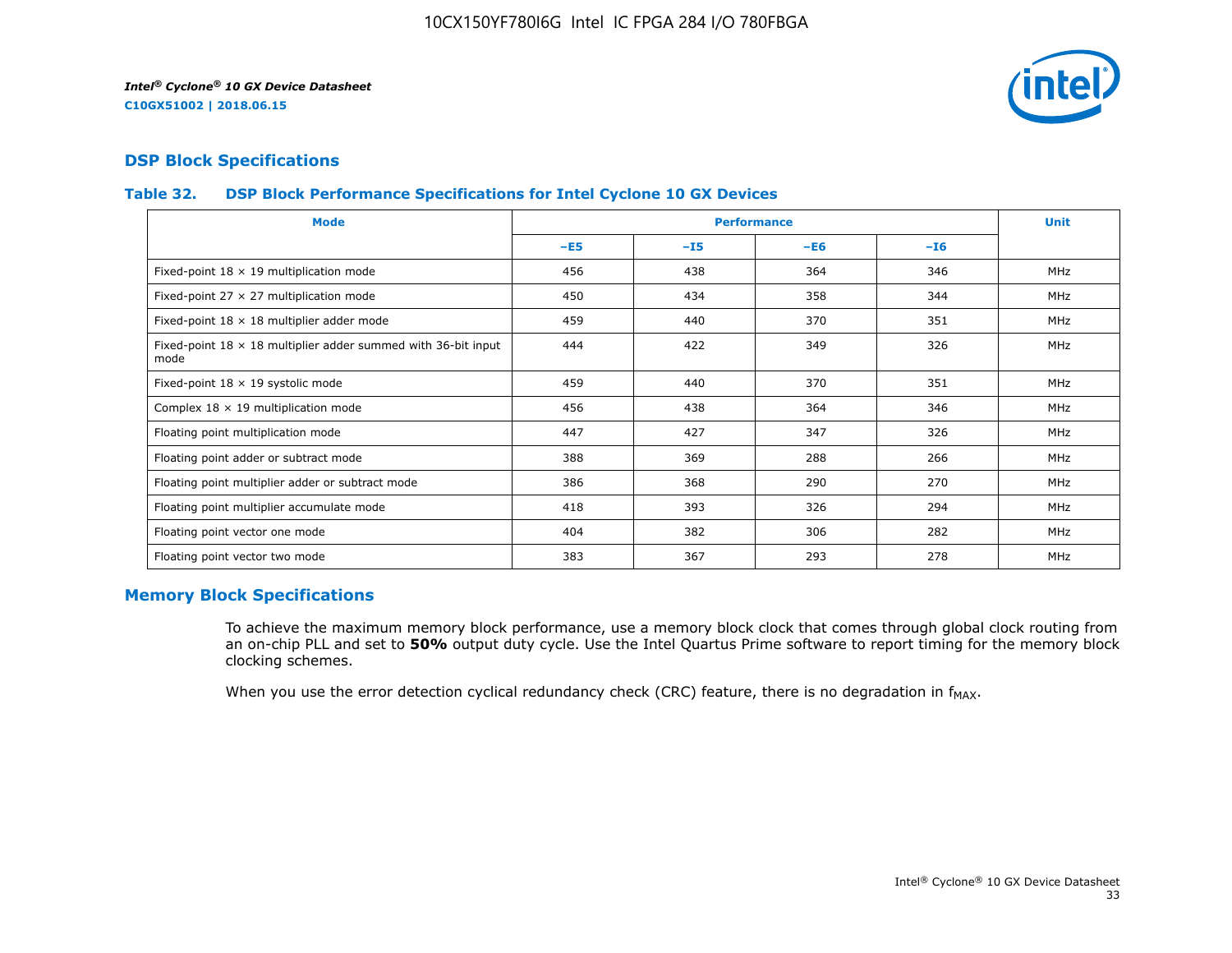## DSP Block Specifications

### Table 32. DSP Block Performance Specifications for Intel Cyclone 10 GX Devices

| Mode | Performance | | | | Unit |
|---|---|---|---|---|---|
| | –E5 | –I5 | –E6 | –I6 | |
| Fixed-point 18 × 19 multiplication mode | 456 | 438 | 364 | 346 | MHz |
| Fixed-point 27 × 27 multiplication mode | 450 | 434 | 358 | 344 | MHz |
| Fixed-point 18 × 18 multiplier adder mode | 459 | 440 | 370 | 351 | MHz |
| Fixed-point 18 × 18 multiplier adder summed with 36-bit input mode | 444 | 422 | 349 | 326 | MHz |
| Fixed-point 18 × 19 systolic mode | 459 | 440 | 370 | 351 | MHz |
| Complex 18 × 19 multiplication mode | 456 | 438 | 364 | 346 | MHz |
| Floating point multiplication mode | 447 | 427 | 347 | 326 | MHz |
| Floating point adder or subtract mode | 388 | 369 | 288 | 266 | MHz |
| Floating point multiplier adder or subtract mode | 386 | 368 | 290 | 270 | MHz |
| Floating point multiplier accumulate mode | 418 | 393 | 326 | 294 | MHz |
| Floating point vector one mode | 404 | 382 | 306 | 282 | MHz |
| Floating point vector two mode | 383 | 367 | 293 | 278 | MHz |

## Memory Block Specifications

To achieve the maximum memory block performance, use a memory block clock that comes through global clock routing from an on-chip PLL and set to **50%** output duty cycle. Use the Intel Quartus Prime software to report timing for the memory block clocking schemes.

When you use the error detection cyclical redundancy check (CRC) feature, there is no degradation in $f_{MAX}$.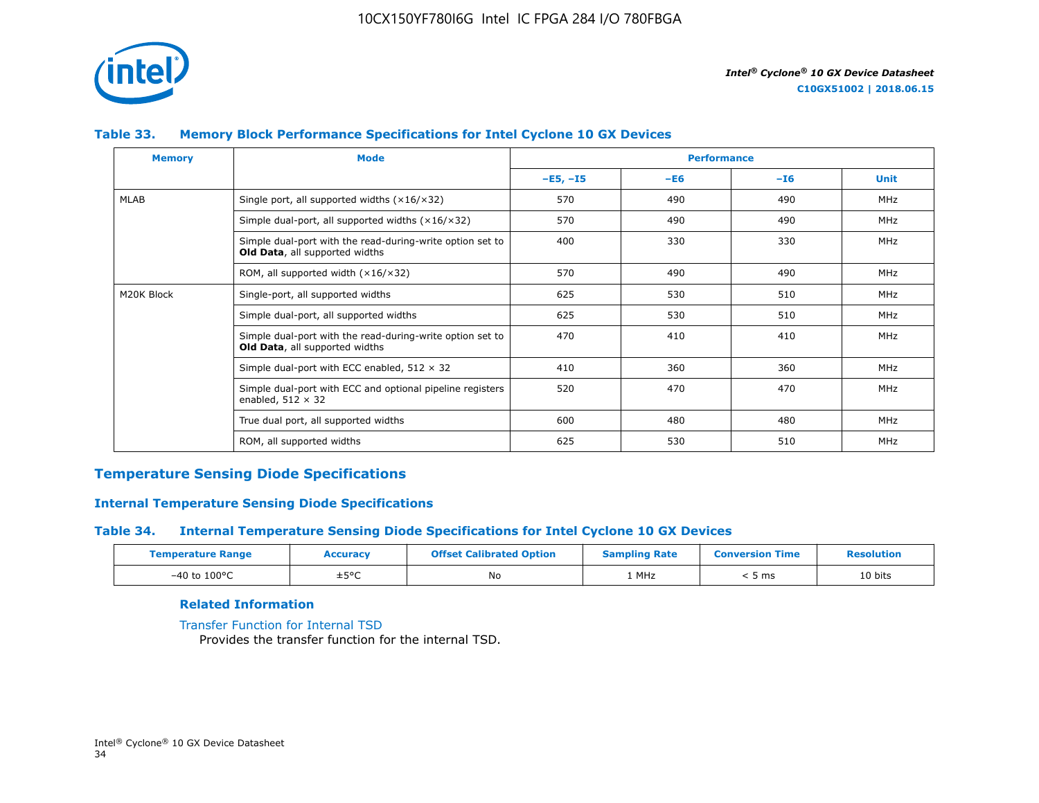**Table 33. Memory Block Performance Specifications for Intel Cyclone 10 GX Devices**

| Memory | Mode | Performance | | | |
|---|---|---|---|---|---|
| | | –E5, –I5 | –E6 | –I6 | Unit |
| MLAB | Single port, all supported widths (×16/×32) | 570 | 490 | 490 | MHz |
| | Simple dual-port, all supported widths (×16/×32) | 570 | 490 | 490 | MHz |
| | Simple dual-port with the read-during-write option set to **Old Data**, all supported widths | 400 | 330 | 330 | MHz |
| | ROM, all supported width (×16/×32) | 570 | 490 | 490 | MHz |
| M20K Block | Single-port, all supported widths | 625 | 530 | 510 | MHz |
| | Simple dual-port, all supported widths | 625 | 530 | 510 | MHz |
| | Simple dual-port with the read-during-write option set to **Old Data**, all supported widths | 470 | 410 | 410 | MHz |
| | Simple dual-port with ECC enabled, 512 × 32 | 410 | 360 | 360 | MHz |
| | Simple dual-port with ECC and optional pipeline registers enabled, 512 × 32 | 520 | 470 | 470 | MHz |
| | True dual port, all supported widths | 600 | 480 | 480 | MHz |
| | ROM, all supported widths | 625 | 530 | 510 | MHz |

## Temperature Sensing Diode Specifications

### Internal Temperature Sensing Diode Specifications

**Table 34. Internal Temperature Sensing Diode Specifications for Intel Cyclone 10 GX Devices**

| Temperature Range | Accuracy | Offset Calibrated Option | Sampling Rate | Conversion Time | Resolution |
|---|---|---|---|---|---|
| –40 to 100°C | ±5°C | No | 1 MHz | < 5 ms | 10 bits |

**Related Information**

Transfer Function for Internal TSD
Provides the transfer function for the internal TSD.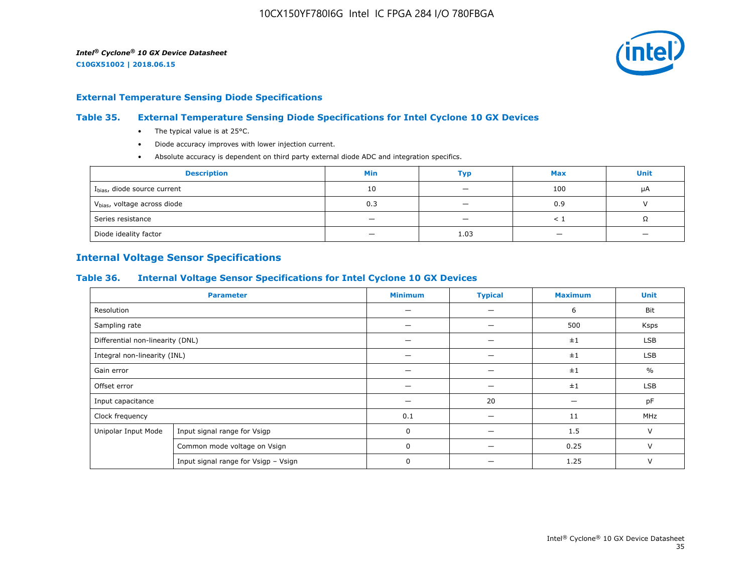## External Temperature Sensing Diode Specifications

### Table 35. External Temperature Sensing Diode Specifications for Intel Cyclone 10 GX Devices

- The typical value is at 25°C.
- Diode accuracy improves with lower injection current.
- Absolute accuracy is dependent on third party external diode ADC and integration specifics.

| Description | Min | Typ | Max | Unit |
|---|---|---|---|---|
| $I_{bias}$, diode source current | 10 | — | 100 | μA |
| $V_{bias}$, voltage across diode | 0.3 | — | 0.9 | V |
| Series resistance | — | — | < 1 | Ω |
| Diode ideality factor | — | 1.03 | — | — |

## Internal Voltage Sensor Specifications

### Table 36. Internal Voltage Sensor Specifications for Intel Cyclone 10 GX Devices

| Parameter | | Minimum | Typical | Maximum | Unit |
|---|---|---|---|---|---|
| Resolution | | — | — | 6 | Bit |
| Sampling rate | | — | — | 500 | Ksps |
| Differential non-linearity (DNL) | | — | — | ±1 | LSB |
| Integral non-linearity (INL) | | — | — | ±1 | LSB |
| Gain error | | — | — | ±1 | % |
| Offset error | | — | — | ±1 | LSB |
| Input capacitance | | — | 20 | — | pF |
| Clock frequency | | 0.1 | — | 11 | MHz |
| Unipolar Input Mode | Input signal range for Vsigp | 0 | — | 1.5 | V |
| | Common mode voltage on Vsign | 0 | — | 0.25 | V |
| | Input signal range for Vsigp – Vsign | 0 | — | 1.25 | V |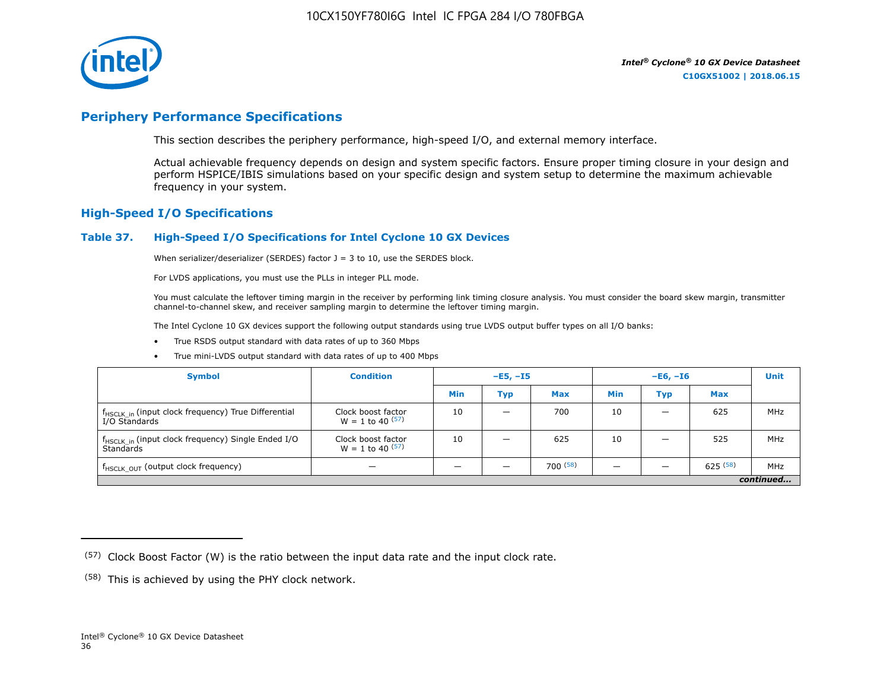## Periphery Performance Specifications

This section describes the periphery performance, high-speed I/O, and external memory interface.

Actual achievable frequency depends on design and system specific factors. Ensure proper timing closure in your design and perform HSPICE/IBIS simulations based on your specific design and system setup to determine the maximum achievable frequency in your system.

### High-Speed I/O Specifications

#### Table 37. High-Speed I/O Specifications for Intel Cyclone 10 GX Devices

When serializer/deserializer (SERDES) factor J = 3 to 10, use the SERDES block.

For LVDS applications, you must use the PLLs in integer PLL mode.

You must calculate the leftover timing margin in the receiver by performing link timing closure analysis. You must consider the board skew margin, transmitter channel-to-channel skew, and receiver sampling margin to determine the leftover timing margin.

The Intel Cyclone 10 GX devices support the following output standards using true LVDS output buffer types on all I/O banks:

- True RSDS output standard with data rates of up to 360 Mbps
- True mini-LVDS output standard with data rates of up to 400 Mbps

| Symbol | Condition | –E5, –I5 | | | –E6, –I6 | | | Unit |
|---|---|---|---|---|---|---|---|---|
| | | Min | Typ | Max | Min | Typ | Max | |
| $f_{HSCLK\_in}$ (input clock frequency) True Differential I/O Standards | Clock boost factor W = 1 to 40 (57) | 10 | — | 700 | 10 | — | 625 | MHz |
| $f_{HSCLK\_in}$ (input clock frequency) Single Ended I/O Standards | Clock boost factor W = 1 to 40 (57) | 10 | — | 625 | 10 | — | 525 | MHz |
| $f_{HSCLK\_OUT}$ (output clock frequency) | — | — | — | 700 (58) | — | — | 625 (58) | MHz |

*continued...*

(57) Clock Boost Factor (W) is the ratio between the input data rate and the input clock rate.

(58) This is achieved by using the PHY clock network.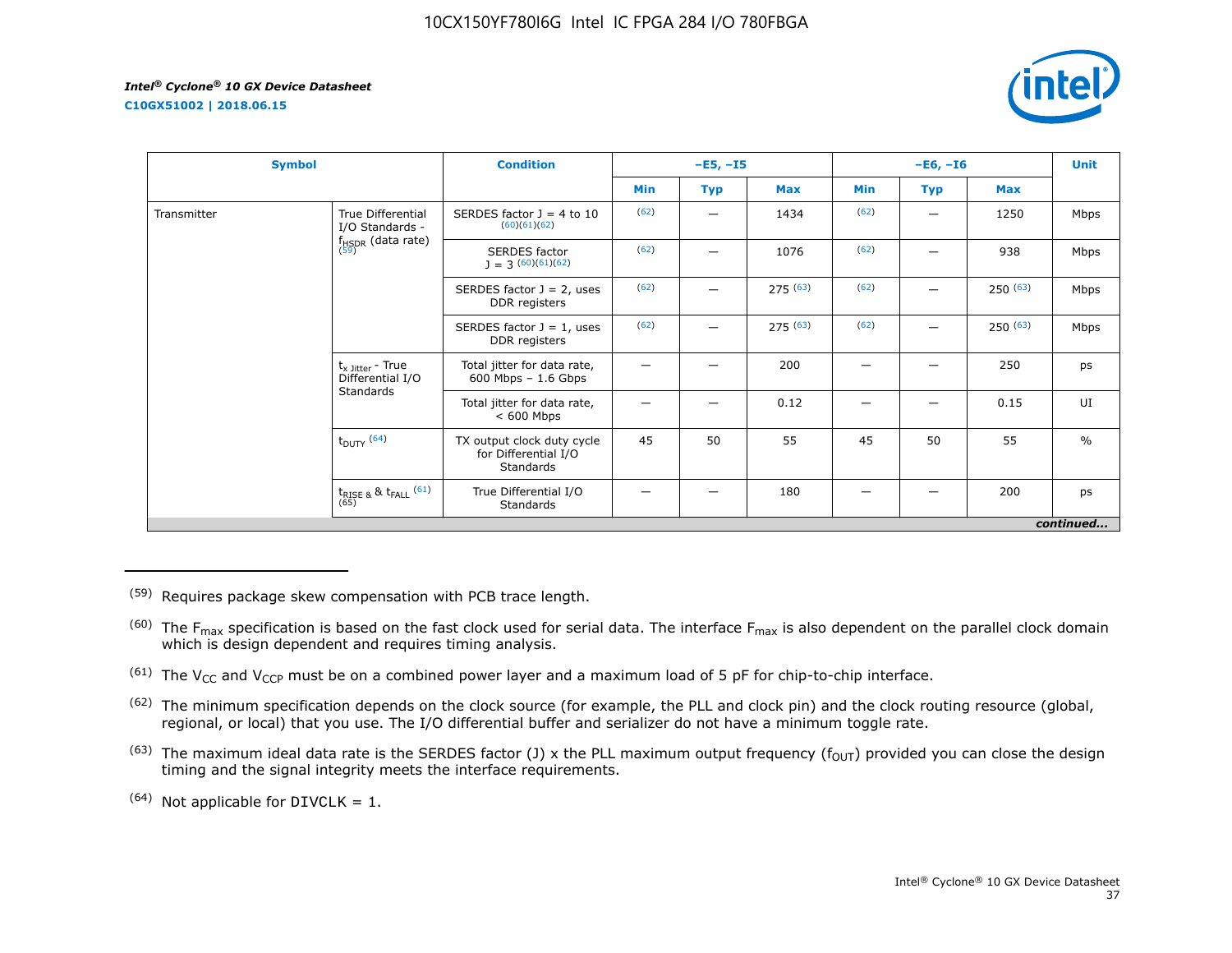| Symbol | | Condition | –E5, –I5 | | | –E6, –I6 | | | Unit |
|---|---|---|---|---|---|---|---|---|---|
| | | | Min | Typ | Max | Min | Typ | Max | |
| Transmitter | True Differential I/O Standards - $f_{HSDR}$ (data rate) [59] | SERDES factor J = 4 to 10 [60][61][62] | [62] | — | 1434 | [62] | — | 1250 | Mbps |
| | | SERDES factor J = 3 [60][61][62] | [62] | — | 1076 | [62] | — | 938 | Mbps |
| | | SERDES factor J = 2, uses DDR registers | [62] | — | 275 [63] | [62] | — | 250 [63] | Mbps |
| | | SERDES factor J = 1, uses DDR registers | [62] | — | 275 [63] | [62] | — | 250 [63] | Mbps |
| | $t_{x\ Jitter}$ - True Differential I/O Standards | Total jitter for data rate, 600 Mbps – 1.6 Gbps | — | — | 200 | — | — | 250 | ps |
| | | Total jitter for data rate, < 600 Mbps | — | — | 0.12 | — | — | 0.15 | UI |
| | $t_{DUTY}$ [64] | TX output clock duty cycle for Differential I/O Standards | 45 | 50 | 55 | 45 | 50 | 55 | % |
| | $t_{RISE}$ & $t_{FALL}$ [61][65] | True Differential I/O Standards | — | — | 180 | — | — | 200 | ps |

*continued...*

(59) Requires package skew compensation with PCB trace length.

(60) The $F_{max}$ specification is based on the fast clock used for serial data. The interface $F_{max}$ is also dependent on the parallel clock domain which is design dependent and requires timing analysis.

(61) The $V_{CC}$ and $V_{CCP}$ must be on a combined power layer and a maximum load of 5 pF for chip-to-chip interface.

(62) The minimum specification depends on the clock source (for example, the PLL and clock pin) and the clock routing resource (global, regional, or local) that you use. The I/O differential buffer and serializer do not have a minimum toggle rate.

(63) The maximum ideal data rate is the SERDES factor (J) x the PLL maximum output frequency ($f_{OUT}$) provided you can close the design timing and the signal integrity meets the interface requirements.

(64) Not applicable for DIVCLK = 1.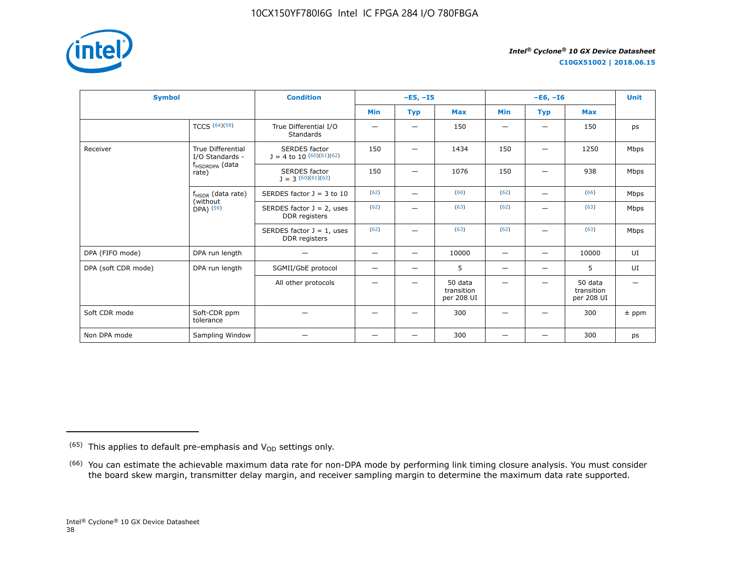| Symbol | | Condition | –E5, –I5 | | | –E6, –I6 | | | Unit |
|---|---|---|---|---|---|---|---|---|---|
| | | | Min | Typ | Max | Min | Typ | Max | |
| | TCCS [64][59] | True Differential I/O Standards | — | — | 150 | — | — | 150 | ps |
| Receiver | True Differential I/O Standards - $f_{HSDRDPA}$ (data rate) | SERDES factor J = 4 to 10 [60][61][62] | 150 | — | 1434 | 150 | — | 1250 | Mbps |
| | | SERDES factor J = 3 [60][61][62] | 150 | — | 1076 | 150 | — | 938 | Mbps |
| | $f_{HSDR}$ (data rate) (without DPA) [59] | SERDES factor J = 3 to 10 | [62] | — | [66] | [62] | — | [66] | Mbps |
| | | SERDES factor J = 2, uses DDR registers | [62] | — | [63] | [62] | — | [63] | Mbps |
| | | SERDES factor J = 1, uses DDR registers | [62] | — | [63] | [62] | — | [63] | Mbps |
| DPA (FIFO mode) | DPA run length | — | — | — | 10000 | — | — | 10000 | UI |
| DPA (soft CDR mode) | DPA run length | SGMII/GbE protocol | — | — | 5 | — | — | 5 | UI |
| | | All other protocols | — | — | 50 data transition per 208 UI | — | — | 50 data transition per 208 UI | — |
| Soft CDR mode | Soft-CDR ppm tolerance | — | — | — | 300 | — | — | 300 | ± ppm |
| Non DPA mode | Sampling Window | — | — | — | 300 | — | — | 300 | ps |

(65) This applies to default pre-emphasis and $V_{OD}$ settings only.

(66) You can estimate the achievable maximum data rate for non-DPA mode by performing link timing closure analysis. You must consider the board skew margin, transmitter delay margin, and receiver sampling margin to determine the maximum data rate supported.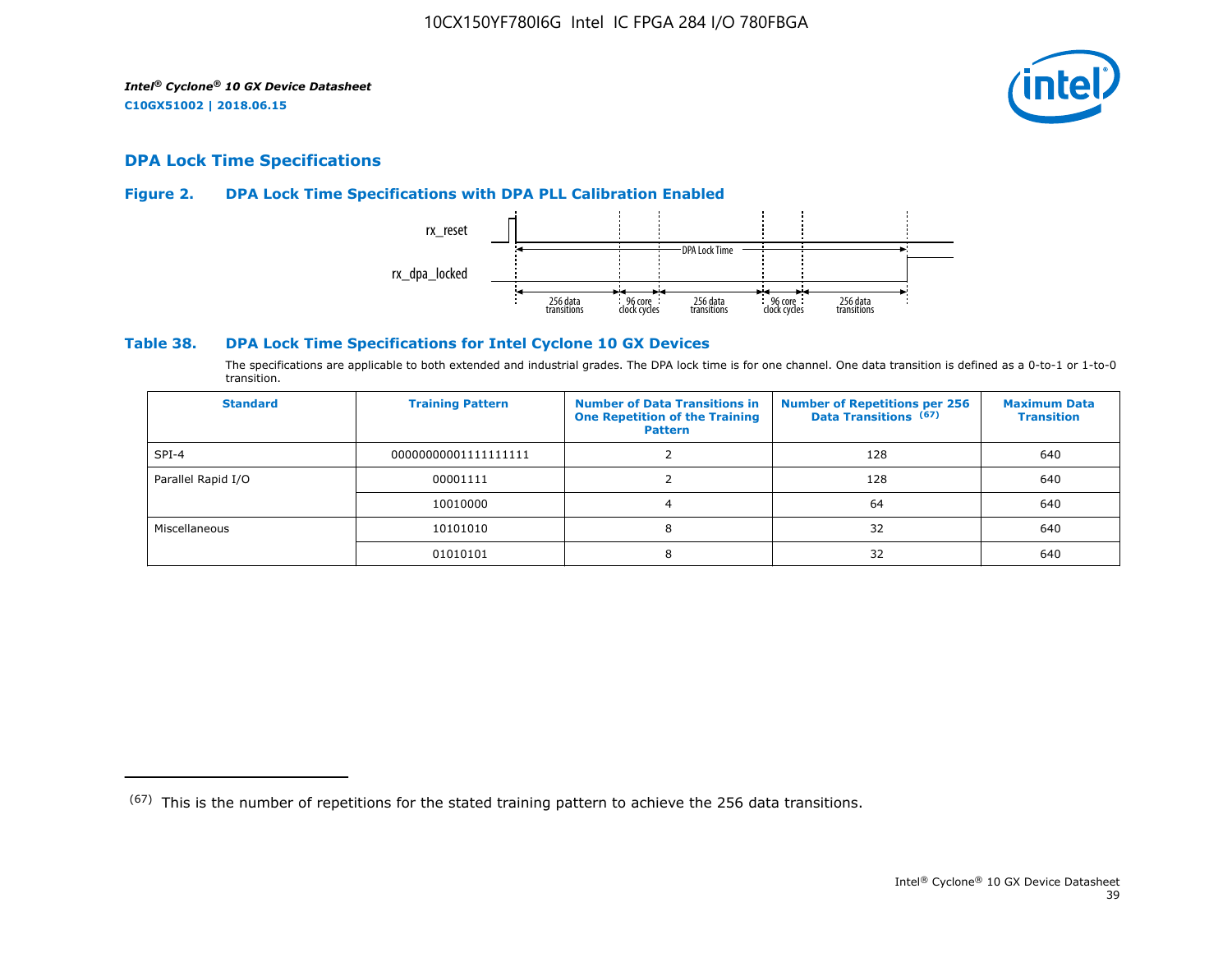## DPA Lock Time Specifications

### Figure 2. DPA Lock Time Specifications with DPA PLL Calibration Enabled

rx_reset

rx_dpa_locked

DPA Lock Time

256 data transitions | 96 core clock cycles | 256 data transitions | 96 core clock cycles | 256 data transitions

### Table 38. DPA Lock Time Specifications for Intel Cyclone 10 GX Devices

The specifications are applicable to both extended and industrial grades. The DPA lock time is for one channel. One data transition is defined as a 0-to-1 or 1-to-0 transition.

| Standard | Training Pattern | Number of Data Transitions in One Repetition of the Training Pattern | Number of Repetitions per 256 Data Transitions [67] | Maximum Data Transition |
|---|---|---|---|---|
| SPI-4 | 00000000001111111111 | 2 | 128 | 640 |
| Parallel Rapid I/O | 00001111 | 2 | 128 | 640 |
| | 10010000 | 4 | 64 | 640 |
| Miscellaneous | 10101010 | 8 | 32 | 640 |
| | 01010101 | 8 | 32 | 640 |

(67) This is the number of repetitions for the stated training pattern to achieve the 256 data transitions.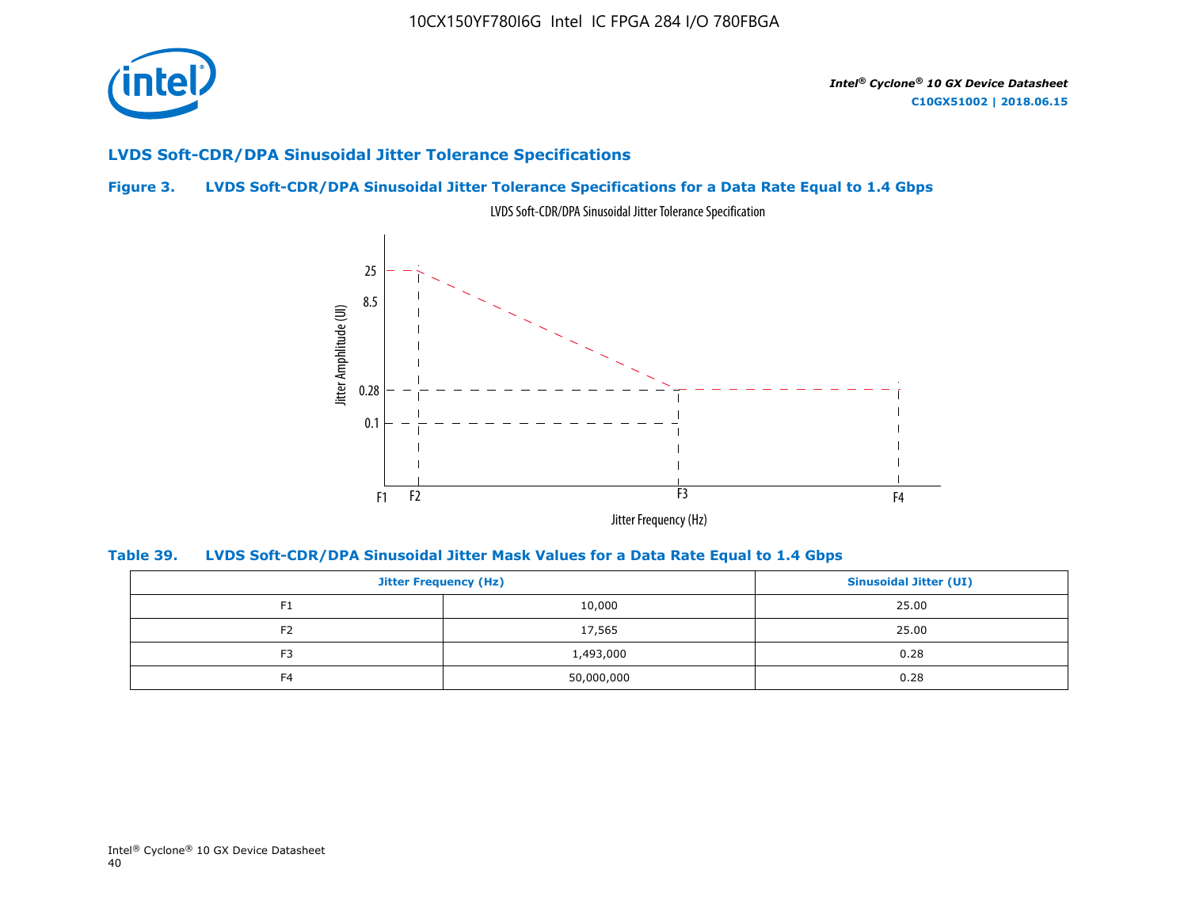## LVDS Soft-CDR/DPA Sinusoidal Jitter Tolerance Specifications

**Figure 3. LVDS Soft-CDR/DPA Sinusoidal Jitter Tolerance Specifications for a Data Rate Equal to 1.4 Gbps**

LVDS Soft-CDR/DPA Sinusoidal Jitter Tolerance Specification

**Table 39. LVDS Soft-CDR/DPA Sinusoidal Jitter Mask Values for a Data Rate Equal to 1.4 Gbps**

| Jitter Frequency (Hz) | | Sinusoidal Jitter (UI) |
|---|---|---|
| F1 | 10,000 | 25.00 |
| F2 | 17,565 | 25.00 |
| F3 | 1,493,000 | 0.28 |
| F4 | 50,000,000 | 0.28 |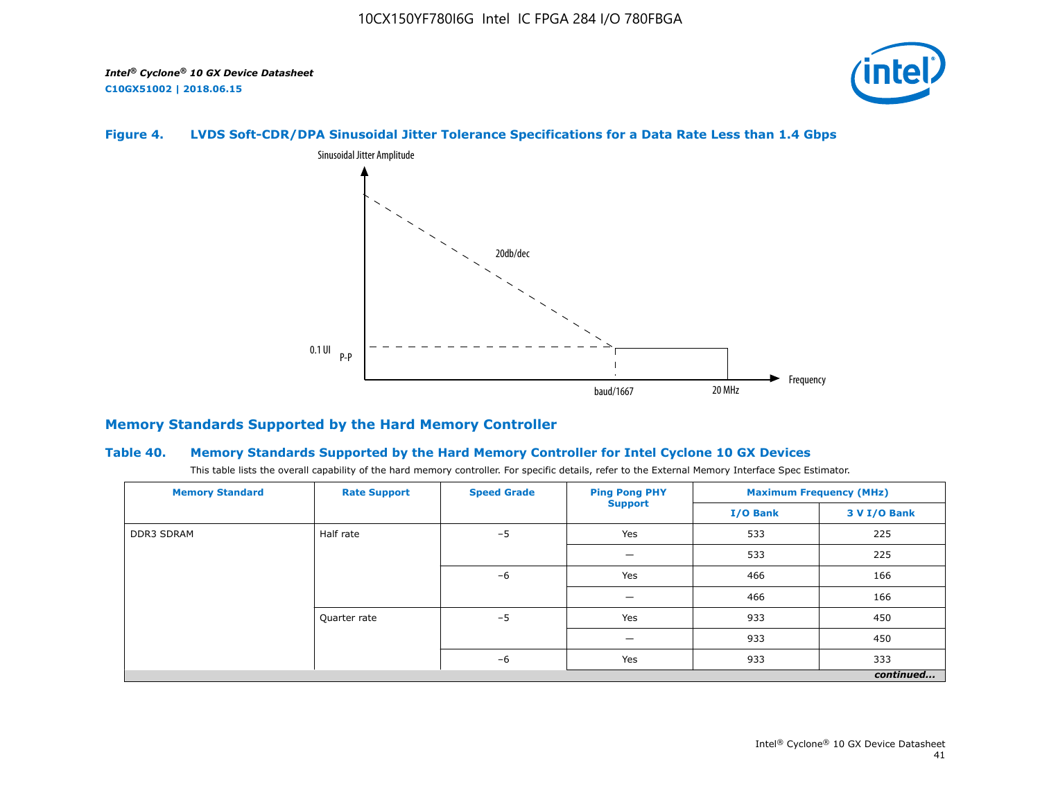#### Figure 4. LVDS Soft-CDR/DPA Sinusoidal Jitter Tolerance Specifications for a Data Rate Less than 1.4 Gbps

Sinusoidal Jitter Amplitude

20db/dec

0.1 UI P-P

baud/1667 20 MHz Frequency

## Memory Standards Supported by the Hard Memory Controller

#### Table 40. Memory Standards Supported by the Hard Memory Controller for Intel Cyclone 10 GX Devices

This table lists the overall capability of the hard memory controller. For specific details, refer to the External Memory Interface Spec Estimator.

| Memory Standard | Rate Support | Speed Grade | Ping Pong PHY Support | Maximum Frequency (MHz) | |
|---|---|---|---|---|---|
| | | | | I/O Bank | 3 V I/O Bank |
| DDR3 SDRAM | Half rate | –5 | Yes | 533 | 225 |
| | | | — | 533 | 225 |
| | | –6 | Yes | 466 | 166 |
| | | | — | 466 | 166 |
| | Quarter rate | –5 | Yes | 933 | 450 |
| | | | — | 933 | 450 |
| | | –6 | Yes | 933 | 333 |

*continued...*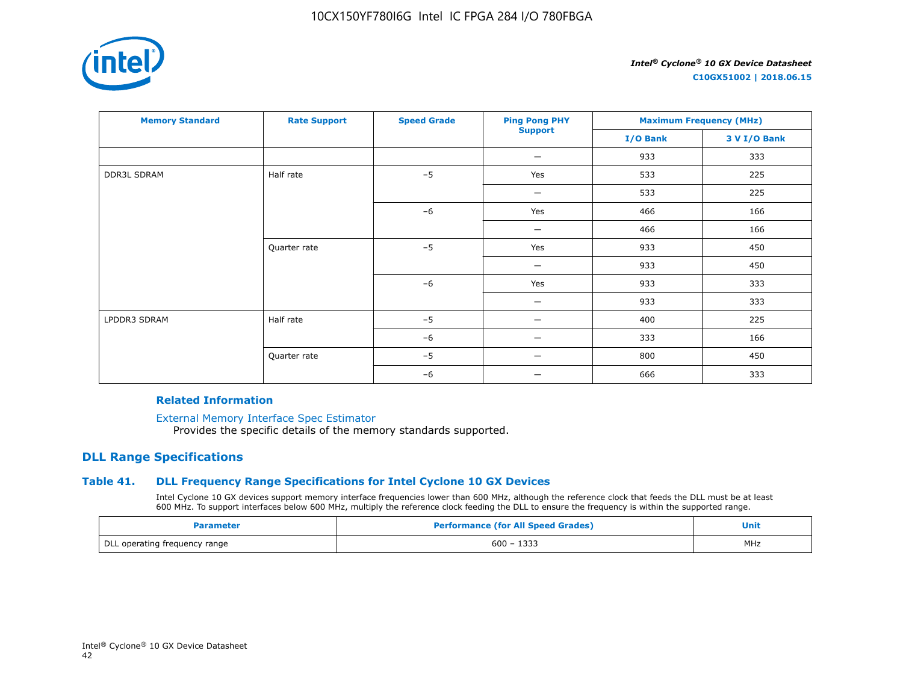| Memory Standard | Rate Support | Speed Grade | Ping Pong PHY Support | Maximum Frequency (MHz) | |
|---|---|---|---|---|---|
| | | | | I/O Bank | 3 V I/O Bank |
| | | | — | 933 | 333 |
| DDR3L SDRAM | Half rate | –5 | Yes | 533 | 225 |
| | | | — | 533 | 225 |
| | | –6 | Yes | 466 | 166 |
| | | | — | 466 | 166 |
| | Quarter rate | –5 | Yes | 933 | 450 |
| | | | — | 933 | 450 |
| | | –6 | Yes | 933 | 333 |
| | | | — | 933 | 333 |
| LPDDR3 SDRAM | Half rate | –5 | — | 400 | 225 |
| | | –6 | — | 333 | 166 |
| | Quarter rate | –5 | — | 800 | 450 |
| | | –6 | — | 666 | 333 |

**Related Information**

External Memory Interface Spec Estimator
Provides the specific details of the memory standards supported.

## DLL Range Specifications

### Table 41. DLL Frequency Range Specifications for Intel Cyclone 10 GX Devices

Intel Cyclone 10 GX devices support memory interface frequencies lower than 600 MHz, although the reference clock that feeds the DLL must be at least 600 MHz. To support interfaces below 600 MHz, multiply the reference clock feeding the DLL to ensure the frequency is within the supported range.

| Parameter | Performance (for All Speed Grades) | Unit |
|---|---|---|
| DLL operating frequency range | 600 – 1333 | MHz |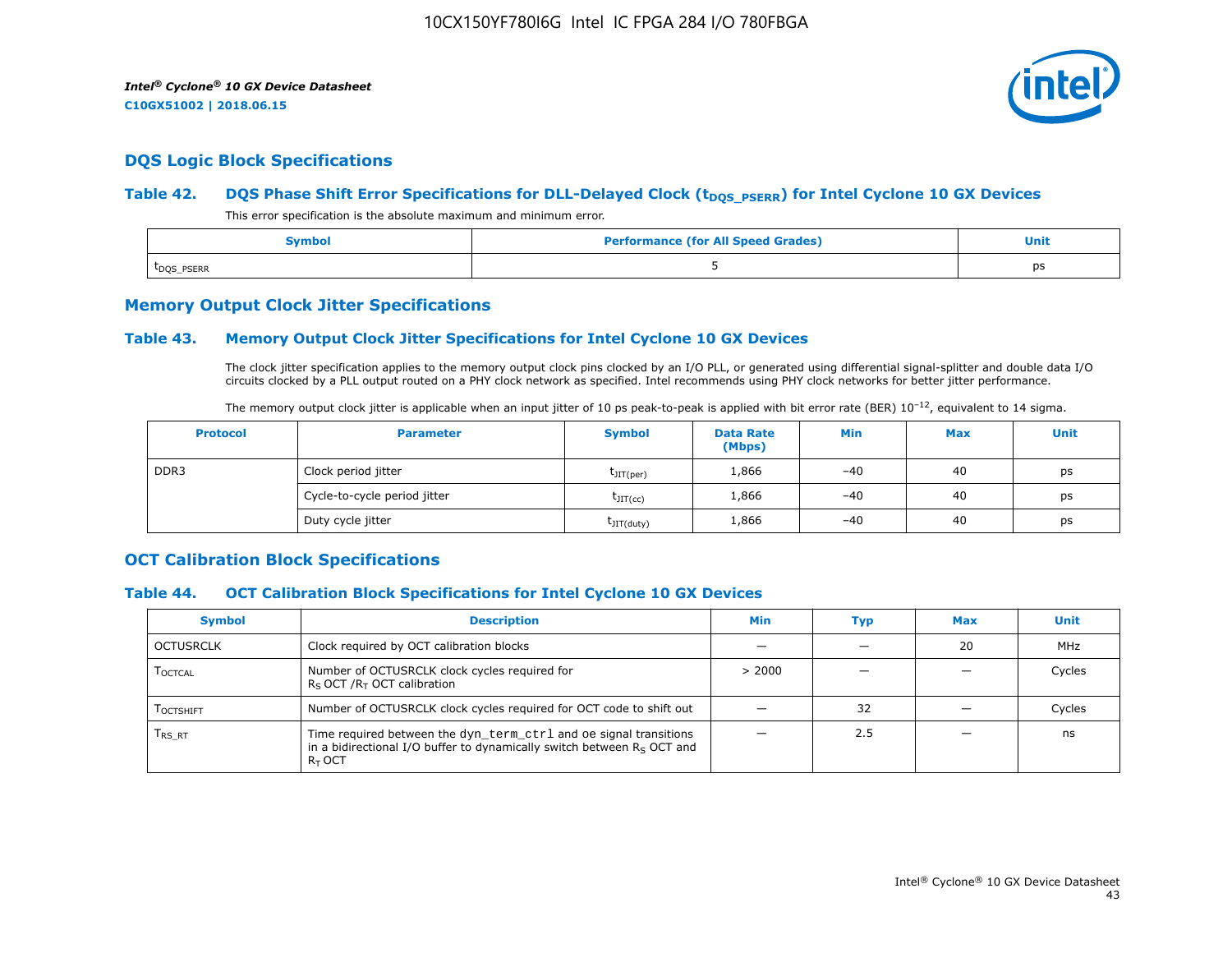## DQS Logic Block Specifications

### Table 42. DQS Phase Shift Error Specifications for DLL-Delayed Clock ($t_{DQS\_PSERR}$) for Intel Cyclone 10 GX Devices

This error specification is the absolute maximum and minimum error.

| Symbol | Performance (for All Speed Grades) | Unit |
|---|---|---|
| $t_{DQS\_PSERR}$ | 5 | ps |

## Memory Output Clock Jitter Specifications

### Table 43. Memory Output Clock Jitter Specifications for Intel Cyclone 10 GX Devices

The clock jitter specification applies to the memory output clock pins clocked by an I/O PLL, or generated using differential signal-splitter and double data I/O circuits clocked by a PLL output routed on a PHY clock network as specified. Intel recommends using PHY clock networks for better jitter performance.

The memory output clock jitter is applicable when an input jitter of 10 ps peak-to-peak is applied with bit error rate (BER) $10^{-12}$, equivalent to 14 sigma.

| Protocol | Parameter | Symbol | Data Rate (Mbps) | Min | Max | Unit |
|---|---|---|---|---|---|---|
| DDR3 | Clock period jitter | $t_{JIT(per)}$ | 1,866 | –40 | 40 | ps |
| | Cycle-to-cycle period jitter | $t_{JIT(cc)}$ | 1,866 | –40 | 40 | ps |
| | Duty cycle jitter | $t_{JIT(duty)}$ | 1,866 | –40 | 40 | ps |

## OCT Calibration Block Specifications

### Table 44. OCT Calibration Block Specifications for Intel Cyclone 10 GX Devices

| Symbol | Description | Min | Typ | Max | Unit |
|---|---|---|---|---|---|
| OCTUSRCLK | Clock required by OCT calibration blocks | — | — | 20 | MHz |
| $T_{OCTCAL}$ | Number of OCTUSRCLK clock cycles required for $R_S$ OCT /$R_T$ OCT calibration | > 2000 | — | — | Cycles |
| $T_{OCTSHIFT}$ | Number of OCTUSRCLK clock cycles required for OCT code to shift out | — | 32 | — | Cycles |
| $T_{RS\_RT}$ | Time required between the `dyn_term_ctrl` and oe signal transitions in a bidirectional I/O buffer to dynamically switch between $R_S$ OCT and $R_T$ OCT | — | 2.5 | — | ns |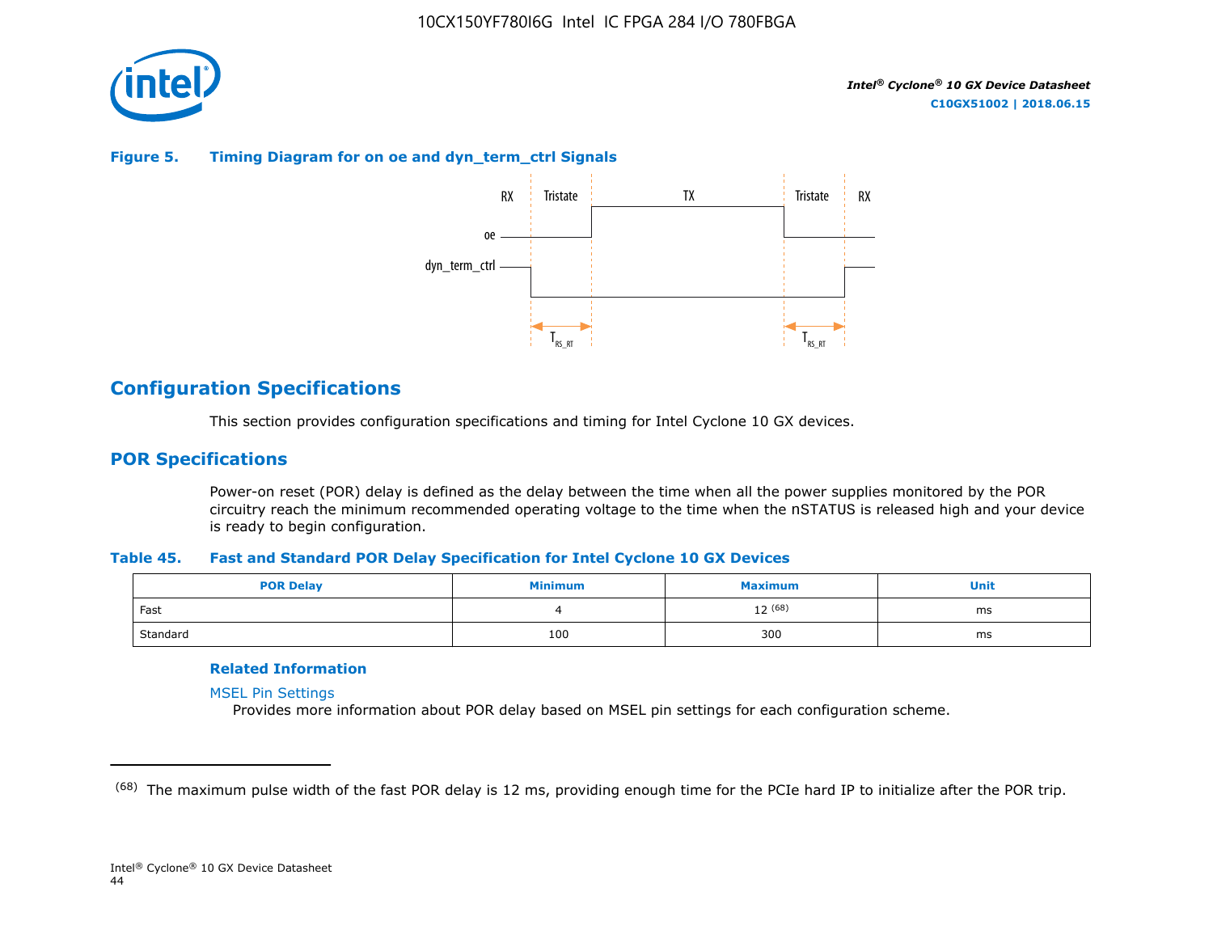**Figure 5. Timing Diagram for on oe and dyn_term_ctrl Signals**

## Configuration Specifications

This section provides configuration specifications and timing for Intel Cyclone 10 GX devices.

## POR Specifications

Power-on reset (POR) delay is defined as the delay between the time when all the power supplies monitored by the POR circuitry reach the minimum recommended operating voltage to the time when the nSTATUS is released high and your device is ready to begin configuration.

**Table 45. Fast and Standard POR Delay Specification for Intel Cyclone 10 GX Devices**

| POR Delay | Minimum | Maximum | Unit |
|---|---|---|---|
| Fast | 4 | 12 [68] | ms |
| Standard | 100 | 300 | ms |

**Related Information**

MSEL Pin Settings
Provides more information about POR delay based on MSEL pin settings for each configuration scheme.

---

[68] The maximum pulse width of the fast POR delay is 12 ms, providing enough time for the PCIe hard IP to initialize after the POR trip.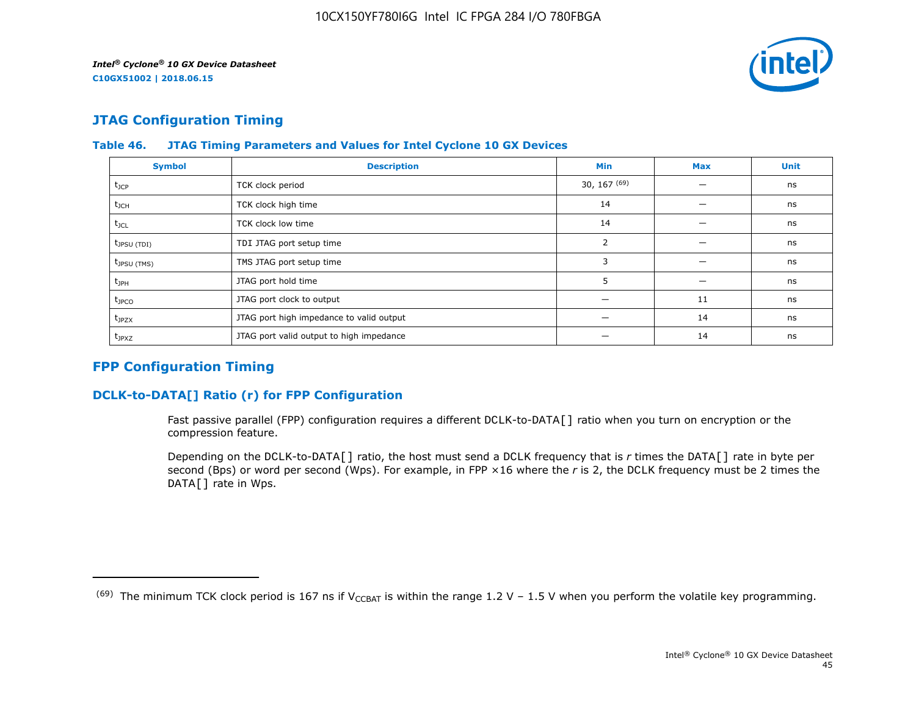## JTAG Configuration Timing

**Table 46. JTAG Timing Parameters and Values for Intel Cyclone 10 GX Devices**

| Symbol | Description | Min | Max | Unit |
|---|---|---|---|---|
| $t_{JCP}$ | TCK clock period | 30, 167 [(69)] | — | ns |
| $t_{JCH}$ | TCK clock high time | 14 | — | ns |
| $t_{JCL}$ | TCK clock low time | 14 | — | ns |
| $t_{JPSU\ (TDI)}$ | TDI JTAG port setup time | 2 | — | ns |
| $t_{JPSU\ (TMS)}$ | TMS JTAG port setup time | 3 | — | ns |
| $t_{JPH}$ | JTAG port hold time | 5 | — | ns |
| $t_{JPCO}$ | JTAG port clock to output | — | 11 | ns |
| $t_{JPZX}$ | JTAG port high impedance to valid output | — | 14 | ns |
| $t_{JPXZ}$ | JTAG port valid output to high impedance | — | 14 | ns |

## FPP Configuration Timing

### DCLK-to-DATA[] Ratio (r) for FPP Configuration

Fast passive parallel (FPP) configuration requires a different DCLK-to-DATA[] ratio when you turn on encryption or the compression feature.

Depending on the DCLK-to-DATA[] ratio, the host must send a DCLK frequency that is *r* times the DATA[] rate in byte per second (Bps) or word per second (Wps). For example, in FPP ×16 where the *r* is 2, the DCLK frequency must be 2 times the DATA[] rate in Wps.

---

(69) The minimum TCK clock period is 167 ns if $V_{CCBAT}$ is within the range 1.2 V – 1.5 V when you perform the volatile key programming.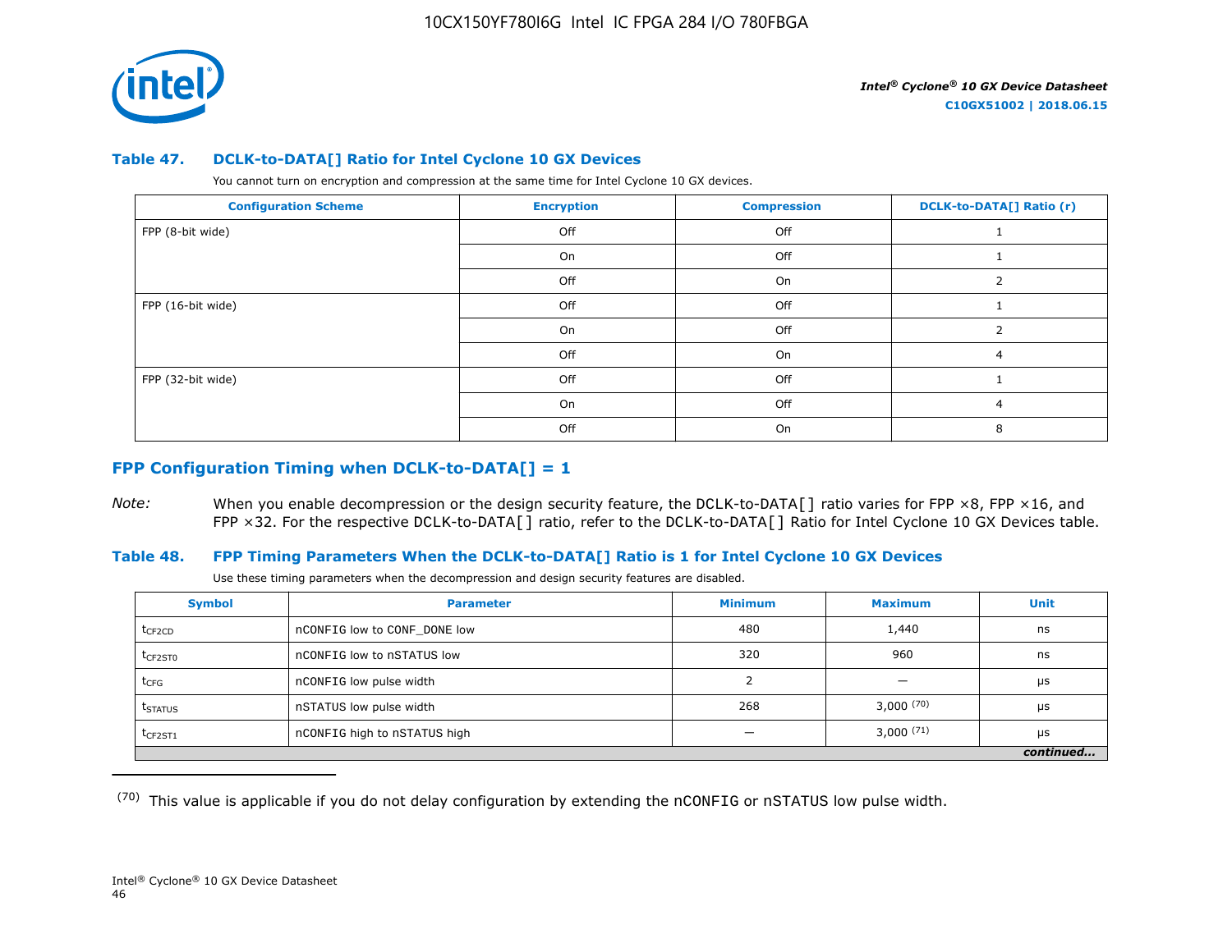### Table 47. DCLK-to-DATA[] Ratio for Intel Cyclone 10 GX Devices

You cannot turn on encryption and compression at the same time for Intel Cyclone 10 GX devices.

| Configuration Scheme | Encryption | Compression | DCLK-to-DATA[] Ratio (r) |
|---|---|---|---|
| FPP (8-bit wide) | Off | Off | 1 |
| | On | Off | 1 |
| | Off | On | 2 |
| FPP (16-bit wide) | Off | Off | 1 |
| | On | Off | 2 |
| | Off | On | 4 |
| FPP (32-bit wide) | Off | Off | 1 |
| | On | Off | 4 |
| | Off | On | 8 |

## FPP Configuration Timing when DCLK-to-DATA[] = 1

*Note:* When you enable decompression or the design security feature, the DCLK-to-DATA[] ratio varies for FPP ×8, FPP ×16, and FPP ×32. For the respective DCLK-to-DATA[] ratio, refer to the DCLK-to-DATA[] Ratio for Intel Cyclone 10 GX Devices table.

### Table 48. FPP Timing Parameters When the DCLK-to-DATA[] Ratio is 1 for Intel Cyclone 10 GX Devices

Use these timing parameters when the decompression and design security features are disabled.

| Symbol | Parameter | Minimum | Maximum | Unit |
|---|---|---|---|---|
| $t_{CF2CD}$ | nCONFIG low to CONF_DONE low | 480 | 1,440 | ns |
| $t_{CF2ST0}$ | nCONFIG low to nSTATUS low | 320 | 960 | ns |
| $t_{CFG}$ | nCONFIG low pulse width | 2 | — | μs |
| $t_{STATUS}$ | nSTATUS low pulse width | 268 | 3,000 (70) | μs |
| $t_{CF2ST1}$ | nCONFIG high to nSTATUS high | — | 3,000 (71) | μs |

*continued...*

(70) This value is applicable if you do not delay configuration by extending the nCONFIG or nSTATUS low pulse width.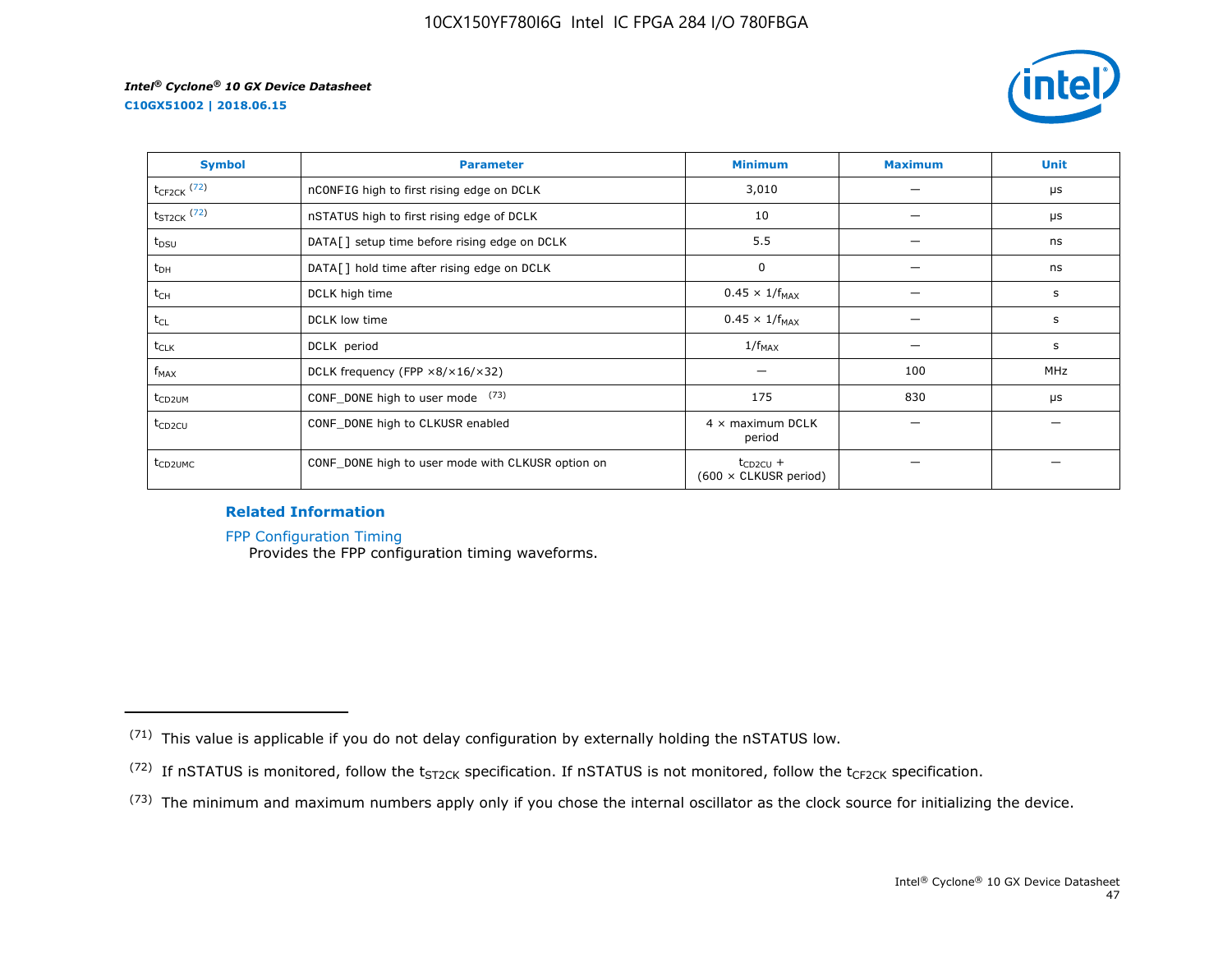| Symbol | Parameter | Minimum | Maximum | Unit |
|---|---|---|---|---|
| $t_{CF2CK}$ [72] | nCONFIG high to first rising edge on DCLK | 3,010 | — | µs |
| $t_{ST2CK}$ [72] | nSTATUS high to first rising edge of DCLK | 10 | — | µs |
| $t_{DSU}$ | DATA[] setup time before rising edge on DCLK | 5.5 | — | ns |
| $t_{DH}$ | DATA[] hold time after rising edge on DCLK | 0 | — | ns |
| $t_{CH}$ | DCLK high time | $0.45 \times 1/f_{MAX}$ | — | s |
| $t_{CL}$ | DCLK low time | $0.45 \times 1/f_{MAX}$ | — | s |
| $t_{CLK}$ | DCLK period | $1/f_{MAX}$ | — | s |
| $f_{MAX}$ | DCLK frequency (FPP ×8/×16/×32) | — | 100 | MHz |
| $t_{CD2UM}$ | CONF_DONE high to user mode [73] | 175 | 830 | µs |
| $t_{CD2CU}$ | CONF_DONE high to CLKUSR enabled | 4 × maximum DCLK period | — | — |
| $t_{CD2UMC}$ | CONF_DONE high to user mode with CLKUSR option on | $t_{CD2CU}$ + (600 × CLKUSR period) | — | — |

**Related Information**

FPP Configuration Timing
Provides the FPP configuration timing waveforms.

---

(71) This value is applicable if you do not delay configuration by externally holding the nSTATUS low.

(72) If nSTATUS is monitored, follow the $t_{ST2CK}$ specification. If nSTATUS is not monitored, follow the $t_{CF2CK}$ specification.

(73) The minimum and maximum numbers apply only if you chose the internal oscillator as the clock source for initializing the device.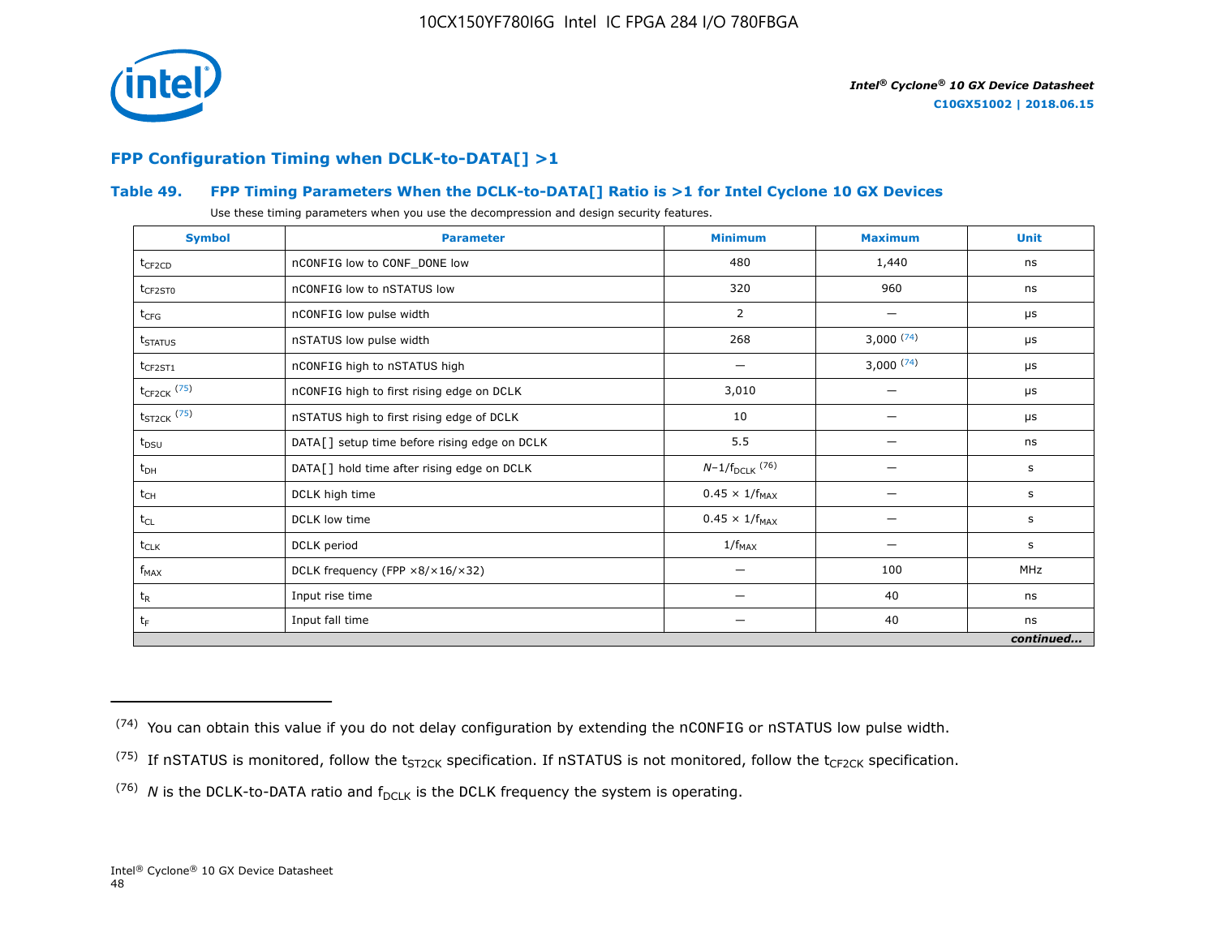## FPP Configuration Timing when DCLK-to-DATA[] >1

### Table 49. FPP Timing Parameters When the DCLK-to-DATA[] Ratio is >1 for Intel Cyclone 10 GX Devices

Use these timing parameters when you use the decompression and design security features.

| Symbol | Parameter | Minimum | Maximum | Unit |
|---|---|---|---|---|
| $t_{CF2CD}$ | nCONFIG low to CONF_DONE low | 480 | 1,440 | ns |
| $t_{CF2ST0}$ | nCONFIG low to nSTATUS low | 320 | 960 | ns |
| $t_{CFG}$ | nCONFIG low pulse width | 2 | — | µs |
| $t_{STATUS}$ | nSTATUS low pulse width | 268 | 3,000 [74] | µs |
| $t_{CF2ST1}$ | nCONFIG high to nSTATUS high | — | 3,000 [74] | µs |
| $t_{CF2CK}$ [75] | nCONFIG high to first rising edge on DCLK | 3,010 | — | µs |
| $t_{ST2CK}$ [75] | nSTATUS high to first rising edge of DCLK | 10 | — | µs |
| $t_{DSU}$ | DATA[] setup time before rising edge on DCLK | 5.5 | — | ns |
| $t_{DH}$ | DATA[] hold time after rising edge on DCLK | $N-1/f_{DCLK}$ [76] | — | s |
| $t_{CH}$ | DCLK high time | $0.45 \times 1/f_{MAX}$ | — | s |
| $t_{CL}$ | DCLK low time | $0.45 \times 1/f_{MAX}$ | — | s |
| $t_{CLK}$ | DCLK period | $1/f_{MAX}$ | — | s |
| $f_{MAX}$ | DCLK frequency (FPP ×8/×16/×32) | — | 100 | MHz |
| $t_R$ | Input rise time | — | 40 | ns |
| $t_F$ | Input fall time | — | 40 | ns |

*continued...*

(74) You can obtain this value if you do not delay configuration by extending the nCONFIG or nSTATUS low pulse width.

(75) If nSTATUS is monitored, follow the $t_{ST2CK}$ specification. If nSTATUS is not monitored, follow the $t_{CF2CK}$ specification.

(76) $N$ is the DCLK-to-DATA ratio and $f_{DCLK}$ is the DCLK frequency the system is operating.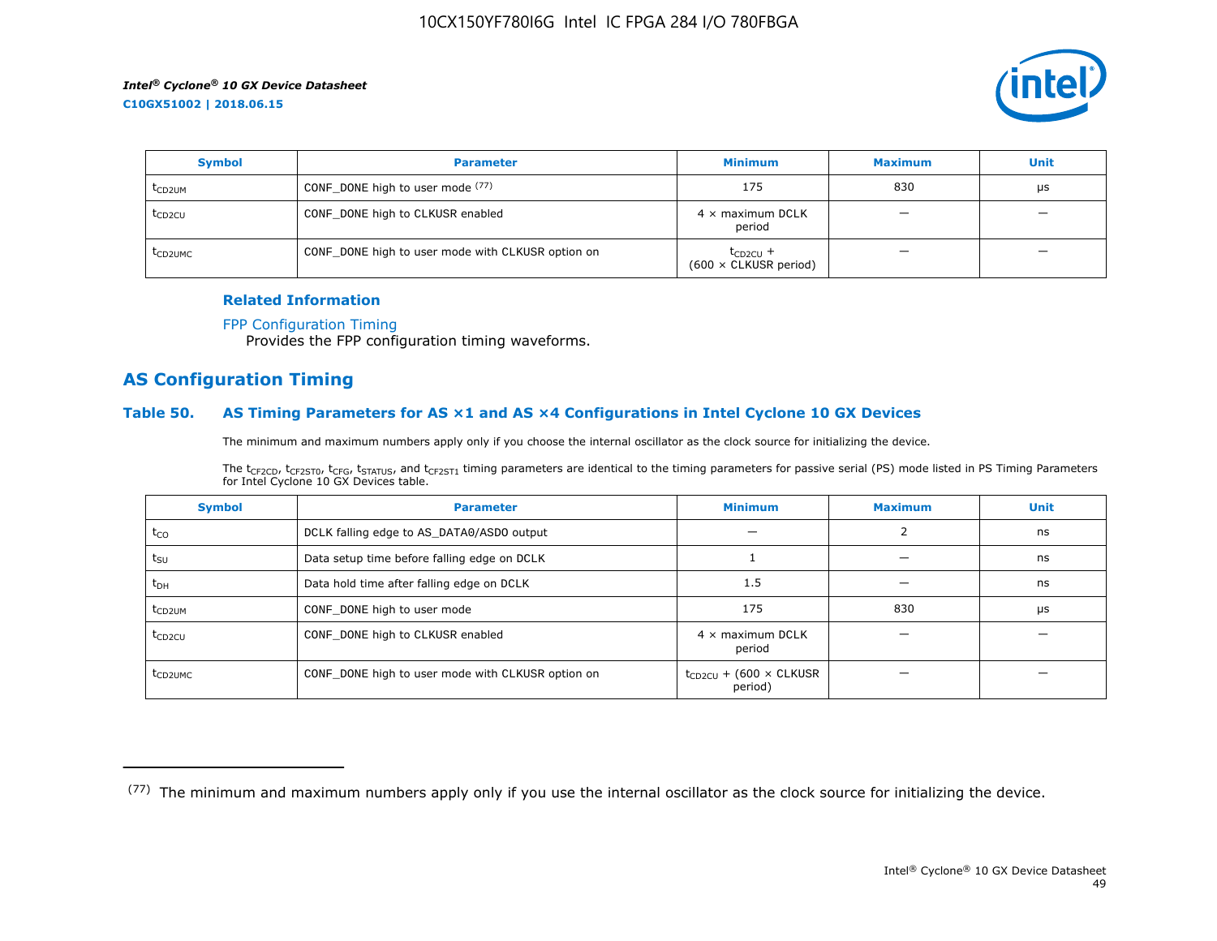| Symbol | Parameter | Minimum | Maximum | Unit |
|---|---|---|---|---|
| $t_{CD2UM}$ | CONF_DONE high to user mode [77] | 175 | 830 | µs |
| $t_{CD2CU}$ | CONF_DONE high to CLKUSR enabled | 4 × maximum DCLK period | — | — |
| $t_{CD2UMC}$ | CONF_DONE high to user mode with CLKUSR option on | $t_{CD2CU}$ + (600 × CLKUSR period) | — | — |

**Related Information**

FPP Configuration Timing
Provides the FPP configuration timing waveforms.

## AS Configuration Timing

### Table 50. AS Timing Parameters for AS ×1 and AS ×4 Configurations in Intel Cyclone 10 GX Devices

The minimum and maximum numbers apply only if you choose the internal oscillator as the clock source for initializing the device.

The $t_{CF2CD}$, $t_{CF2ST0}$, $t_{CFG}$, $t_{STATUS}$, and $t_{CF2ST1}$ timing parameters are identical to the timing parameters for passive serial (PS) mode listed in PS Timing Parameters for Intel Cyclone 10 GX Devices table.

| Symbol | Parameter | Minimum | Maximum | Unit |
|---|---|---|---|---|
| $t_{CO}$ | DCLK falling edge to AS_DATA0/ASDO output | — | 2 | ns |
| $t_{SU}$ | Data setup time before falling edge on DCLK | 1 | — | ns |
| $t_{DH}$ | Data hold time after falling edge on DCLK | 1.5 | — | ns |
| $t_{CD2UM}$ | CONF_DONE high to user mode | 175 | 830 | µs |
| $t_{CD2CU}$ | CONF_DONE high to CLKUSR enabled | 4 × maximum DCLK period | — | — |
| $t_{CD2UMC}$ | CONF_DONE high to user mode with CLKUSR option on | $t_{CD2CU}$ + (600 × CLKUSR period) | — | — |

[77] The minimum and maximum numbers apply only if you use the internal oscillator as the clock source for initializing the device.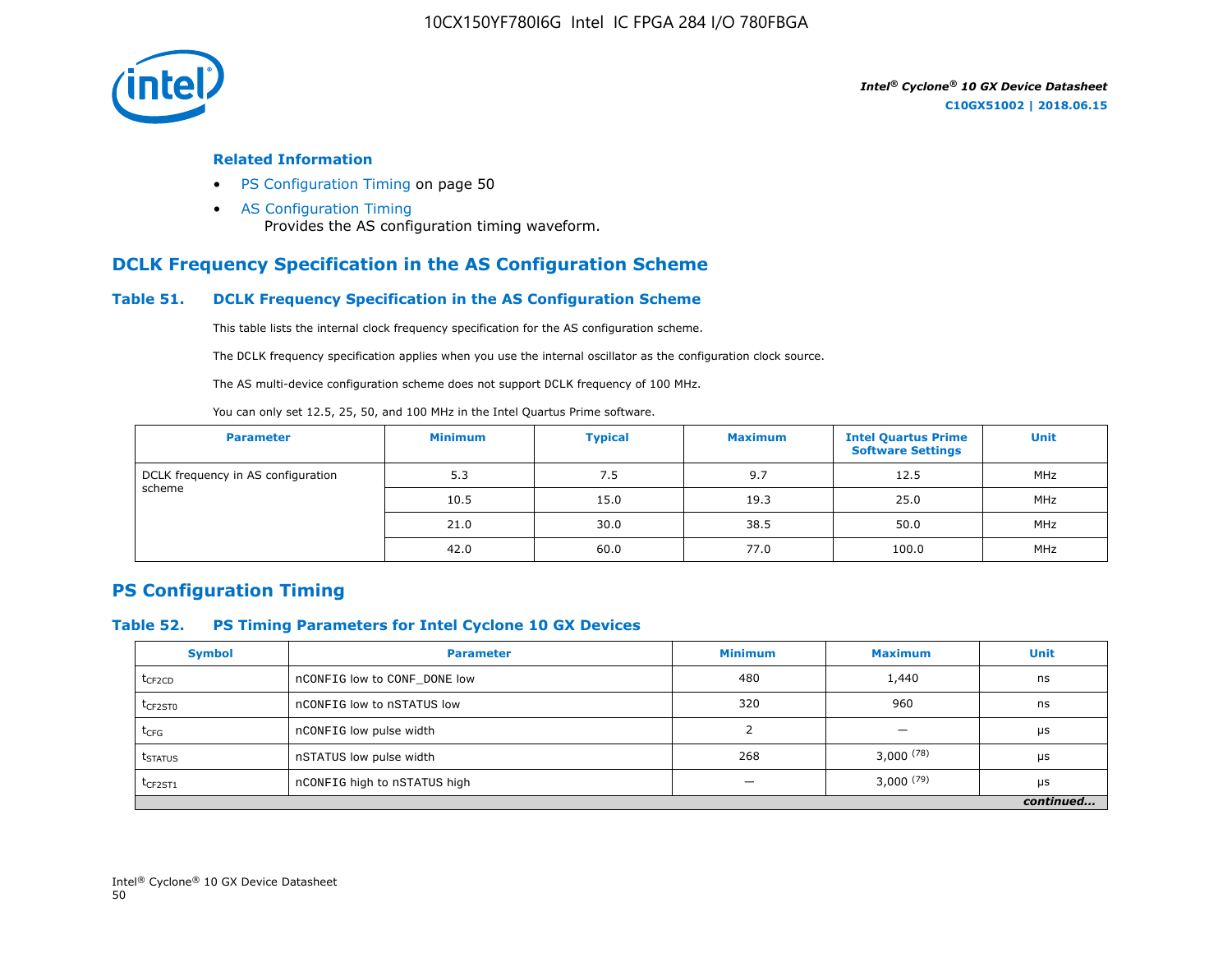**Related Information**

- PS Configuration Timing on page 50
- AS Configuration Timing
  Provides the AS configuration timing waveform.

## DCLK Frequency Specification in the AS Configuration Scheme

### Table 51. DCLK Frequency Specification in the AS Configuration Scheme

This table lists the internal clock frequency specification for the AS configuration scheme.

The DCLK frequency specification applies when you use the internal oscillator as the configuration clock source.

The AS multi-device configuration scheme does not support DCLK frequency of 100 MHz.

You can only set 12.5, 25, 50, and 100 MHz in the Intel Quartus Prime software.

| Parameter | Minimum | Typical | Maximum | Intel Quartus Prime Software Settings | Unit |
|---|---|---|---|---|---|
| DCLK frequency in AS configuration scheme | 5.3 | 7.5 | 9.7 | 12.5 | MHz |
| | 10.5 | 15.0 | 19.3 | 25.0 | MHz |
| | 21.0 | 30.0 | 38.5 | 50.0 | MHz |
| | 42.0 | 60.0 | 77.0 | 100.0 | MHz |

## PS Configuration Timing

### Table 52. PS Timing Parameters for Intel Cyclone 10 GX Devices

| Symbol | Parameter | Minimum | Maximum | Unit |
|---|---|---|---|---|
| $t_{CF2CD}$ | nCONFIG low to CONF_DONE low | 480 | 1,440 | ns |
| $t_{CF2ST0}$ | nCONFIG low to nSTATUS low | 320 | 960 | ns |
| $t_{CFG}$ | nCONFIG low pulse width | 2 | — | μs |
| $t_{STATUS}$ | nSTATUS low pulse width | 268 | 3,000 (78) | μs |
| $t_{CF2ST1}$ | nCONFIG high to nSTATUS high | — | 3,000 (79) | μs |

*continued...*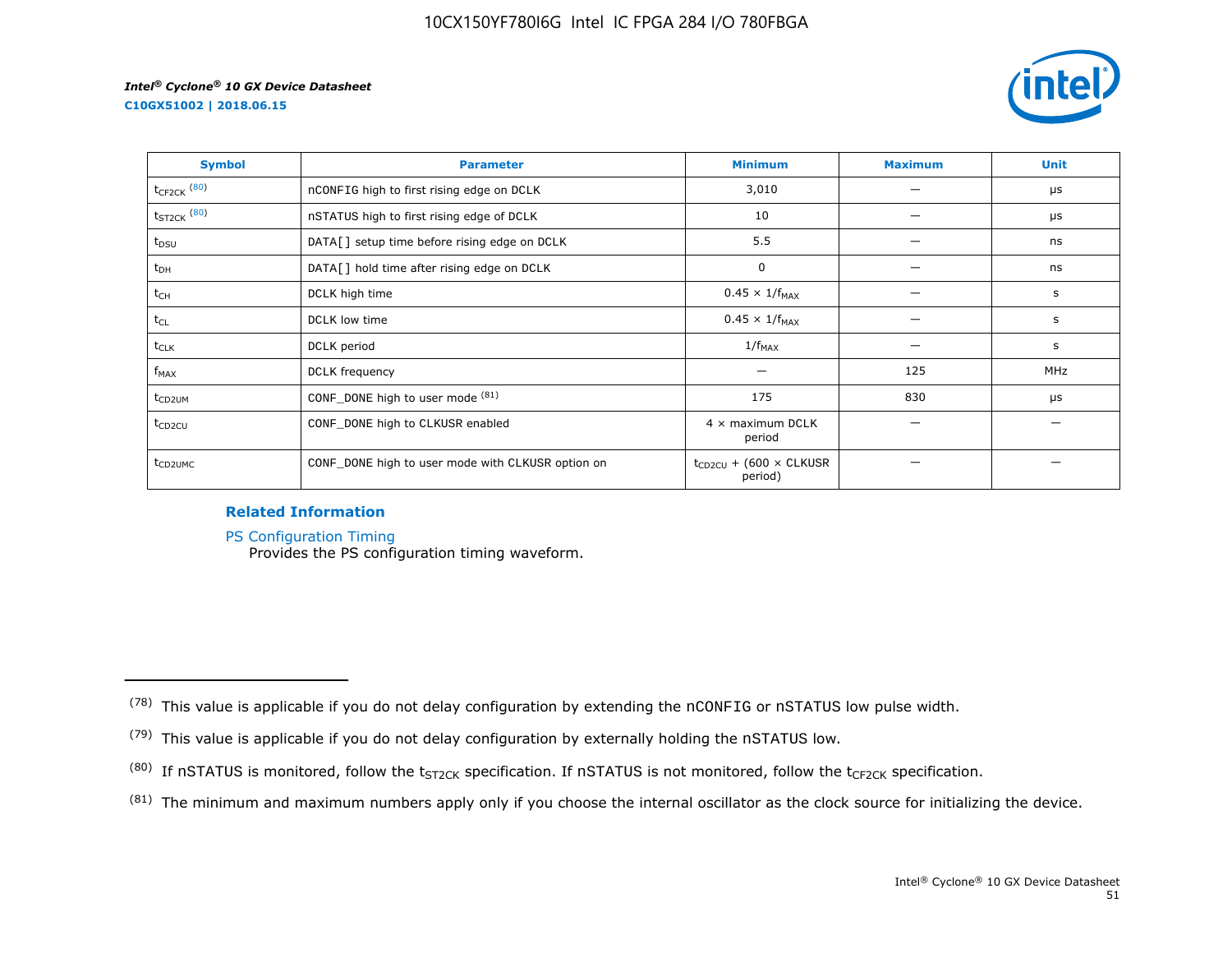| Symbol | Parameter | Minimum | Maximum | Unit |
|---|---|---|---|---|
| $t_{CF2CK}$ [80] | nCONFIG high to first rising edge on DCLK | 3,010 | — | µs |
| $t_{ST2CK}$ [80] | nSTATUS high to first rising edge of DCLK | 10 | — | µs |
| $t_{DSU}$ | DATA[] setup time before rising edge on DCLK | 5.5 | — | ns |
| $t_{DH}$ | DATA[] hold time after rising edge on DCLK | 0 | — | ns |
| $t_{CH}$ | DCLK high time | $0.45 \times 1/f_{MAX}$ | — | s |
| $t_{CL}$ | DCLK low time | $0.45 \times 1/f_{MAX}$ | — | s |
| $t_{CLK}$ | DCLK period | $1/f_{MAX}$ | — | s |
| $f_{MAX}$ | DCLK frequency | — | 125 | MHz |
| $t_{CD2UM}$ | CONF_DONE high to user mode [81] | 175 | 830 | µs |
| $t_{CD2CU}$ | CONF_DONE high to CLKUSR enabled | 4 × maximum DCLK period | — | — |
| $t_{CD2UMC}$ | CONF_DONE high to user mode with CLKUSR option on | $t_{CD2CU}$ + (600 × CLKUSR period) | — | — |

**Related Information**

PS Configuration Timing
Provides the PS configuration timing waveform.

---

(78) This value is applicable if you do not delay configuration by extending the nCONFIG or nSTATUS low pulse width.

(79) This value is applicable if you do not delay configuration by externally holding the nSTATUS low.

(80) If nSTATUS is monitored, follow the $t_{ST2CK}$ specification. If nSTATUS is not monitored, follow the $t_{CF2CK}$ specification.

(81) The minimum and maximum numbers apply only if you choose the internal oscillator as the clock source for initializing the device.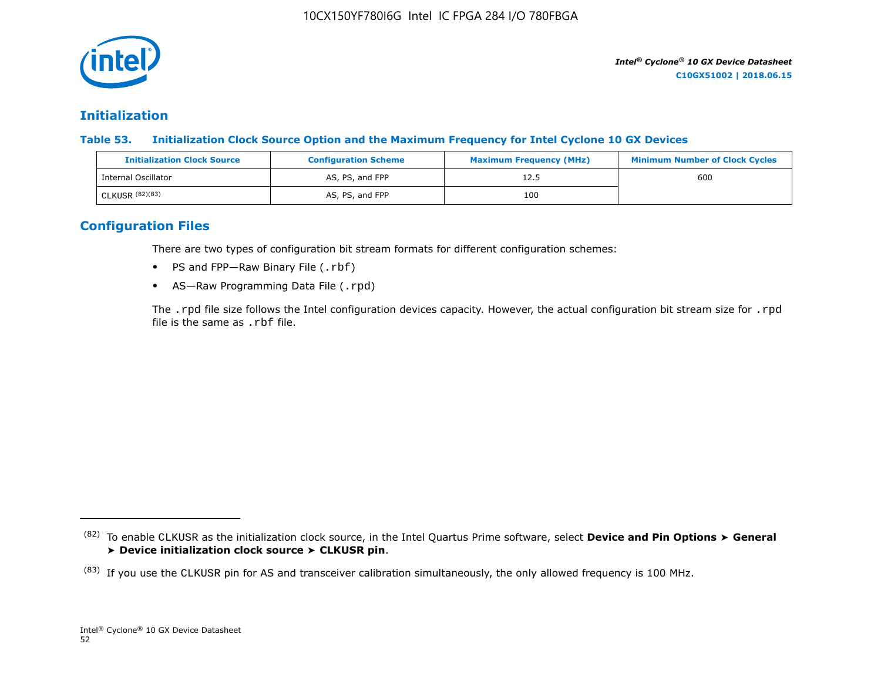## Initialization

**Table 53. Initialization Clock Source Option and the Maximum Frequency for Intel Cyclone 10 GX Devices**

| Initialization Clock Source | Configuration Scheme | Maximum Frequency (MHz) | Minimum Number of Clock Cycles |
|---|---|---|---|
| Internal Oscillator | AS, PS, and FPP | 12.5 | 600 |
| CLKUSR (82)(83) | AS, PS, and FPP | 100 | |

## Configuration Files

There are two types of configuration bit stream formats for different configuration schemes:

- PS and FPP—Raw Binary File (.rbf)
- AS—Raw Programming Data File (.rpd)

The .rpd file size follows the Intel configuration devices capacity. However, the actual configuration bit stream size for .rpd file is the same as .rbf file.

---

(82) To enable CLKUSR as the initialization clock source, in the Intel Quartus Prime software, select **Device and Pin Options ➤ General ➤ Device initialization clock source ➤ CLKUSR pin**.

(83) If you use the CLKUSR pin for AS and transceiver calibration simultaneously, the only allowed frequency is 100 MHz.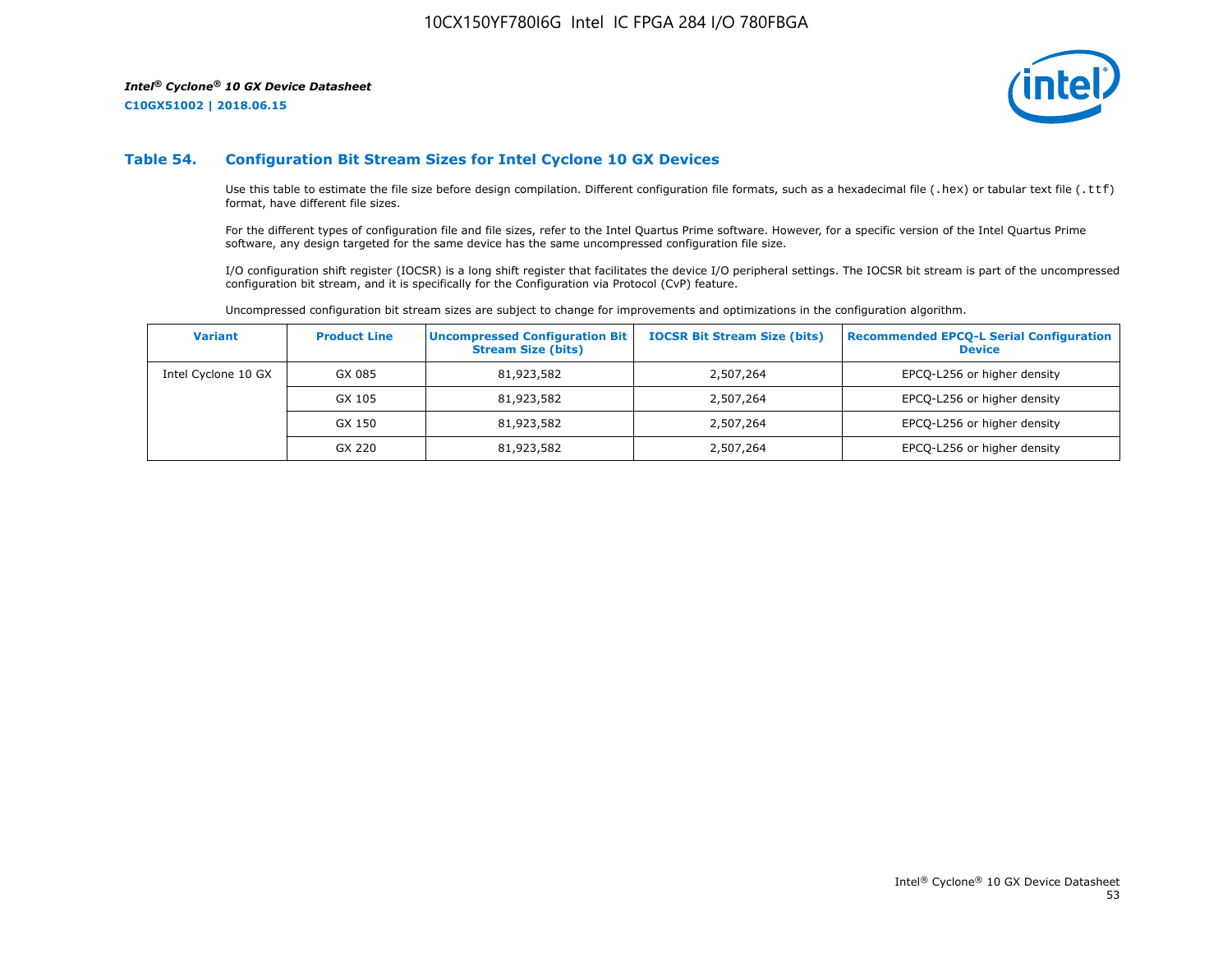### Table 54. Configuration Bit Stream Sizes for Intel Cyclone 10 GX Devices

Use this table to estimate the file size before design compilation. Different configuration file formats, such as a hexadecimal file (.hex) or tabular text file (.ttf) format, have different file sizes.

For the different types of configuration file and file sizes, refer to the Intel Quartus Prime software. However, for a specific version of the Intel Quartus Prime software, any design targeted for the same device has the same uncompressed configuration file size.

I/O configuration shift register (IOCSR) is a long shift register that facilitates the device I/O peripheral settings. The IOCSR bit stream is part of the uncompressed configuration bit stream, and it is specifically for the Configuration via Protocol (CvP) feature.

Uncompressed configuration bit stream sizes are subject to change for improvements and optimizations in the configuration algorithm.

| Variant | Product Line | Uncompressed Configuration Bit Stream Size (bits) | IOCSR Bit Stream Size (bits) | Recommended EPCQ-L Serial Configuration Device |
| --- | --- | --- | --- | --- |
| Intel Cyclone 10 GX | GX 085 | 81,923,582 | 2,507,264 | EPCQ-L256 or higher density |
| | GX 105 | 81,923,582 | 2,507,264 | EPCQ-L256 or higher density |
| | GX 150 | 81,923,582 | 2,507,264 | EPCQ-L256 or higher density |
| | GX 220 | 81,923,582 | 2,507,264 | EPCQ-L256 or higher density |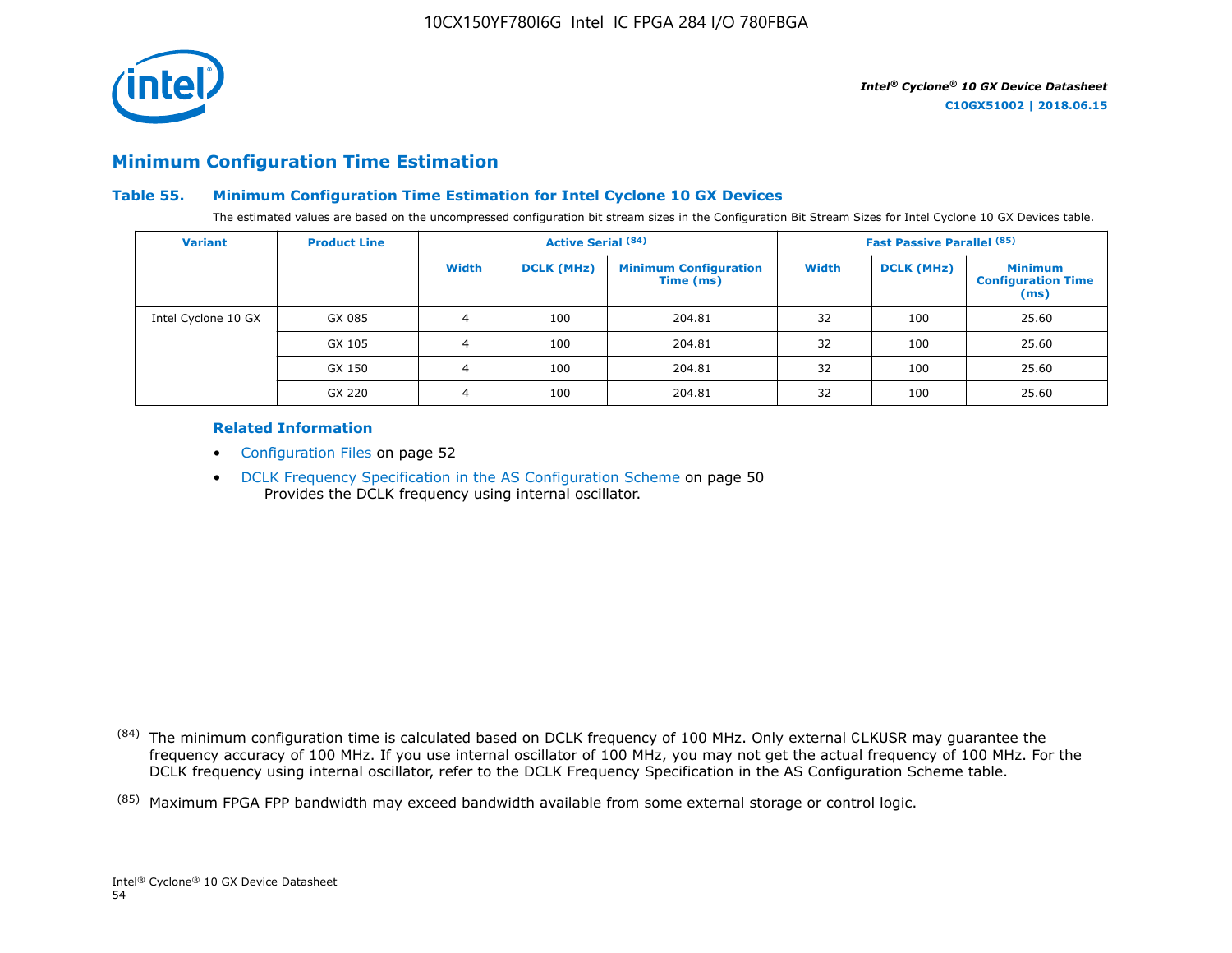## Minimum Configuration Time Estimation

### Table 55. Minimum Configuration Time Estimation for Intel Cyclone 10 GX Devices

The estimated values are based on the uncompressed configuration bit stream sizes in the Configuration Bit Stream Sizes for Intel Cyclone 10 GX Devices table.

| Variant | Product Line | Active Serial (84) | | | Fast Passive Parallel (85) | | |
|---|---|---|---|---|---|---|---|
| | | Width | DCLK (MHz) | Minimum Configuration Time (ms) | Width | DCLK (MHz) | Minimum Configuration Time (ms) |
| Intel Cyclone 10 GX | GX 085 | 4 | 100 | 204.81 | 32 | 100 | 25.60 |
| | GX 105 | 4 | 100 | 204.81 | 32 | 100 | 25.60 |
| | GX 150 | 4 | 100 | 204.81 | 32 | 100 | 25.60 |
| | GX 220 | 4 | 100 | 204.81 | 32 | 100 | 25.60 |

#### Related Information

- Configuration Files on page 52
- DCLK Frequency Specification in the AS Configuration Scheme on page 50
  Provides the DCLK frequency using internal oscillator.

---

(84) The minimum configuration time is calculated based on DCLK frequency of 100 MHz. Only external CLKUSR may guarantee the frequency accuracy of 100 MHz. If you use internal oscillator of 100 MHz, you may not get the actual frequency of 100 MHz. For the DCLK frequency using internal oscillator, refer to the DCLK Frequency Specification in the AS Configuration Scheme table.

(85) Maximum FPGA FPP bandwidth may exceed bandwidth available from some external storage or control logic.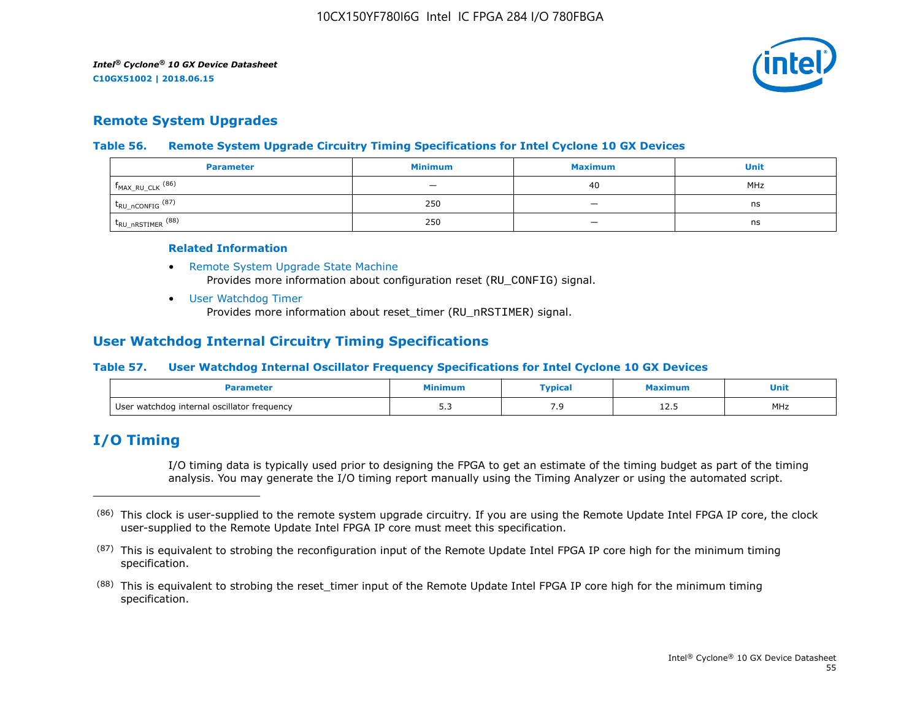## Remote System Upgrades

**Table 56. Remote System Upgrade Circuitry Timing Specifications for Intel Cyclone 10 GX Devices**

| Parameter | Minimum | Maximum | Unit |
|---|---|---|---|
| $f_{MAX\_RU\_CLK}$ [86] | — | 40 | MHz |
| $t_{RU\_nCONFIG}$ [87] | 250 | — | ns |
| $t_{RU\_nRSTIMER}$ [88] | 250 | — | ns |

**Related Information**

- Remote System Upgrade State Machine
  Provides more information about configuration reset (RU_CONFIG) signal.
- User Watchdog Timer
  Provides more information about reset_timer (RU_nRSTIMER) signal.

## User Watchdog Internal Circuitry Timing Specifications

**Table 57. User Watchdog Internal Oscillator Frequency Specifications for Intel Cyclone 10 GX Devices**

| Parameter | Minimum | Typical | Maximum | Unit |
|---|---|---|---|---|
| User watchdog internal oscillator frequency | 5.3 | 7.9 | 12.5 | MHz |

## I/O Timing

I/O timing data is typically used prior to designing the FPGA to get an estimate of the timing budget as part of the timing analysis. You may generate the I/O timing report manually using the Timing Analyzer or using the automated script.

---

[86] This clock is user-supplied to the remote system upgrade circuitry. If you are using the Remote Update Intel FPGA IP core, the clock user-supplied to the Remote Update Intel FPGA IP core must meet this specification.

[87] This is equivalent to strobing the reconfiguration input of the Remote Update Intel FPGA IP core high for the minimum timing specification.

[88] This is equivalent to strobing the reset_timer input of the Remote Update Intel FPGA IP core high for the minimum timing specification.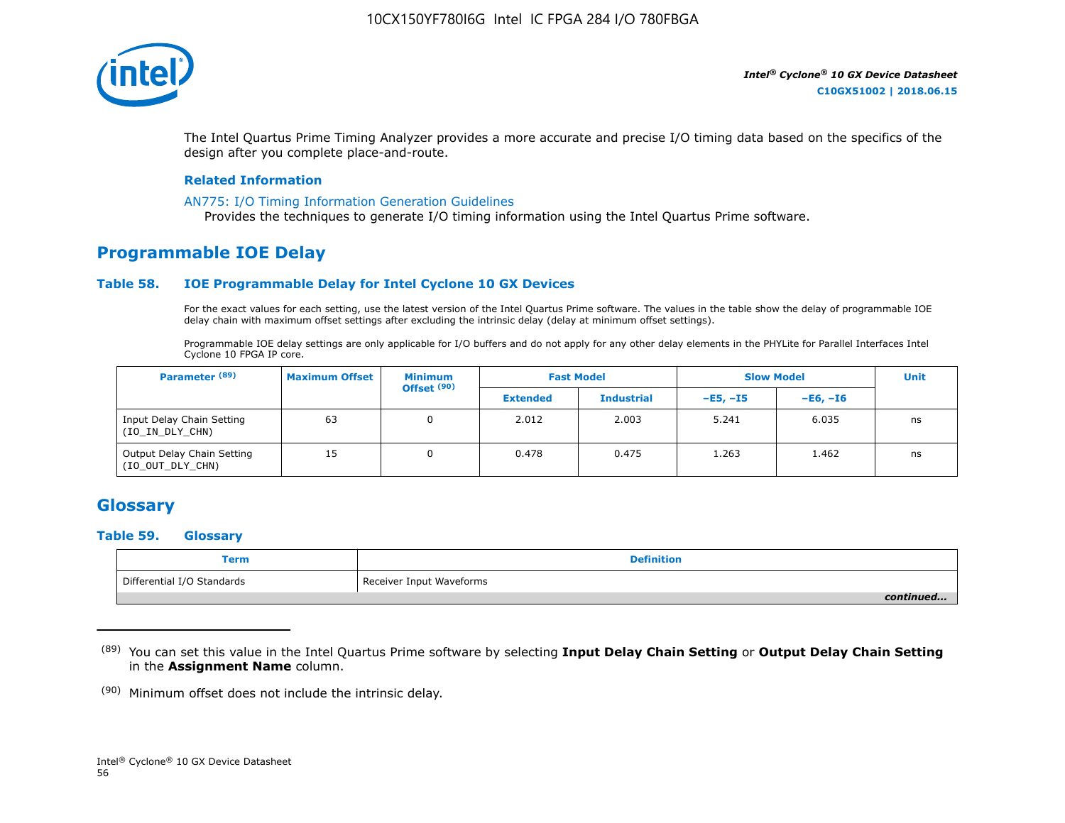The Intel Quartus Prime Timing Analyzer provides a more accurate and precise I/O timing data based on the specifics of the design after you complete place-and-route.

**Related Information**

AN775: I/O Timing Information Generation Guidelines
Provides the techniques to generate I/O timing information using the Intel Quartus Prime software.

## Programmable IOE Delay

### Table 58. IOE Programmable Delay for Intel Cyclone 10 GX Devices

For the exact values for each setting, use the latest version of the Intel Quartus Prime software. The values in the table show the delay of programmable IOE delay chain with maximum offset settings after excluding the intrinsic delay (delay at minimum offset settings).

Programmable IOE delay settings are only applicable for I/O buffers and do not apply for any other delay elements in the PHYLite for Parallel Interfaces Intel Cyclone 10 FPGA IP core.

| Parameter [89] | Maximum Offset | Minimum Offset [90] | Fast Model | | Slow Model | | Unit |
|---|---|---|---|---|---|---|---|
| | | | Extended | Industrial | –E5, –I5 | –E6, –I6 | |
| Input Delay Chain Setting (IO_IN_DLY_CHN) | 63 | 0 | 2.012 | 2.003 | 5.241 | 6.035 | ns |
| Output Delay Chain Setting (IO_OUT_DLY_CHN) | 15 | 0 | 0.478 | 0.475 | 1.263 | 1.462 | ns |

## Glossary

### Table 59. Glossary

| Term | Definition |
|---|---|
| Differential I/O Standards | Receiver Input Waveforms |

*continued...*

(89) You can set this value in the Intel Quartus Prime software by selecting **Input Delay Chain Setting** or **Output Delay Chain Setting** in the **Assignment Name** column.

(90) Minimum offset does not include the intrinsic delay.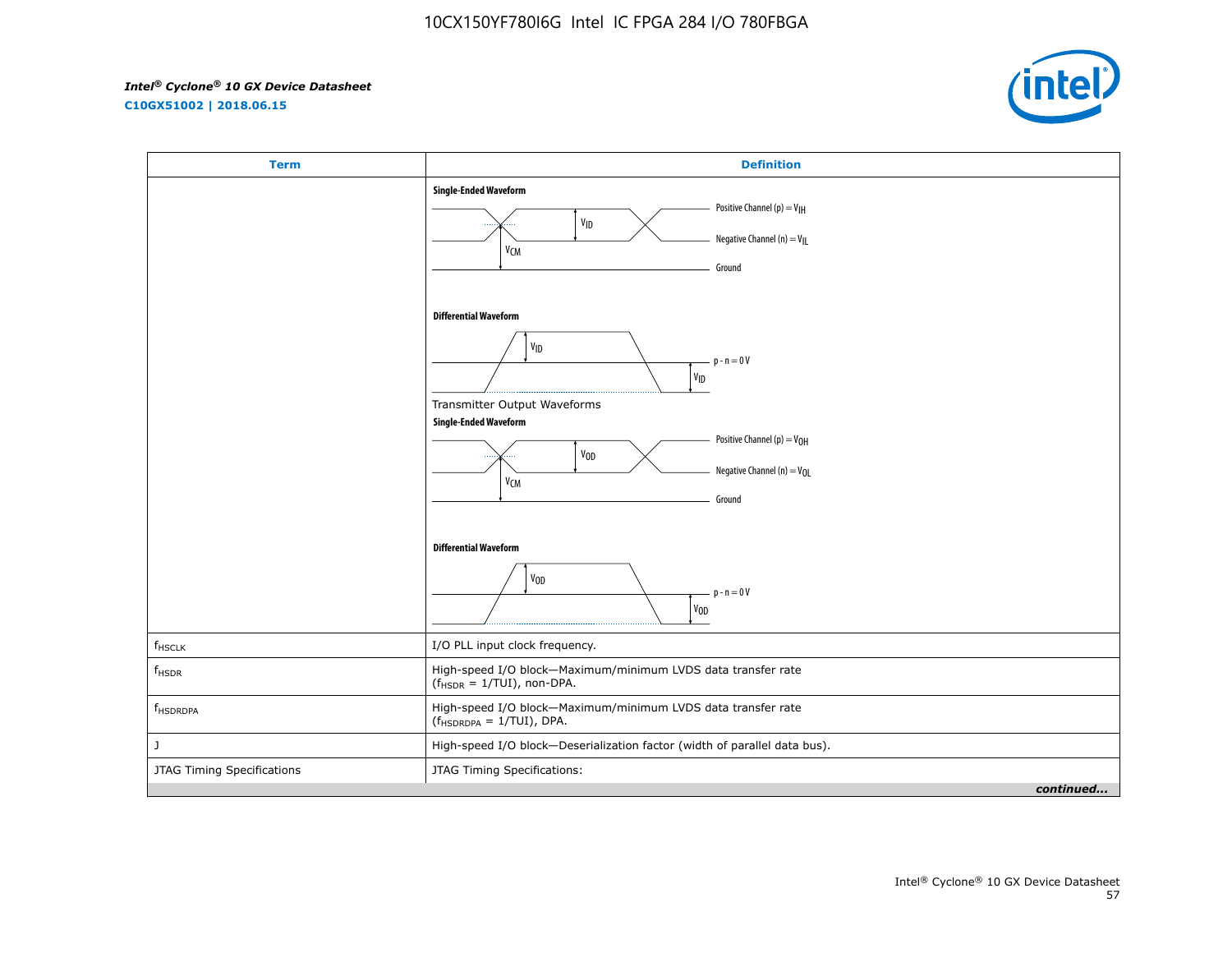| Term | Definition |
| --- | --- |
| | **Single-Ended Waveform**<br>Positive Channel (p) = $V_{IH}$<br>$V_{ID}$<br>Negative Channel (n) = $V_{IL}$<br>$V_{CM}$<br>Ground<br><br>**Differential Waveform**<br>$V_{ID}$<br>p - n = 0 V<br>$V_{ID}$<br><br>Transmitter Output Waveforms<br>**Single-Ended Waveform**<br>Positive Channel (p) = $V_{OH}$<br>$V_{OD}$<br>Negative Channel (n) = $V_{OL}$<br>$V_{CM}$<br>Ground<br><br>**Differential Waveform**<br>$V_{OD}$<br>p - n = 0 V<br>$V_{OD}$ |
| $f_{HSCLK}$ | I/O PLL input clock frequency. |
| $f_{HSDR}$ | High-speed I/O block—Maximum/minimum LVDS data transfer rate ($f_{HSDR}$ = 1/TUI), non-DPA. |
| $f_{HSDRDPA}$ | High-speed I/O block—Maximum/minimum LVDS data transfer rate ($f_{HSDRDPA}$ = 1/TUI), DPA. |
| J | High-speed I/O block—Deserialization factor (width of parallel data bus). |
| JTAG Timing Specifications | JTAG Timing Specifications: |

*continued...*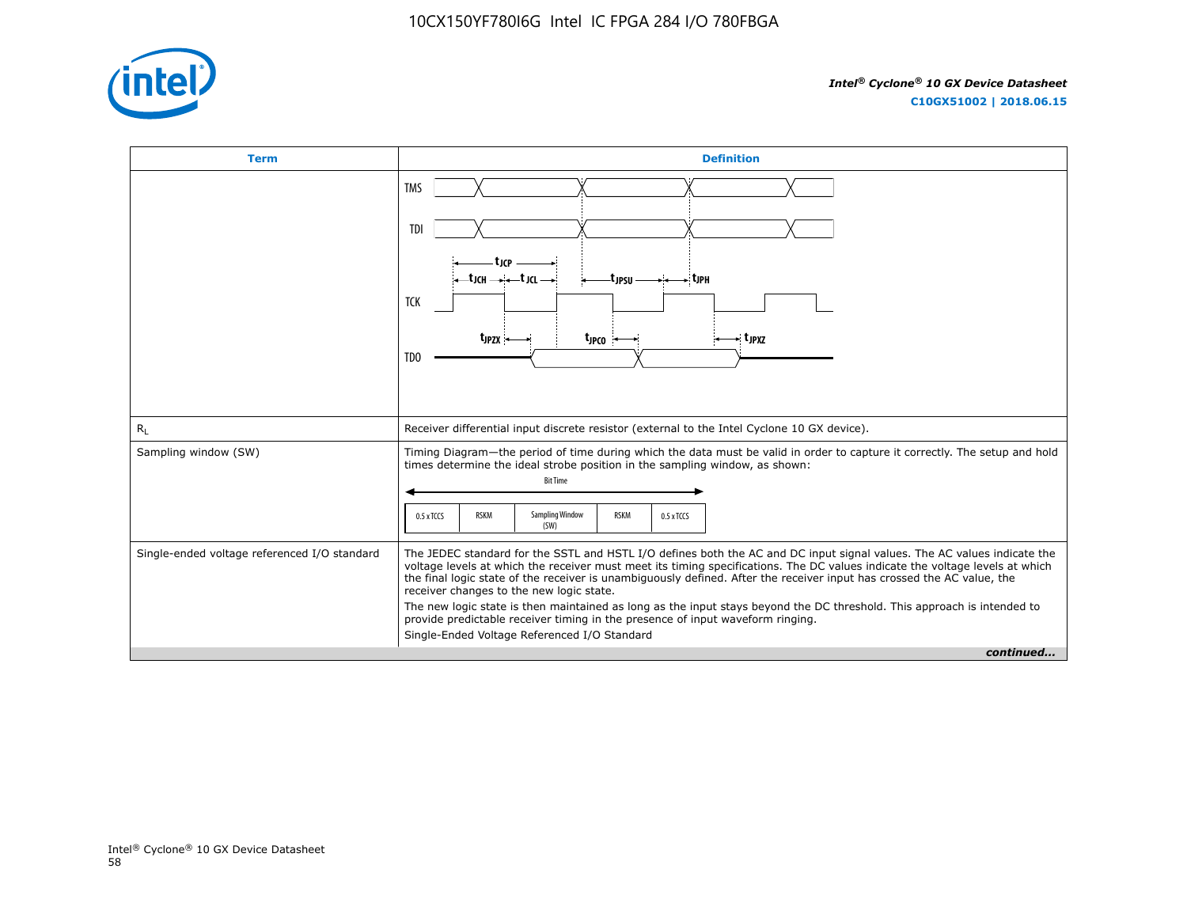| Term | Definition |
| --- | --- |
| | TMS<br>TDI<br>$t_{JCP}$<br>$t_{JCH}$ $t_{JCL}$ $t_{JPSU}$ $t_{JPH}$<br>TCK<br>$t_{JPZX}$ $t_{JPCO}$ $t_{JPXZ}$<br>TDO |
| $R_L$ | Receiver differential input discrete resistor (external to the Intel Cyclone 10 GX device). |
| Sampling window (SW) | Timing Diagram—the period of time during which the data must be valid in order to capture it correctly. The setup and hold times determine the ideal strobe position in the sampling window, as shown:<br>Bit Time<br>0.5 x TCCS \| RSKM \| Sampling Window (SW) \| RSKM \| 0.5 x TCCS |
| Single-ended voltage referenced I/O standard | The JEDEC standard for the SSTL and HSTL I/O defines both the AC and DC input signal values. The AC values indicate the voltage levels at which the receiver must meet its timing specifications. The DC values indicate the voltage levels at which the final logic state of the receiver is unambiguously defined. After the receiver input has crossed the AC value, the receiver changes to the new logic state.<br>The new logic state is then maintained as long as the input stays beyond the DC threshold. This approach is intended to provide predictable receiver timing in the presence of input waveform ringing.<br>Single-Ended Voltage Referenced I/O Standard |

*continued...*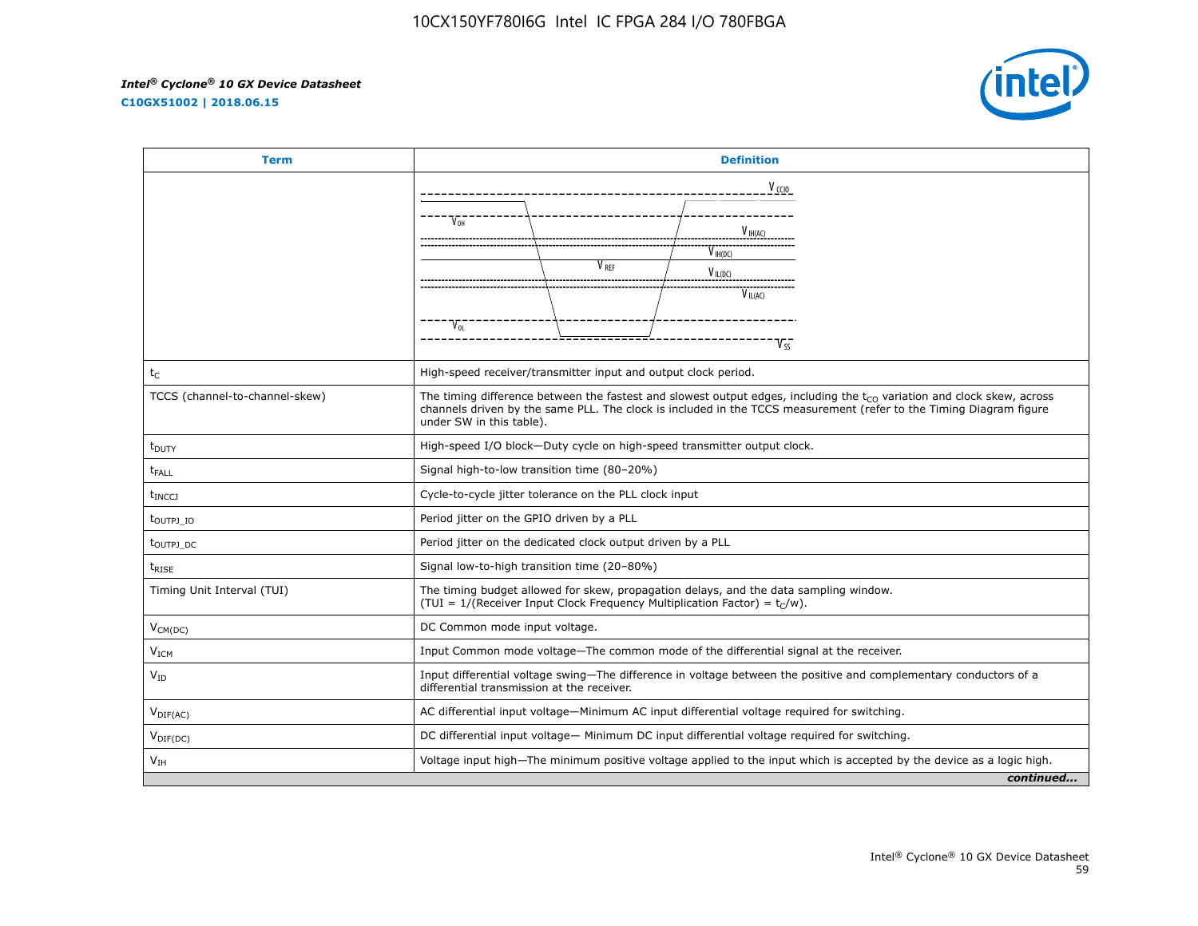| Term | Definition |
| --- | --- |
| | $V_{CCIO}$, $V_{OH}$, $V_{IH(AC)}$, $V_{IH(DC)}$, $V_{REF}$, $V_{IL(DC)}$, $V_{IL(AC)}$, $V_{OL}$, $V_{SS}$ |
| $t_C$ | High-speed receiver/transmitter input and output clock period. |
| TCCS (channel-to-channel-skew) | The timing difference between the fastest and slowest output edges, including the $t_{CO}$ variation and clock skew, across channels driven by the same PLL. The clock is included in the TCCS measurement (refer to the Timing Diagram figure under SW in this table). |
| $t_{DUTY}$ | High-speed I/O block—Duty cycle on high-speed transmitter output clock. |
| $t_{FALL}$ | Signal high-to-low transition time (80–20%) |
| $t_{INCCJ}$ | Cycle-to-cycle jitter tolerance on the PLL clock input |
| $t_{OUTPJ\_IO}$ | Period jitter on the GPIO driven by a PLL |
| $t_{OUTPJ\_DC}$ | Period jitter on the dedicated clock output driven by a PLL |
| $t_{RISE}$ | Signal low-to-high transition time (20–80%) |
| Timing Unit Interval (TUI) | The timing budget allowed for skew, propagation delays, and the data sampling window. (TUI = 1/(Receiver Input Clock Frequency Multiplication Factor) = $t_C$/w). |
| $V_{CM(DC)}$ | DC Common mode input voltage. |
| $V_{ICM}$ | Input Common mode voltage—The common mode of the differential signal at the receiver. |
| $V_{ID}$ | Input differential voltage swing—The difference in voltage between the positive and complementary conductors of a differential transmission at the receiver. |
| $V_{DIF(AC)}$ | AC differential input voltage—Minimum AC input differential voltage required for switching. |
| $V_{DIF(DC)}$ | DC differential input voltage— Minimum DC input differential voltage required for switching. |
| $V_{IH}$ | Voltage input high—The minimum positive voltage applied to the input which is accepted by the device as a logic high. |

*continued...*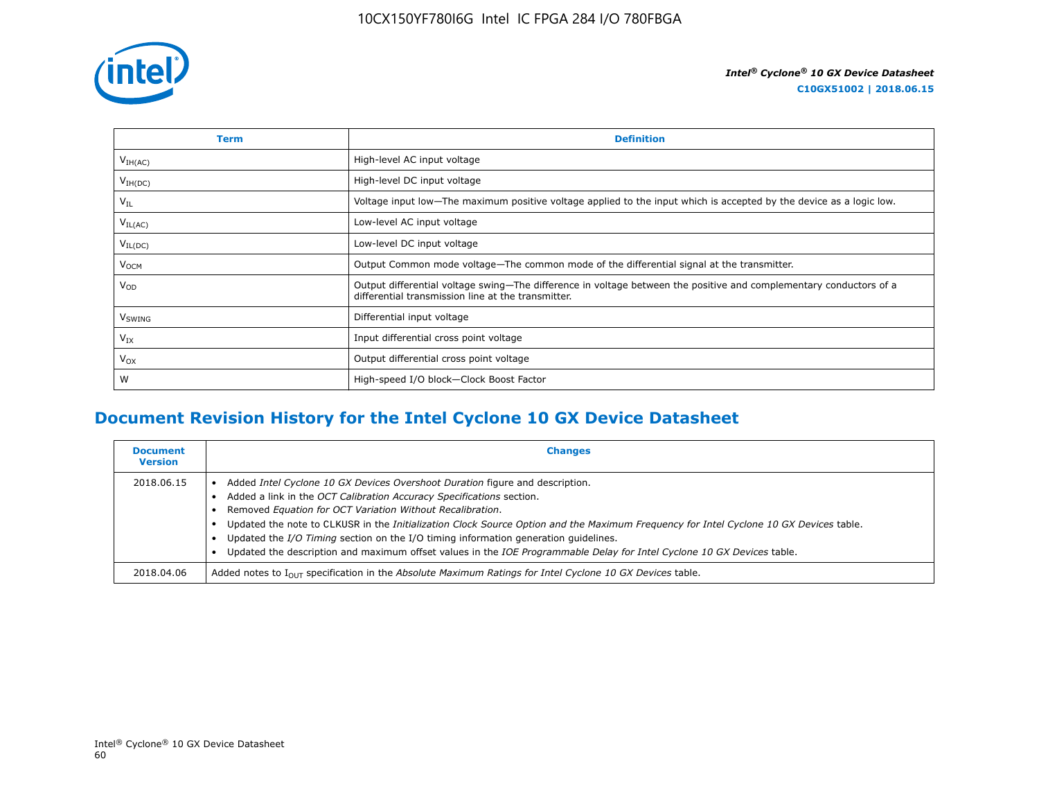| Term | Definition |
|---|---|
| $V_{IH(AC)}$ | High-level AC input voltage |
| $V_{IH(DC)}$ | High-level DC input voltage |
| $V_{IL}$ | Voltage input low—The maximum positive voltage applied to the input which is accepted by the device as a logic low. |
| $V_{IL(AC)}$ | Low-level AC input voltage |
| $V_{IL(DC)}$ | Low-level DC input voltage |
| $V_{OCM}$ | Output Common mode voltage—The common mode of the differential signal at the transmitter. |
| $V_{OD}$ | Output differential voltage swing—The difference in voltage between the positive and complementary conductors of a differential transmission line at the transmitter. |
| $V_{SWING}$ | Differential input voltage |
| $V_{IX}$ | Input differential cross point voltage |
| $V_{OX}$ | Output differential cross point voltage |
| W | High-speed I/O block—Clock Boost Factor |

## Document Revision History for the Intel Cyclone 10 GX Device Datasheet

| Document Version | Changes |
|---|---|
| 2018.06.15 | • Added *Intel Cyclone 10 GX Devices Overshoot Duration* figure and description. • Added a link in the *OCT Calibration Accuracy Specifications* section. • Removed *Equation for OCT Variation Without Recalibration*. • Updated the note to CLKUSR in the *Initialization Clock Source Option and the Maximum Frequency for Intel Cyclone 10 GX Devices* table. • Updated the *I/O Timing* section on the I/O timing information generation guidelines. • Updated the description and maximum offset values in the *IOE Programmable Delay for Intel Cyclone 10 GX Devices* table. |
| 2018.04.06 | Added notes to $I_{OUT}$ specification in the *Absolute Maximum Ratings for Intel Cyclone 10 GX Devices* table. |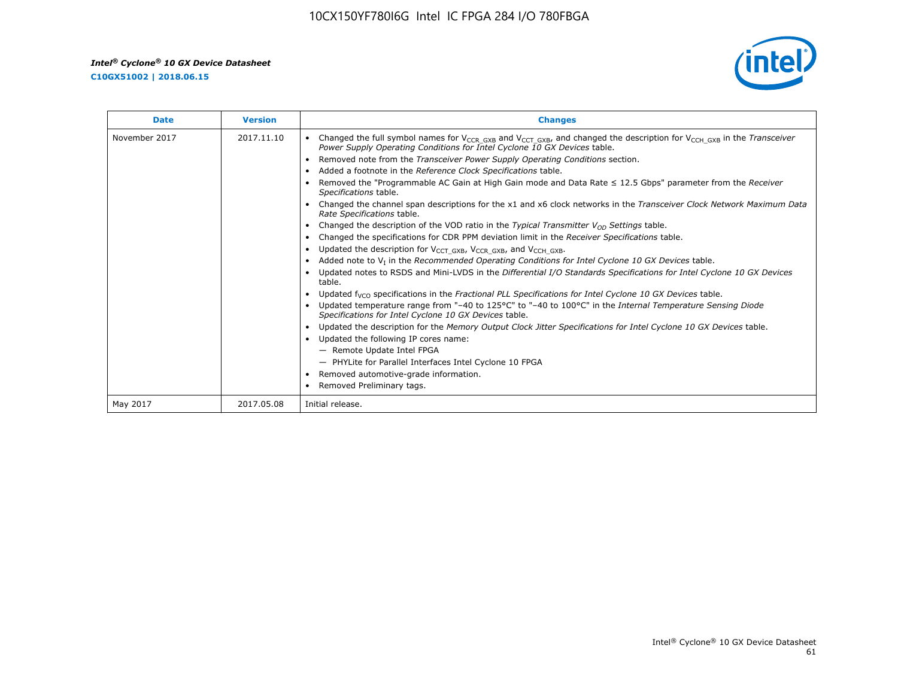| Date | Version | Changes |
|---|---|---|
| November 2017 | 2017.11.10 | • Changed the full symbol names for $V_{CCR\_GXB}$ and $V_{CCT\_GXB}$, and changed the description for $V_{CCH\_GXB}$ in the *Transceiver Power Supply Operating Conditions for Intel Cyclone 10 GX Devices* table.<br>• Removed note from the *Transceiver Power Supply Operating Conditions* section.<br>• Added a footnote in the *Reference Clock Specifications* table.<br>• Removed the "Programmable AC Gain at High Gain mode and Data Rate ≤ 12.5 Gbps" parameter from the *Receiver Specifications* table.<br>• Changed the channel span descriptions for the x1 and x6 clock networks in the *Transceiver Clock Network Maximum Data Rate Specifications* table.<br>• Changed the description of the VOD ratio in the *Typical Transmitter $V_{OD}$ Settings* table.<br>• Changed the specifications for CDR PPM deviation limit in the *Receiver Specifications* table.<br>• Updated the description for $V_{CCT\_GXB}$, $V_{CCR\_GXB}$, and $V_{CCH\_GXB}$.<br>• Added note to $V_I$ in the *Recommended Operating Conditions for Intel Cyclone 10 GX Devices* table.<br>• Updated notes to RSDS and Mini-LVDS in the *Differential I/O Standards Specifications for Intel Cyclone 10 GX Devices* table.<br>• Updated $f_{VCO}$ specifications in the *Fractional PLL Specifications for Intel Cyclone 10 GX Devices* table.<br>• Updated temperature range from "–40 to 125°C" to "–40 to 100°C" in the *Internal Temperature Sensing Diode Specifications for Intel Cyclone 10 GX Devices* table.<br>• Updated the description for the *Memory Output Clock Jitter Specifications for Intel Cyclone 10 GX Devices* table.<br>• Updated the following IP cores name:<br>— Remote Update Intel FPGA<br>— PHYLite for Parallel Interfaces Intel Cyclone 10 FPGA<br>• Removed automotive-grade information.<br>• Removed Preliminary tags. |
| May 2017 | 2017.05.08 | Initial release. |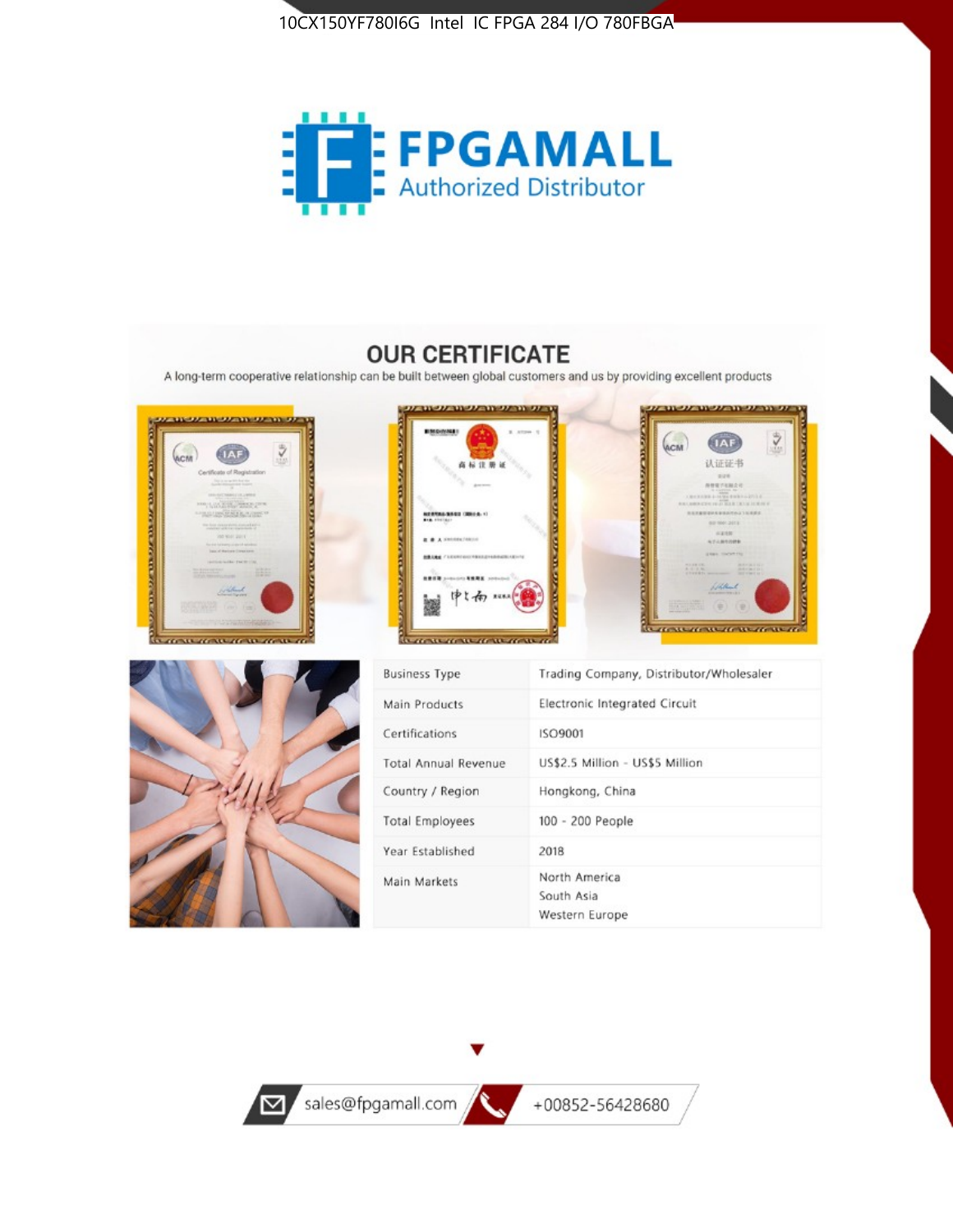# FPGAMALL

Authorized Distributor

## OUR CERTIFICATE

A long-term cooperative relationship can be built between global customers and us by providing excellent products

| | |
|---|---|
| Business Type | Trading Company, Distributor/Wholesaler |
| Main Products | Electronic Integrated Circuit |
| Certifications | ISO9001 |
| Total Annual Revenue | US$2.5 Million - US$5 Million |
| Country / Region | Hongkong, China |
| Total Employees | 100 - 200 People |
| Year Established | 2018 |
| Main Markets | North America<br>South Asia<br>Western Europe |

sales@fpgamall.com

+00852-56428680